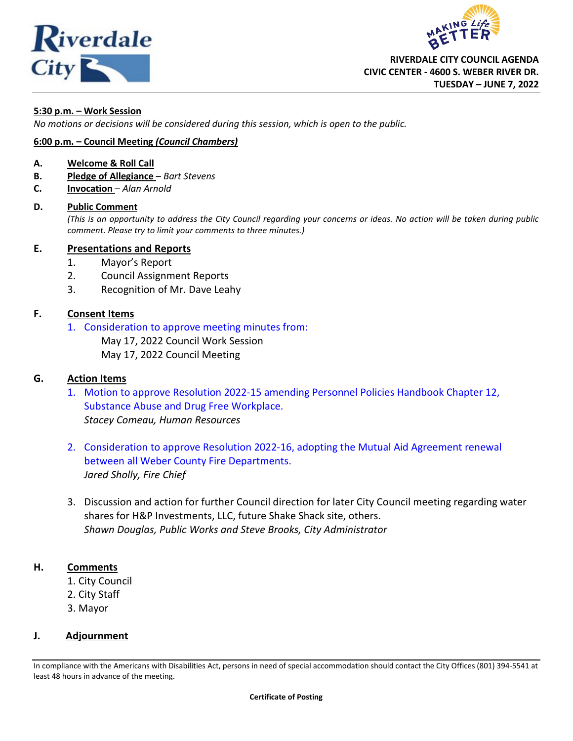# RIVERDALE CITY COUNCIL AGENDA
**CIVIC CENTER - 4600 S. WEBER RIVER DR.**
**TUESDAY – JUNE 7, 2022**

**5:30 p.m. – Work Session**

*No motions or decisions will be considered during this session, which is open to the public.*

**6:00 p.m. – Council Meeting *(Council Chambers)***

**A. Welcome & Roll Call**

**B. Pledge of Allegiance** – *Bart Stevens*

**C. Invocation** – *Alan Arnold*

**D. Public Comment**

*(This is an opportunity to address the City Council regarding your concerns or ideas. No action will be taken during public comment. Please try to limit your comments to three minutes.)*

**E. Presentations and Reports**

1. Mayor's Report
2. Council Assignment Reports
3. Recognition of Mr. Dave Leahy

**F. Consent Items**

1. Consideration to approve meeting minutes from:
   May 17, 2022 Council Work Session
   May 17, 2022 Council Meeting

**G. Action Items**

1. Motion to approve Resolution 2022-15 amending Personnel Policies Handbook Chapter 12, Substance Abuse and Drug Free Workplace.
   *Stacey Comeau, Human Resources*

2. Consideration to approve Resolution 2022-16, adopting the Mutual Aid Agreement renewal between all Weber County Fire Departments.
   *Jared Sholly, Fire Chief*

3. Discussion and action for further Council direction for later City Council meeting regarding water shares for H&P Investments, LLC, future Shake Shack site, others.
   *Shawn Douglas, Public Works and Steve Brooks, City Administrator*

**H. Comments**

1. City Council
2. City Staff
3. Mayor

**J. Adjournment**

In compliance with the Americans with Disabilities Act, persons in need of special accommodation should contact the City Offices (801) 394-5541 at least 48 hours in advance of the meeting.

**Certificate of Posting**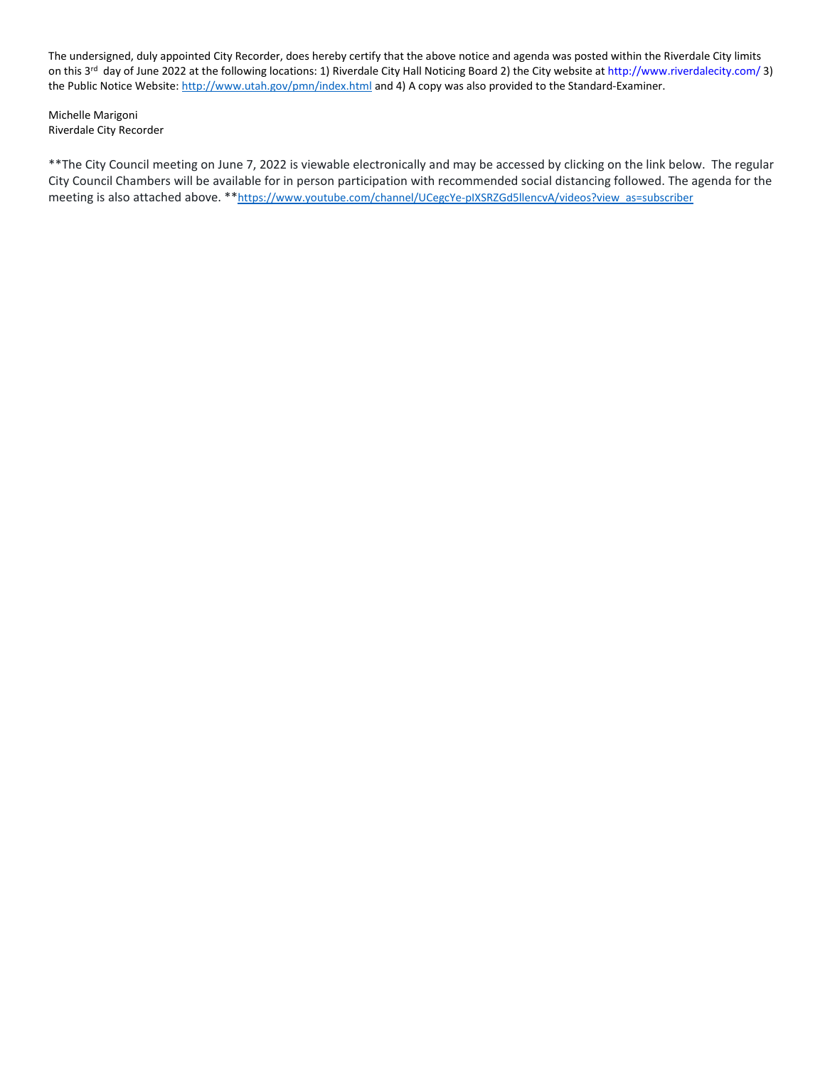The undersigned, duly appointed City Recorder, does hereby certify that the above notice and agenda was posted within the Riverdale City limits on this 3rd day of June 2022 at the following locations: 1) Riverdale City Hall Noticing Board 2) the City website at http://www.riverdalecity.com/ 3) the Public Notice Website: http://www.utah.gov/pmn/index.html and 4) A copy was also provided to the Standard-Examiner.

Michelle Marigoni
Riverdale City Recorder

**The City Council meeting on June 7, 2022 is viewable electronically and may be accessed by clicking on the link below. The regular City Council Chambers will be available for in person participation with recommended social distancing followed. The agenda for the meeting is also attached above. **https://www.youtube.com/channel/UCegcYe-pIXSRZGd5llencvA/videos?view_as=subscriber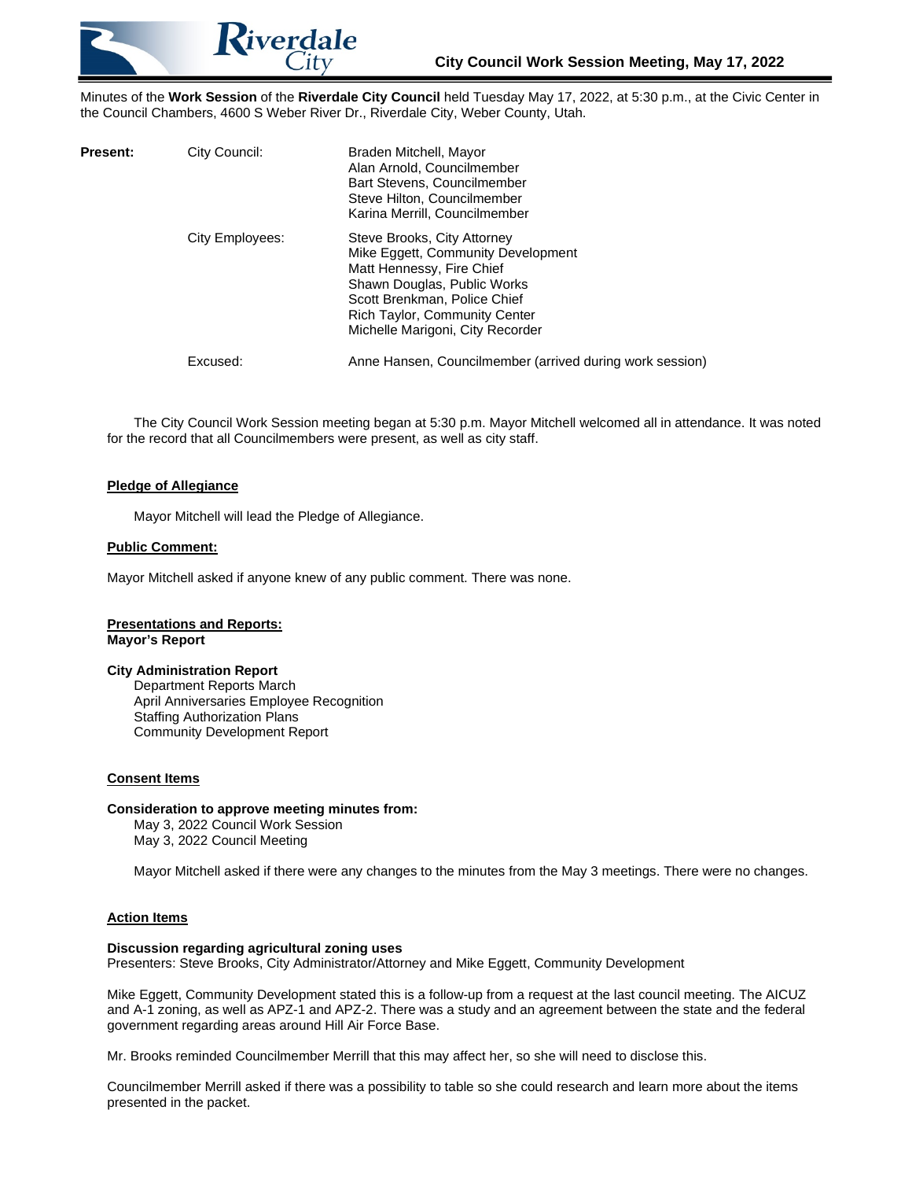# City Council Work Session Meeting, May 17, 2022

Minutes of the **Work Session** of the **Riverdale City Council** held Tuesday May 17, 2022, at 5:30 p.m., at the Civic Center in the Council Chambers, 4600 S Weber River Dr., Riverdale City, Weber County, Utah.

| | | |
|---|---|---|
| **Present:** | City Council: | Braden Mitchell, Mayor<br>Alan Arnold, Councilmember<br>Bart Stevens, Councilmember<br>Steve Hilton, Councilmember<br>Karina Merrill, Councilmember |
| | City Employees: | Steve Brooks, City Attorney<br>Mike Eggett, Community Development<br>Matt Hennessy, Fire Chief<br>Shawn Douglas, Public Works<br>Scott Brenkman, Police Chief<br>Rich Taylor, Community Center<br>Michelle Marigoni, City Recorder |
| | Excused: | Anne Hansen, Councilmember (arrived during work session) |

The City Council Work Session meeting began at 5:30 p.m. Mayor Mitchell welcomed all in attendance. It was noted for the record that all Councilmembers were present, as well as city staff.

**Pledge of Allegiance**

Mayor Mitchell will lead the Pledge of Allegiance.

**Public Comment:**

Mayor Mitchell asked if anyone knew of any public comment. There was none.

**Presentations and Reports:**
**Mayor's Report**

**City Administration Report**
- Department Reports March
- April Anniversaries Employee Recognition
- Staffing Authorization Plans
- Community Development Report

**Consent Items**

**Consideration to approve meeting minutes from:**
- May 3, 2022 Council Work Session
- May 3, 2022 Council Meeting

Mayor Mitchell asked if there were any changes to the minutes from the May 3 meetings. There were no changes.

**Action Items**

**Discussion regarding agricultural zoning uses**
Presenters: Steve Brooks, City Administrator/Attorney and Mike Eggett, Community Development

Mike Eggett, Community Development stated this is a follow-up from a request at the last council meeting. The AICUZ and A-1 zoning, as well as APZ-1 and APZ-2. There was a study and an agreement between the state and the federal government regarding areas around Hill Air Force Base.

Mr. Brooks reminded Councilmember Merrill that this may affect her, so she will need to disclose this.

Councilmember Merrill asked if there was a possibility to table so she could research and learn more about the items presented in the packet.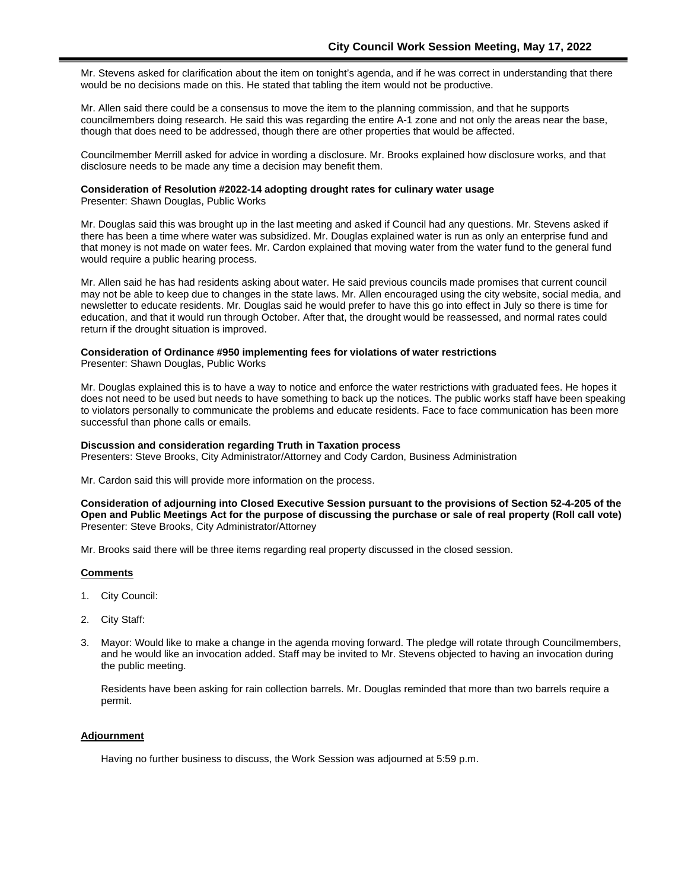Mr. Stevens asked for clarification about the item on tonight's agenda, and if he was correct in understanding that there would be no decisions made on this. He stated that tabling the item would not be productive.

Mr. Allen said there could be a consensus to move the item to the planning commission, and that he supports councilmembers doing research. He said this was regarding the entire A-1 zone and not only the areas near the base, though that does need to be addressed, though there are other properties that would be affected.

Councilmember Merrill asked for advice in wording a disclosure. Mr. Brooks explained how disclosure works, and that disclosure needs to be made any time a decision may benefit them.

**Consideration of Resolution #2022-14 adopting drought rates for culinary water usage**
Presenter: Shawn Douglas, Public Works

Mr. Douglas said this was brought up in the last meeting and asked if Council had any questions. Mr. Stevens asked if there has been a time where water was subsidized. Mr. Douglas explained water is run as only an enterprise fund and that money is not made on water fees. Mr. Cardon explained that moving water from the water fund to the general fund would require a public hearing process.

Mr. Allen said he has had residents asking about water. He said previous councils made promises that current council may not be able to keep due to changes in the state laws. Mr. Allen encouraged using the city website, social media, and newsletter to educate residents. Mr. Douglas said he would prefer to have this go into effect in July so there is time for education, and that it would run through October. After that, the drought would be reassessed, and normal rates could return if the drought situation is improved.

**Consideration of Ordinance #950 implementing fees for violations of water restrictions**
Presenter: Shawn Douglas, Public Works

Mr. Douglas explained this is to have a way to notice and enforce the water restrictions with graduated fees. He hopes it does not need to be used but needs to have something to back up the notices. The public works staff have been speaking to violators personally to communicate the problems and educate residents. Face to face communication has been more successful than phone calls or emails.

**Discussion and consideration regarding Truth in Taxation process**
Presenters: Steve Brooks, City Administrator/Attorney and Cody Cardon, Business Administration

Mr. Cardon said this will provide more information on the process.

**Consideration of adjourning into Closed Executive Session pursuant to the provisions of Section 52-4-205 of the Open and Public Meetings Act for the purpose of discussing the purchase or sale of real property (Roll call vote)**
Presenter: Steve Brooks, City Administrator/Attorney

Mr. Brooks said there will be three items regarding real property discussed in the closed session.

## Comments

1. City Council:
2. City Staff:
3. Mayor: Would like to make a change in the agenda moving forward. The pledge will rotate through Councilmembers, and he would like an invocation added. Staff may be invited to Mr. Stevens objected to having an invocation during the public meeting.

   Residents have been asking for rain collection barrels. Mr. Douglas reminded that more than two barrels require a permit.

## Adjournment

Having no further business to discuss, the Work Session was adjourned at 5:59 p.m.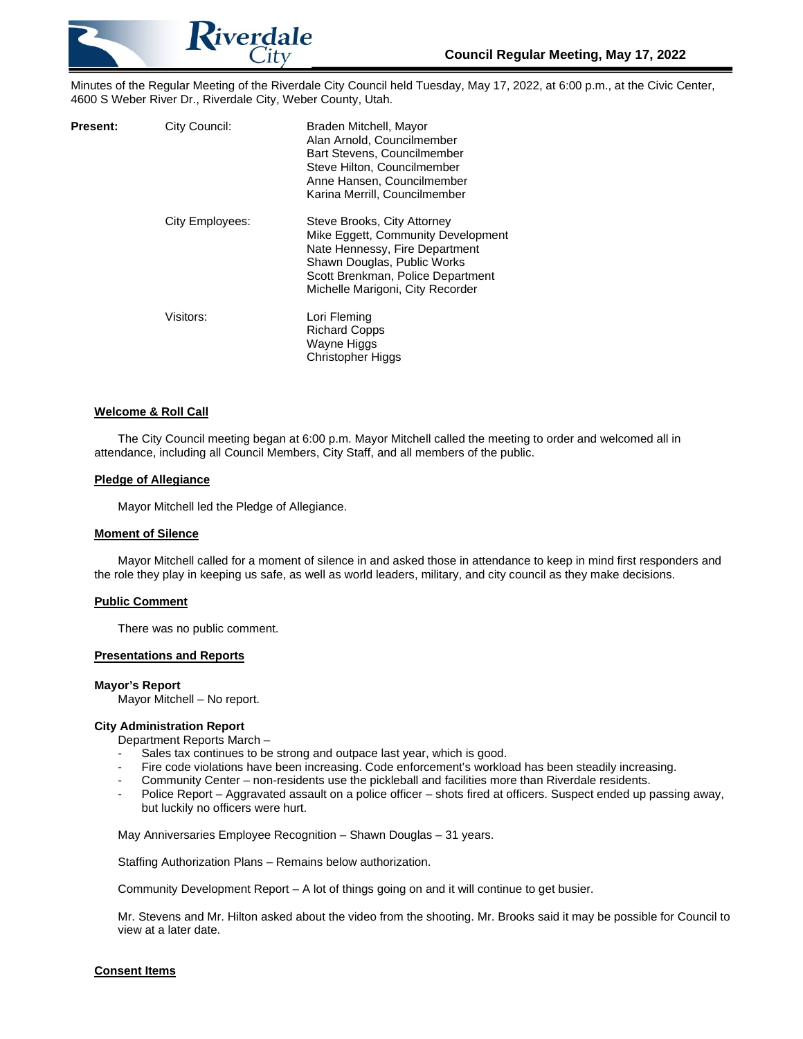Minutes of the Regular Meeting of the Riverdale City Council held Tuesday, May 17, 2022, at 6:00 p.m., at the Civic Center, 4600 S Weber River Dr., Riverdale City, Weber County, Utah.

| **Present:** | City Council: | Braden Mitchell, Mayor<br>Alan Arnold, Councilmember<br>Bart Stevens, Councilmember<br>Steve Hilton, Councilmember<br>Anne Hansen, Councilmember<br>Karina Merrill, Councilmember |
|---|---|---|
| | City Employees: | Steve Brooks, City Attorney<br>Mike Eggett, Community Development<br>Nate Hennessy, Fire Department<br>Shawn Douglas, Public Works<br>Scott Brenkman, Police Department<br>Michelle Marigoni, City Recorder |
| | Visitors: | Lori Fleming<br>Richard Copps<br>Wayne Higgs<br>Christopher Higgs |

**Welcome & Roll Call**

The City Council meeting began at 6:00 p.m. Mayor Mitchell called the meeting to order and welcomed all in attendance, including all Council Members, City Staff, and all members of the public.

**Pledge of Allegiance**

Mayor Mitchell led the Pledge of Allegiance.

**Moment of Silence**

Mayor Mitchell called for a moment of silence in and asked those in attendance to keep in mind first responders and the role they play in keeping us safe, as well as world leaders, military, and city council as they make decisions.

**Public Comment**

There was no public comment.

**Presentations and Reports**

**Mayor's Report**

Mayor Mitchell – No report.

**City Administration Report**

Department Reports March –

- Sales tax continues to be strong and outpace last year, which is good.
- Fire code violations have been increasing. Code enforcement's workload has been steadily increasing.
- Community Center – non-residents use the pickleball and facilities more than Riverdale residents.
- Police Report – Aggravated assault on a police officer – shots fired at officers. Suspect ended up passing away, but luckily no officers were hurt.

May Anniversaries Employee Recognition – Shawn Douglas – 31 years.

Staffing Authorization Plans – Remains below authorization.

Community Development Report – A lot of things going on and it will continue to get busier.

Mr. Stevens and Mr. Hilton asked about the video from the shooting. Mr. Brooks said it may be possible for Council to view at a later date.

**Consent Items**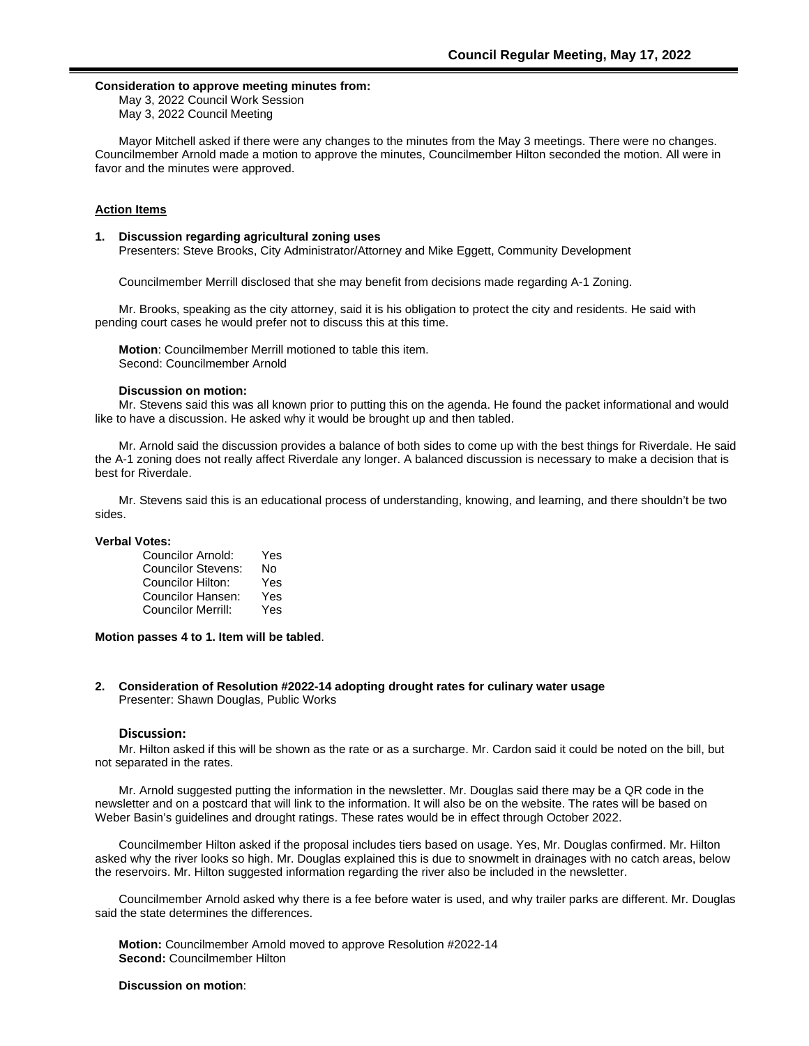**Consideration to approve meeting minutes from:**

May 3, 2022 Council Work Session
May 3, 2022 Council Meeting

Mayor Mitchell asked if there were any changes to the minutes from the May 3 meetings. There were no changes. Councilmember Arnold made a motion to approve the minutes, Councilmember Hilton seconded the motion. All were in favor and the minutes were approved.

**Action Items**

**1. Discussion regarding agricultural zoning uses**
Presenters: Steve Brooks, City Administrator/Attorney and Mike Eggett, Community Development

Councilmember Merrill disclosed that she may benefit from decisions made regarding A-1 Zoning.

Mr. Brooks, speaking as the city attorney, said it is his obligation to protect the city and residents. He said with pending court cases he would prefer not to discuss this at this time.

**Motion**: Councilmember Merrill motioned to table this item.
Second: Councilmember Arnold

**Discussion on motion:**

Mr. Stevens said this was all known prior to putting this on the agenda. He found the packet informational and would like to have a discussion. He asked why it would be brought up and then tabled.

Mr. Arnold said the discussion provides a balance of both sides to come up with the best things for Riverdale. He said the A-1 zoning does not really affect Riverdale any longer. A balanced discussion is necessary to make a decision that is best for Riverdale.

Mr. Stevens said this is an educational process of understanding, knowing, and learning, and there shouldn't be two sides.

**Verbal Votes:**

| | |
|---|---|
| Councilor Arnold: | Yes |
| Councilor Stevens: | No |
| Councilor Hilton: | Yes |
| Councilor Hansen: | Yes |
| Councilor Merrill: | Yes |

**Motion passes 4 to 1. Item will be tabled**.

**2. Consideration of Resolution #2022-14 adopting drought rates for culinary water usage**
Presenter: Shawn Douglas, Public Works

**Discussion:**

Mr. Hilton asked if this will be shown as the rate or as a surcharge. Mr. Cardon said it could be noted on the bill, but not separated in the rates.

Mr. Arnold suggested putting the information in the newsletter. Mr. Douglas said there may be a QR code in the newsletter and on a postcard that will link to the information. It will also be on the website. The rates will be based on Weber Basin's guidelines and drought ratings. These rates would be in effect through October 2022.

Councilmember Hilton asked if the proposal includes tiers based on usage. Yes, Mr. Douglas confirmed. Mr. Hilton asked why the river looks so high. Mr. Douglas explained this is due to snowmelt in drainages with no catch areas, below the reservoirs. Mr. Hilton suggested information regarding the river also be included in the newsletter.

Councilmember Arnold asked why there is a fee before water is used, and why trailer parks are different. Mr. Douglas said the state determines the differences.

**Motion:** Councilmember Arnold moved to approve Resolution #2022-14
**Second:** Councilmember Hilton

**Discussion on motion**: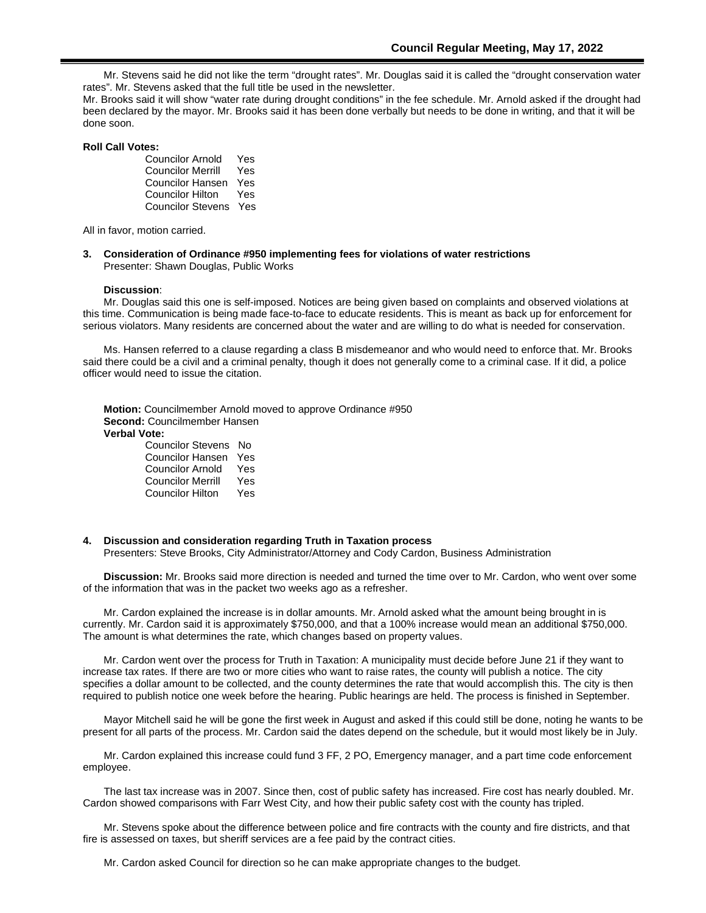Mr. Stevens said he did not like the term "drought rates". Mr. Douglas said it is called the "drought conservation water rates". Mr. Stevens asked that the full title be used in the newsletter.
Mr. Brooks said it will show "water rate during drought conditions" in the fee schedule. Mr. Arnold asked if the drought had been declared by the mayor. Mr. Brooks said it has been done verbally but needs to be done in writing, and that it will be done soon.

**Roll Call Votes:**

Councilor Arnold Yes
Councilor Merrill Yes
Councilor Hansen Yes
Councilor Hilton Yes
Councilor Stevens Yes

All in favor, motion carried.

**3. Consideration of Ordinance #950 implementing fees for violations of water restrictions**
Presenter: Shawn Douglas, Public Works

**Discussion**:
Mr. Douglas said this one is self-imposed. Notices are being given based on complaints and observed violations at this time. Communication is being made face-to-face to educate residents. This is meant as back up for enforcement for serious violators. Many residents are concerned about the water and are willing to do what is needed for conservation.

Ms. Hansen referred to a clause regarding a class B misdemeanor and who would need to enforce that. Mr. Brooks said there could be a civil and a criminal penalty, though it does not generally come to a criminal case. If it did, a police officer would need to issue the citation.

**Motion:** Councilmember Arnold moved to approve Ordinance #950
**Second:** Councilmember Hansen
**Verbal Vote:**

Councilor Stevens No
Councilor Hansen Yes
Councilor Arnold Yes
Councilor Merrill Yes
Councilor Hilton Yes

**4. Discussion and consideration regarding Truth in Taxation process**
Presenters: Steve Brooks, City Administrator/Attorney and Cody Cardon, Business Administration

**Discussion:** Mr. Brooks said more direction is needed and turned the time over to Mr. Cardon, who went over some of the information that was in the packet two weeks ago as a refresher.

Mr. Cardon explained the increase is in dollar amounts. Mr. Arnold asked what the amount being brought in is currently. Mr. Cardon said it is approximately $750,000, and that a 100% increase would mean an additional $750,000. The amount is what determines the rate, which changes based on property values.

Mr. Cardon went over the process for Truth in Taxation: A municipality must decide before June 21 if they want to increase tax rates. If there are two or more cities who want to raise rates, the county will publish a notice. The city specifies a dollar amount to be collected, and the county determines the rate that would accomplish this. The city is then required to publish notice one week before the hearing. Public hearings are held. The process is finished in September.

Mayor Mitchell said he will be gone the first week in August and asked if this could still be done, noting he wants to be present for all parts of the process. Mr. Cardon said the dates depend on the schedule, but it would most likely be in July.

Mr. Cardon explained this increase could fund 3 FF, 2 PO, Emergency manager, and a part time code enforcement employee.

The last tax increase was in 2007. Since then, cost of public safety has increased. Fire cost has nearly doubled. Mr. Cardon showed comparisons with Farr West City, and how their public safety cost with the county has tripled.

Mr. Stevens spoke about the difference between police and fire contracts with the county and fire districts, and that fire is assessed on taxes, but sheriff services are a fee paid by the contract cities.

Mr. Cardon asked Council for direction so he can make appropriate changes to the budget.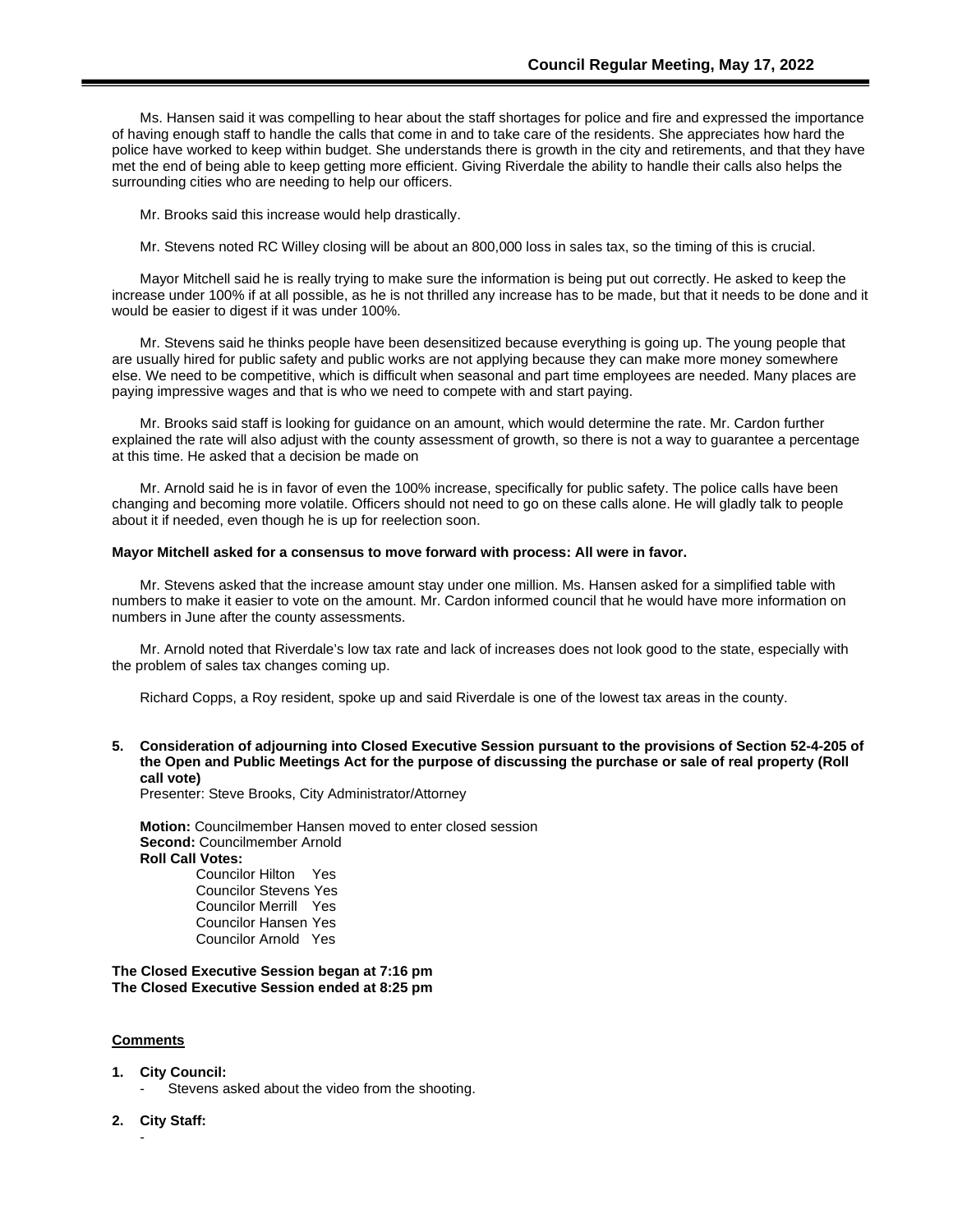Ms. Hansen said it was compelling to hear about the staff shortages for police and fire and expressed the importance of having enough staff to handle the calls that come in and to take care of the residents. She appreciates how hard the police have worked to keep within budget. She understands there is growth in the city and retirements, and that they have met the end of being able to keep getting more efficient. Giving Riverdale the ability to handle their calls also helps the surrounding cities who are needing to help our officers.

Mr. Brooks said this increase would help drastically.

Mr. Stevens noted RC Willey closing will be about an 800,000 loss in sales tax, so the timing of this is crucial.

Mayor Mitchell said he is really trying to make sure the information is being put out correctly. He asked to keep the increase under 100% if at all possible, as he is not thrilled any increase has to be made, but that it needs to be done and it would be easier to digest if it was under 100%.

Mr. Stevens said he thinks people have been desensitized because everything is going up. The young people that are usually hired for public safety and public works are not applying because they can make more money somewhere else. We need to be competitive, which is difficult when seasonal and part time employees are needed. Many places are paying impressive wages and that is who we need to compete with and start paying.

Mr. Brooks said staff is looking for guidance on an amount, which would determine the rate. Mr. Cardon further explained the rate will also adjust with the county assessment of growth, so there is not a way to guarantee a percentage at this time. He asked that a decision be made on

Mr. Arnold said he is in favor of even the 100% increase, specifically for public safety. The police calls have been changing and becoming more volatile. Officers should not need to go on these calls alone. He will gladly talk to people about it if needed, even though he is up for reelection soon.

**Mayor Mitchell asked for a consensus to move forward with process: All were in favor.**

Mr. Stevens asked that the increase amount stay under one million. Ms. Hansen asked for a simplified table with numbers to make it easier to vote on the amount. Mr. Cardon informed council that he would have more information on numbers in June after the county assessments.

Mr. Arnold noted that Riverdale's low tax rate and lack of increases does not look good to the state, especially with the problem of sales tax changes coming up.

Richard Copps, a Roy resident, spoke up and said Riverdale is one of the lowest tax areas in the county.

**5. Consideration of adjourning into Closed Executive Session pursuant to the provisions of Section 52-4-205 of the Open and Public Meetings Act for the purpose of discussing the purchase or sale of real property (Roll call vote)**
Presenter: Steve Brooks, City Administrator/Attorney

**Motion:** Councilmember Hansen moved to enter closed session
**Second:** Councilmember Arnold
**Roll Call Votes:**
Councilor Hilton Yes
Councilor Stevens Yes
Councilor Merrill Yes
Councilor Hansen Yes
Councilor Arnold Yes

**The Closed Executive Session began at 7:16 pm**
**The Closed Executive Session ended at 8:25 pm**

**Comments**

1. **City Council:**
   - Stevens asked about the video from the shooting.

2. **City Staff:**
   -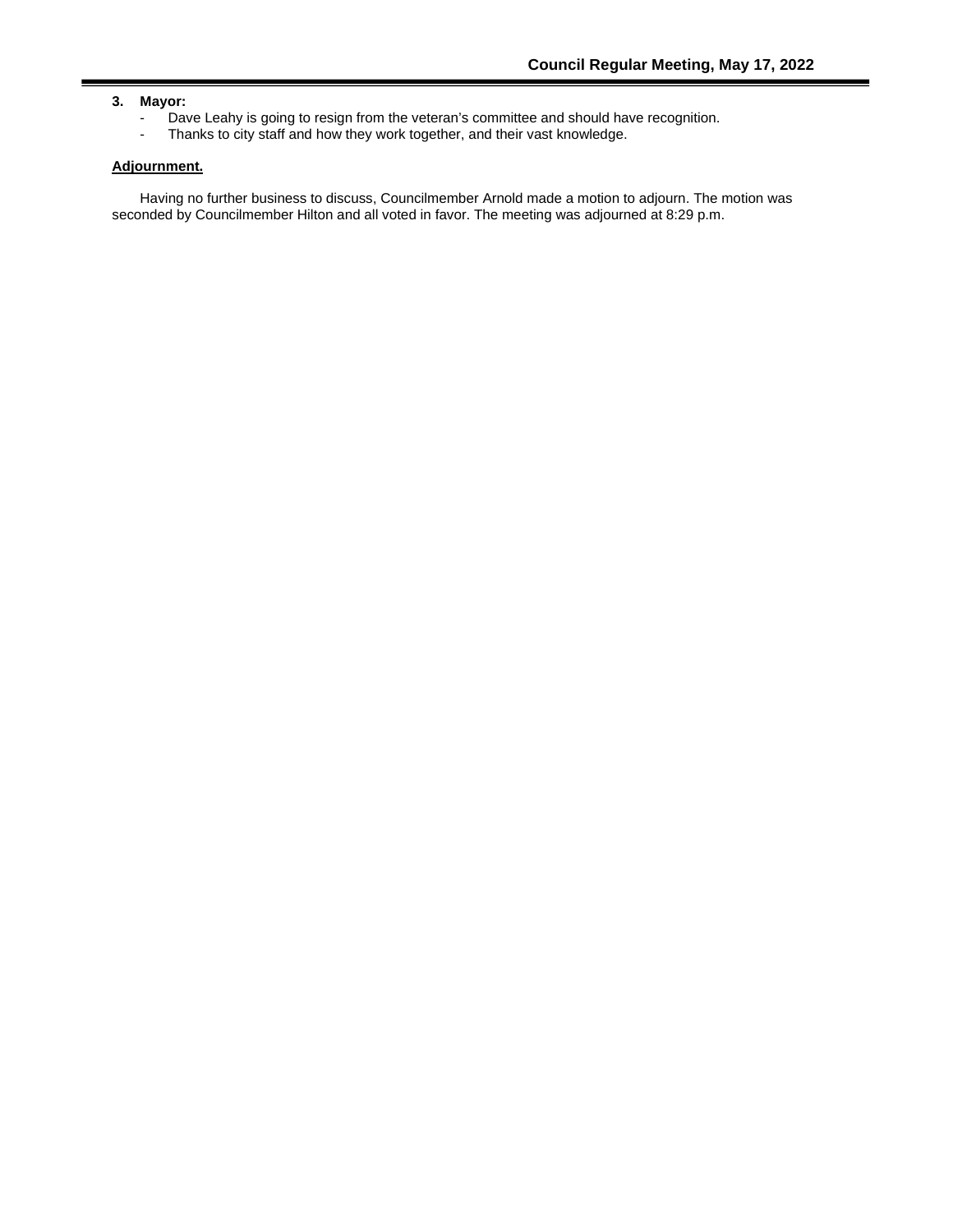**3. Mayor:**

- Dave Leahy is going to resign from the veteran's committee and should have recognition.
- Thanks to city staff and how they work together, and their vast knowledge.

**Adjournment.**

Having no further business to discuss, Councilmember Arnold made a motion to adjourn. The motion was seconded by Councilmember Hilton and all voted in favor. The meeting was adjourned at 8:29 p.m.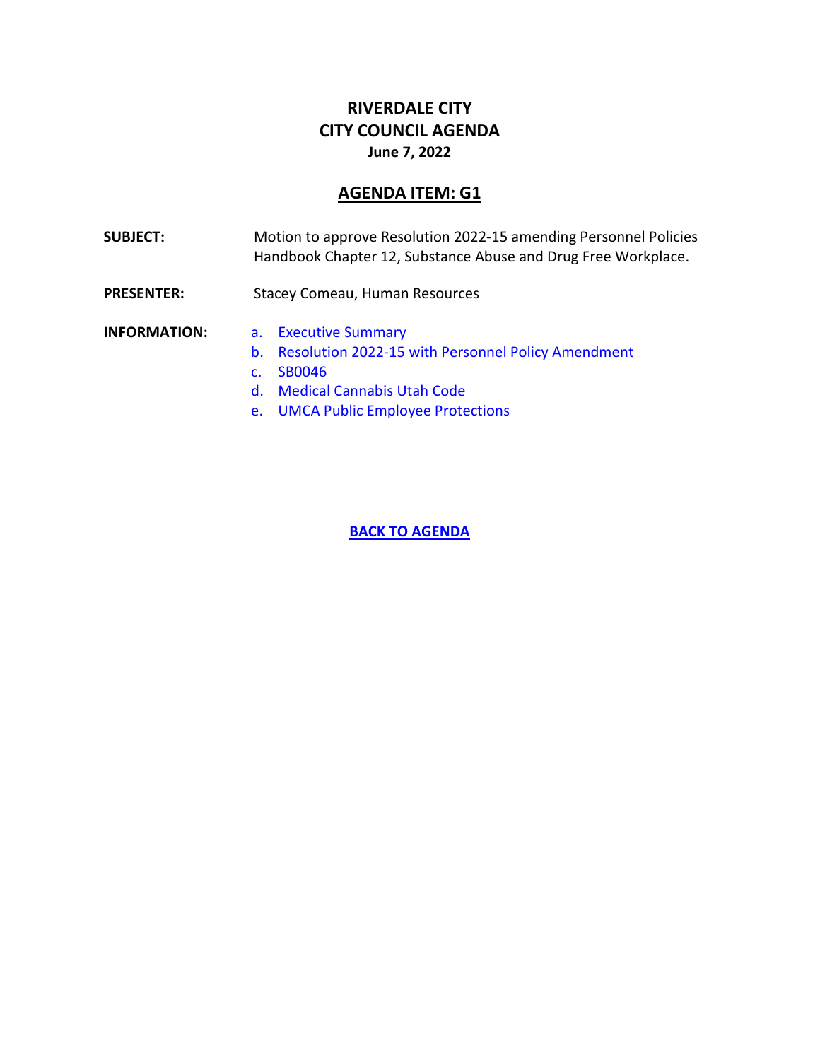# RIVERDALE CITY
# CITY COUNCIL AGENDA
**June 7, 2022**

## AGENDA ITEM: G1

**SUBJECT:** Motion to approve Resolution 2022-15 amending Personnel Policies Handbook Chapter 12, Substance Abuse and Drug Free Workplace.

**PRESENTER:** Stacey Comeau, Human Resources

**INFORMATION:**

a. Executive Summary
b. Resolution 2022-15 with Personnel Policy Amendment
c. SB0046
d. Medical Cannabis Utah Code
e. UMCA Public Employee Protections

**BACK TO AGENDA**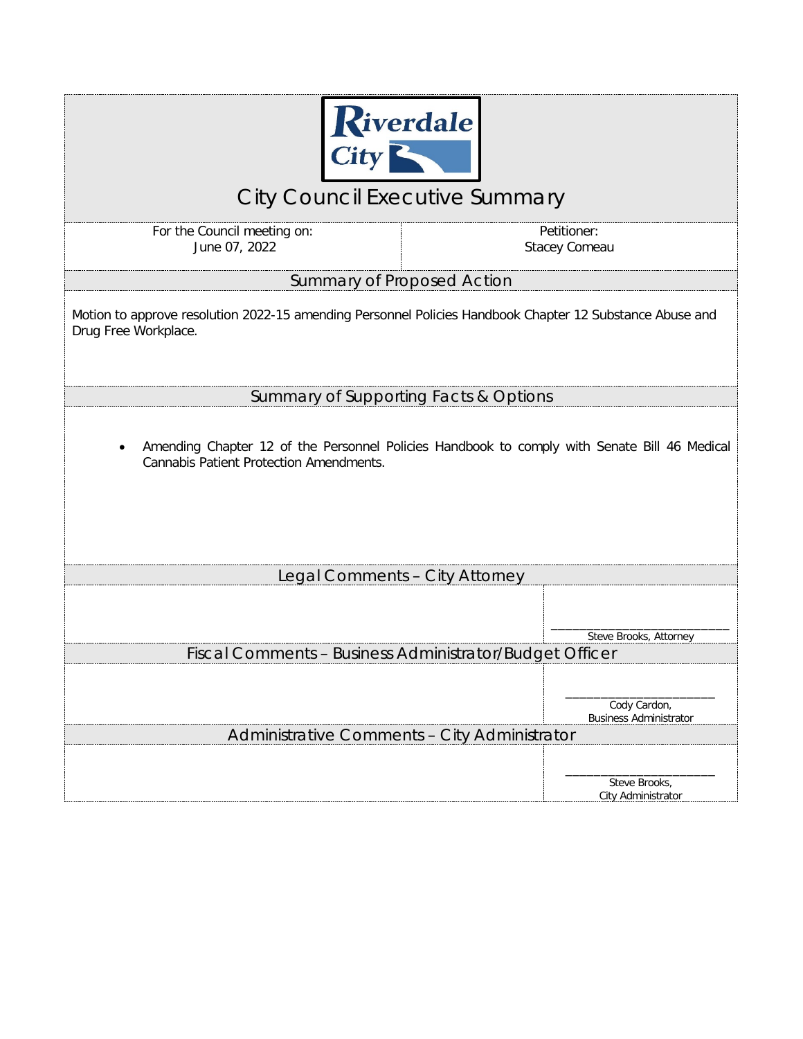Riverdale City

# City Council Executive Summary

| For the Council meeting on: | Petitioner: |
|---|---|
| June 07, 2022 | Stacey Comeau |

## Summary of Proposed Action

Motion to approve resolution 2022-15 amending Personnel Policies Handbook Chapter 12 Substance Abuse and Drug Free Workplace.

## Summary of Supporting Facts & Options

- Amending Chapter 12 of the Personnel Policies Handbook to comply with Senate Bill 46 Medical Cannabis Patient Protection Amendments.

## Legal Comments – City Attorney

___________________________
Steve Brooks, Attorney

## Fiscal Comments – Business Administrator/Budget Officer

________________________
Cody Cardon,
Business Administrator

## Administrative Comments – City Administrator

________________________
Steve Brooks,
City Administrator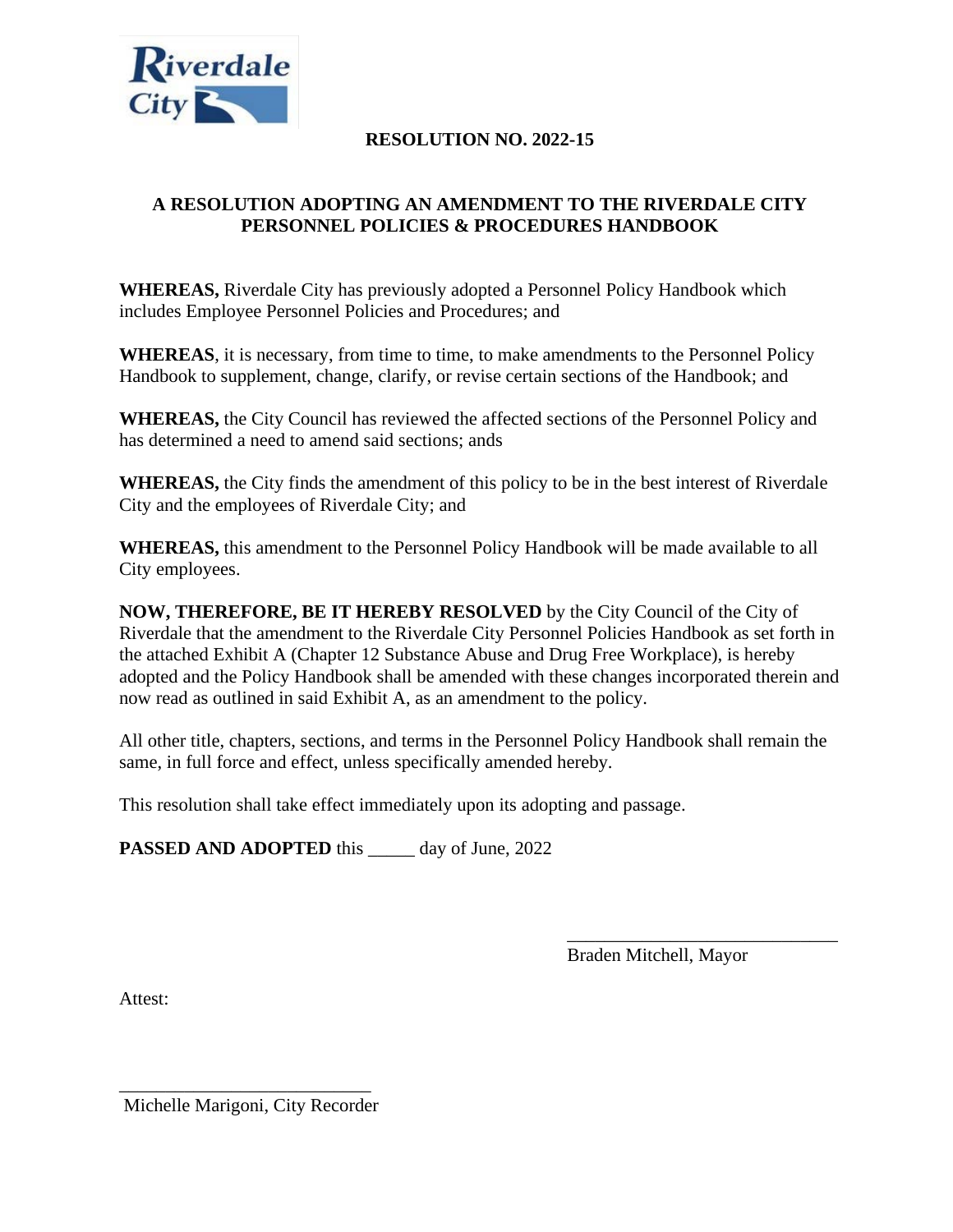# RESOLUTION NO. 2022-15

## A RESOLUTION ADOPTING AN AMENDMENT TO THE RIVERDALE CITY PERSONNEL POLICIES & PROCEDURES HANDBOOK

**WHEREAS,** Riverdale City has previously adopted a Personnel Policy Handbook which includes Employee Personnel Policies and Procedures; and

**WHEREAS**, it is necessary, from time to time, to make amendments to the Personnel Policy Handbook to supplement, change, clarify, or revise certain sections of the Handbook; and

**WHEREAS,** the City Council has reviewed the affected sections of the Personnel Policy and has determined a need to amend said sections; ands

**WHEREAS,** the City finds the amendment of this policy to be in the best interest of Riverdale City and the employees of Riverdale City; and

**WHEREAS,** this amendment to the Personnel Policy Handbook will be made available to all City employees.

**NOW, THEREFORE, BE IT HEREBY RESOLVED** by the City Council of the City of Riverdale that the amendment to the Riverdale City Personnel Policies Handbook as set forth in the attached Exhibit A (Chapter 12 Substance Abuse and Drug Free Workplace), is hereby adopted and the Policy Handbook shall be amended with these changes incorporated therein and now read as outlined in said Exhibit A, as an amendment to the policy.

All other title, chapters, sections, and terms in the Personnel Policy Handbook shall remain the same, in full force and effect, unless specifically amended hereby.

This resolution shall take effect immediately upon its adopting and passage.

**PASSED AND ADOPTED** this _____ day of June, 2022

_____________________________
Braden Mitchell, Mayor

Attest:

_____________________________
Michelle Marigoni, City Recorder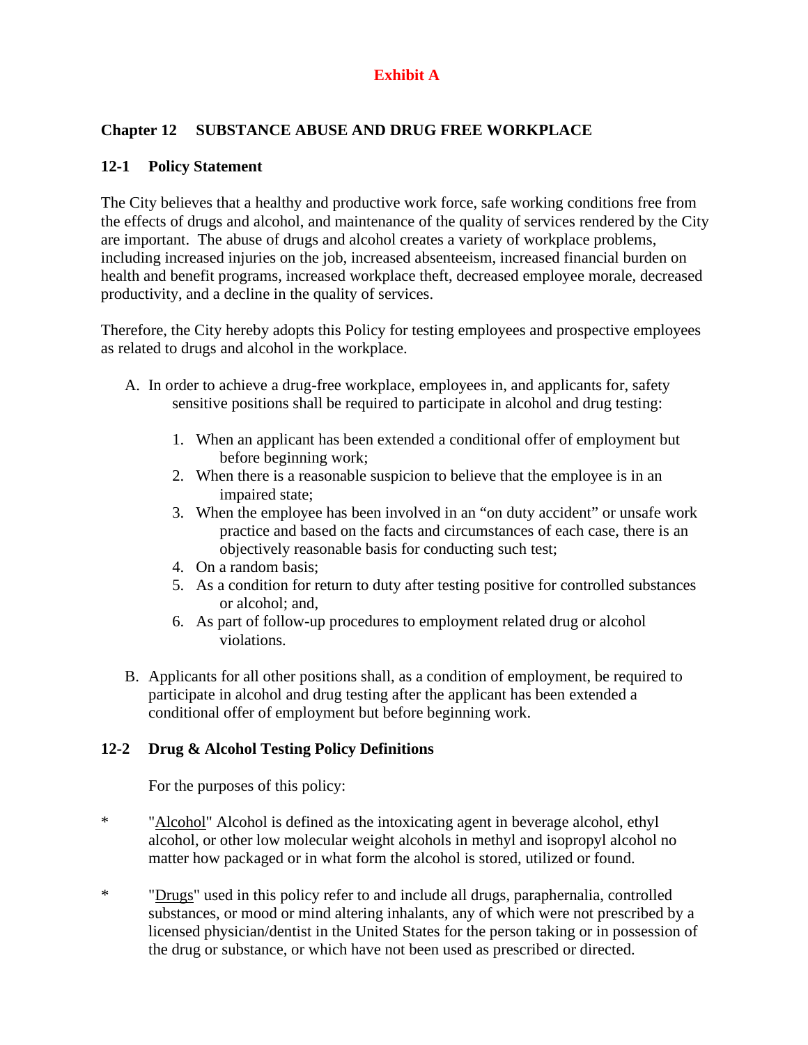**Exhibit A**

## Chapter 12 SUBSTANCE ABUSE AND DRUG FREE WORKPLACE

### 12-1 Policy Statement

The City believes that a healthy and productive work force, safe working conditions free from the effects of drugs and alcohol, and maintenance of the quality of services rendered by the City are important. The abuse of drugs and alcohol creates a variety of workplace problems, including increased injuries on the job, increased absenteeism, increased financial burden on health and benefit programs, increased workplace theft, decreased employee morale, decreased productivity, and a decline in the quality of services.

Therefore, the City hereby adopts this Policy for testing employees and prospective employees as related to drugs and alcohol in the workplace.

A. In order to achieve a drug-free workplace, employees in, and applicants for, safety sensitive positions shall be required to participate in alcohol and drug testing:

   1. When an applicant has been extended a conditional offer of employment but before beginning work;
   2. When there is a reasonable suspicion to believe that the employee is in an impaired state;
   3. When the employee has been involved in an "on duty accident" or unsafe work practice and based on the facts and circumstances of each case, there is an objectively reasonable basis for conducting such test;
   4. On a random basis;
   5. As a condition for return to duty after testing positive for controlled substances or alcohol; and,
   6. As part of follow-up procedures to employment related drug or alcohol violations.

B. Applicants for all other positions shall, as a condition of employment, be required to participate in alcohol and drug testing after the applicant has been extended a conditional offer of employment but before beginning work.

### 12-2 Drug & Alcohol Testing Policy Definitions

For the purposes of this policy:

* "Alcohol" Alcohol is defined as the intoxicating agent in beverage alcohol, ethyl alcohol, or other low molecular weight alcohols in methyl and isopropyl alcohol no matter how packaged or in what form the alcohol is stored, utilized or found.

* "Drugs" used in this policy refer to and include all drugs, paraphernalia, controlled substances, or mood or mind altering inhalants, any of which were not prescribed by a licensed physician/dentist in the United States for the person taking or in possession of the drug or substance, or which have not been used as prescribed or directed.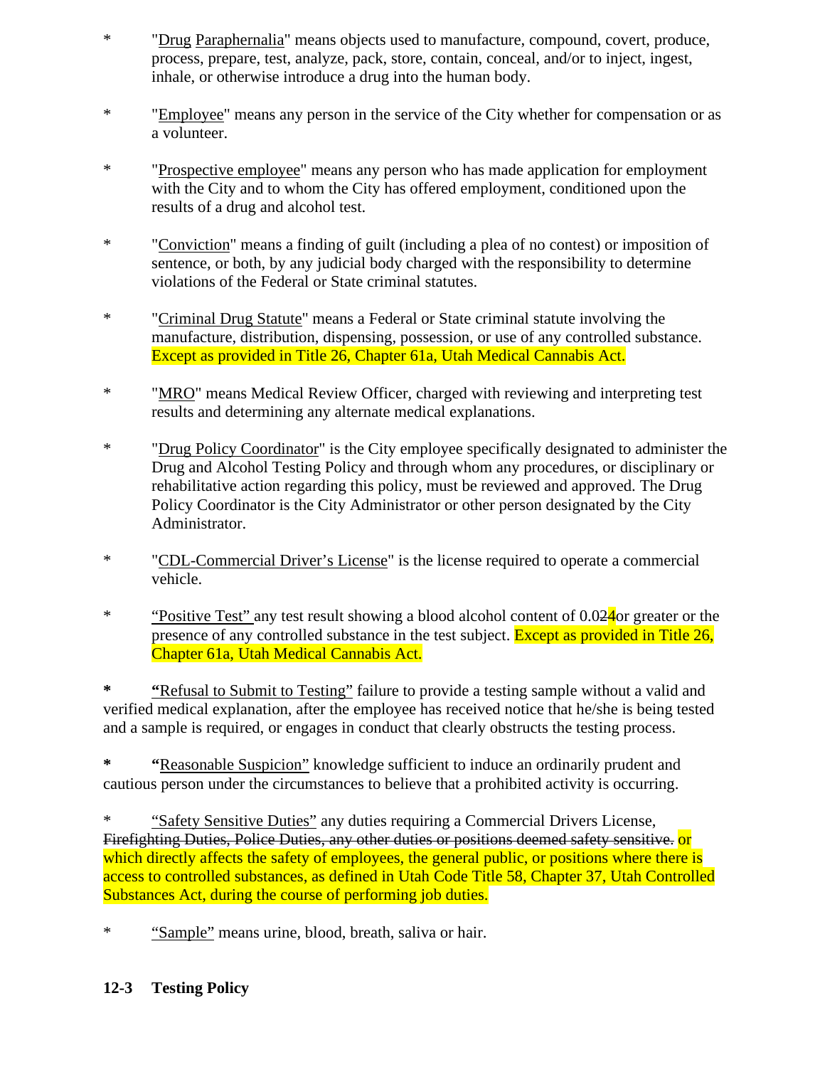* "Drug Paraphernalia" means objects used to manufacture, compound, covert, produce, process, prepare, test, analyze, pack, store, contain, conceal, and/or to inject, ingest, inhale, or otherwise introduce a drug into the human body.

* "Employee" means any person in the service of the City whether for compensation or as a volunteer.

* "Prospective employee" means any person who has made application for employment with the City and to whom the City has offered employment, conditioned upon the results of a drug and alcohol test.

* "Conviction" means a finding of guilt (including a plea of no contest) or imposition of sentence, or both, by any judicial body charged with the responsibility to determine violations of the Federal or State criminal statutes.

* "Criminal Drug Statute" means a Federal or State criminal statute involving the manufacture, distribution, dispensing, possession, or use of any controlled substance. Except as provided in Title 26, Chapter 61a, Utah Medical Cannabis Act.

* "MRO" means Medical Review Officer, charged with reviewing and interpreting test results and determining any alternate medical explanations.

* "Drug Policy Coordinator" is the City employee specifically designated to administer the Drug and Alcohol Testing Policy and through whom any procedures, or disciplinary or rehabilitative action regarding this policy, must be reviewed and approved. The Drug Policy Coordinator is the City Administrator or other person designated by the City Administrator.

* "CDL-Commercial Driver's License" is the license required to operate a commercial vehicle.

* "Positive Test" any test result showing a blood alcohol content of 0.0~~2~~4or greater or the presence of any controlled substance in the test subject. Except as provided in Title 26, Chapter 61a, Utah Medical Cannabis Act.

* **"**Refusal to Submit to Testing" failure to provide a testing sample without a valid and verified medical explanation, after the employee has received notice that he/she is being tested and a sample is required, or engages in conduct that clearly obstructs the testing process.

* **"**Reasonable Suspicion" knowledge sufficient to induce an ordinarily prudent and cautious person under the circumstances to believe that a prohibited activity is occurring.

* "Safety Sensitive Duties" any duties requiring a Commercial Drivers License, ~~Firefighting Duties, Police Duties, any other duties or positions deemed safety sensitive.~~ or which directly affects the safety of employees, the general public, or positions where there is access to controlled substances, as defined in Utah Code Title 58, Chapter 37, Utah Controlled Substances Act, during the course of performing job duties.

* "Sample" means urine, blood, breath, saliva or hair.

## 12-3 Testing Policy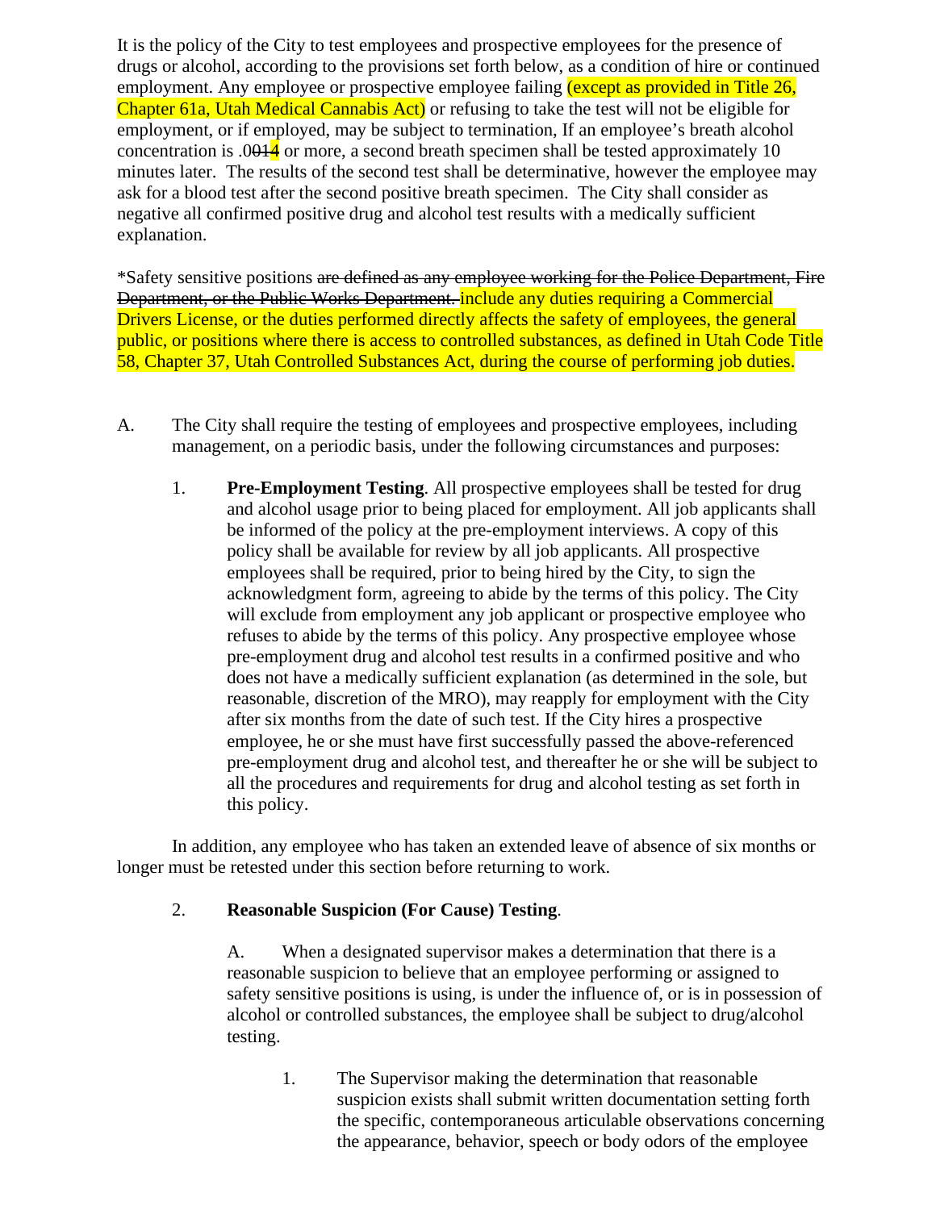It is the policy of the City to test employees and prospective employees for the presence of drugs or alcohol, according to the provisions set forth below, as a condition of hire or continued employment. Any employee or prospective employee failing (except as provided in Title 26, Chapter 61a, Utah Medical Cannabis Act) or refusing to take the test will not be eligible for employment, or if employed, may be subject to termination, If an employee's breath alcohol concentration is .0~~01~~4 or more, a second breath specimen shall be tested approximately 10 minutes later. The results of the second test shall be determinative, however the employee may ask for a blood test after the second positive breath specimen. The City shall consider as negative all confirmed positive drug and alcohol test results with a medically sufficient explanation.

*Safety sensitive positions ~~are defined as any employee working for the Police Department, Fire Department, or the Public Works Department.~~ include any duties requiring a Commercial Drivers License, or the duties performed directly affects the safety of employees, the general public, or positions where there is access to controlled substances, as defined in Utah Code Title 58, Chapter 37, Utah Controlled Substances Act, during the course of performing job duties.

A. The City shall require the testing of employees and prospective employees, including management, on a periodic basis, under the following circumstances and purposes:

1. **Pre-Employment Testing**. All prospective employees shall be tested for drug and alcohol usage prior to being placed for employment. All job applicants shall be informed of the policy at the pre-employment interviews. A copy of this policy shall be available for review by all job applicants. All prospective employees shall be required, prior to being hired by the City, to sign the acknowledgment form, agreeing to abide by the terms of this policy. The City will exclude from employment any job applicant or prospective employee who refuses to abide by the terms of this policy. Any prospective employee whose pre-employment drug and alcohol test results in a confirmed positive and who does not have a medically sufficient explanation (as determined in the sole, but reasonable, discretion of the MRO), may reapply for employment with the City after six months from the date of such test. If the City hires a prospective employee, he or she must have first successfully passed the above-referenced pre-employment drug and alcohol test, and thereafter he or she will be subject to all the procedures and requirements for drug and alcohol testing as set forth in this policy.

In addition, any employee who has taken an extended leave of absence of six months or longer must be retested under this section before returning to work.

2. **Reasonable Suspicion (For Cause) Testing**.

   A. When a designated supervisor makes a determination that there is a reasonable suspicion to believe that an employee performing or assigned to safety sensitive positions is using, is under the influence of, or is in possession of alcohol or controlled substances, the employee shall be subject to drug/alcohol testing.

      1. The Supervisor making the determination that reasonable suspicion exists shall submit written documentation setting forth the specific, contemporaneous articulable observations concerning the appearance, behavior, speech or body odors of the employee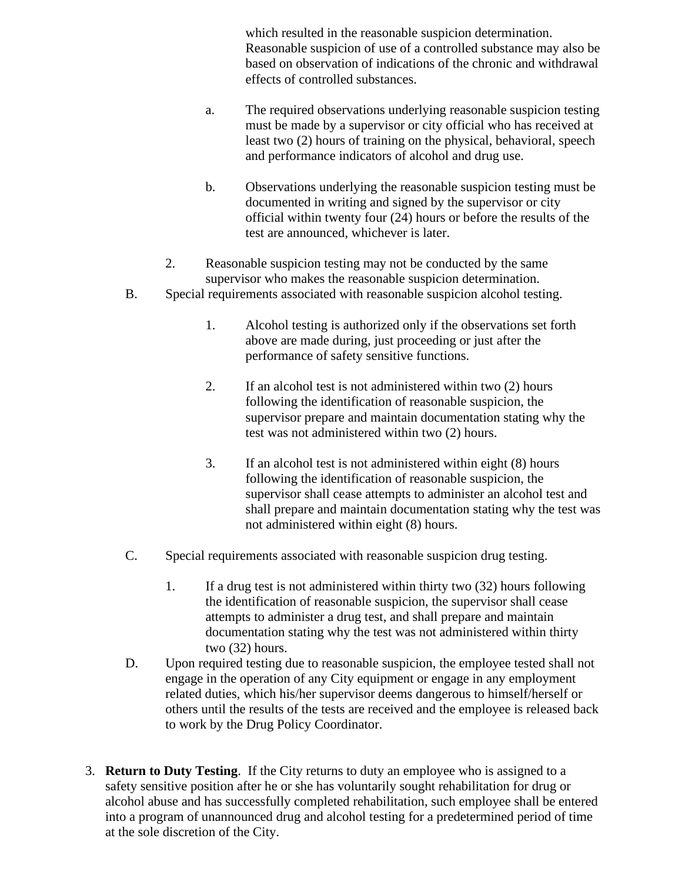which resulted in the reasonable suspicion determination. Reasonable suspicion of use of a controlled substance may also be based on observation of indications of the chronic and withdrawal effects of controlled substances.

a. The required observations underlying reasonable suspicion testing must be made by a supervisor or city official who has received at least two (2) hours of training on the physical, behavioral, speech and performance indicators of alcohol and drug use.

b. Observations underlying the reasonable suspicion testing must be documented in writing and signed by the supervisor or city official within twenty four (24) hours or before the results of the test are announced, whichever is later.

2. Reasonable suspicion testing may not be conducted by the same supervisor who makes the reasonable suspicion determination.

B. Special requirements associated with reasonable suspicion alcohol testing.

1. Alcohol testing is authorized only if the observations set forth above are made during, just proceeding or just after the performance of safety sensitive functions.

2. If an alcohol test is not administered within two (2) hours following the identification of reasonable suspicion, the supervisor prepare and maintain documentation stating why the test was not administered within two (2) hours.

3. If an alcohol test is not administered within eight (8) hours following the identification of reasonable suspicion, the supervisor shall cease attempts to administer an alcohol test and shall prepare and maintain documentation stating why the test was not administered within eight (8) hours.

C. Special requirements associated with reasonable suspicion drug testing.

1. If a drug test is not administered within thirty two (32) hours following the identification of reasonable suspicion, the supervisor shall cease attempts to administer a drug test, and shall prepare and maintain documentation stating why the test was not administered within thirty two (32) hours.

D. Upon required testing due to reasonable suspicion, the employee tested shall not engage in the operation of any City equipment or engage in any employment related duties, which his/her supervisor deems dangerous to himself/herself or others until the results of the tests are received and the employee is released back to work by the Drug Policy Coordinator.

3. **Return to Duty Testing**. If the City returns to duty an employee who is assigned to a safety sensitive position after he or she has voluntarily sought rehabilitation for drug or alcohol abuse and has successfully completed rehabilitation, such employee shall be entered into a program of unannounced drug and alcohol testing for a predetermined period of time at the sole discretion of the City.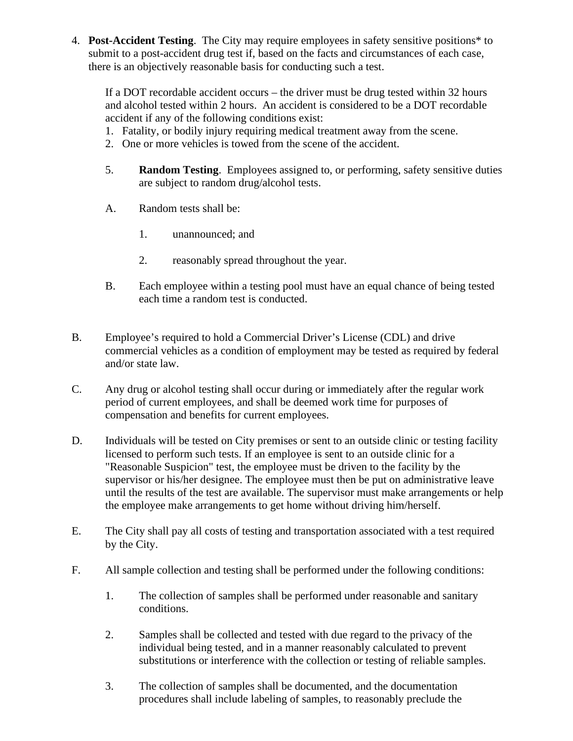4. **Post-Accident Testing**. The City may require employees in safety sensitive positions* to submit to a post-accident drug test if, based on the facts and circumstances of each case, there is an objectively reasonable basis for conducting such a test.

   If a DOT recordable accident occurs – the driver must be drug tested within 32 hours and alcohol tested within 2 hours. An accident is considered to be a DOT recordable accident if any of the following conditions exist:

   1. Fatality, or bodily injury requiring medical treatment away from the scene.
   2. One or more vehicles is towed from the scene of the accident.

5. **Random Testing**. Employees assigned to, or performing, safety sensitive duties are subject to random drug/alcohol tests.

   A. Random tests shall be:

      1. unannounced; and

      2. reasonably spread throughout the year.

   B. Each employee within a testing pool must have an equal chance of being tested each time a random test is conducted.

B. Employee's required to hold a Commercial Driver's License (CDL) and drive commercial vehicles as a condition of employment may be tested as required by federal and/or state law.

C. Any drug or alcohol testing shall occur during or immediately after the regular work period of current employees, and shall be deemed work time for purposes of compensation and benefits for current employees.

D. Individuals will be tested on City premises or sent to an outside clinic or testing facility licensed to perform such tests. If an employee is sent to an outside clinic for a "Reasonable Suspicion" test, the employee must be driven to the facility by the supervisor or his/her designee. The employee must then be put on administrative leave until the results of the test are available. The supervisor must make arrangements or help the employee make arrangements to get home without driving him/herself.

E. The City shall pay all costs of testing and transportation associated with a test required by the City.

F. All sample collection and testing shall be performed under the following conditions:

   1. The collection of samples shall be performed under reasonable and sanitary conditions.

   2. Samples shall be collected and tested with due regard to the privacy of the individual being tested, and in a manner reasonably calculated to prevent substitutions or interference with the collection or testing of reliable samples.

   3. The collection of samples shall be documented, and the documentation procedures shall include labeling of samples, to reasonably preclude the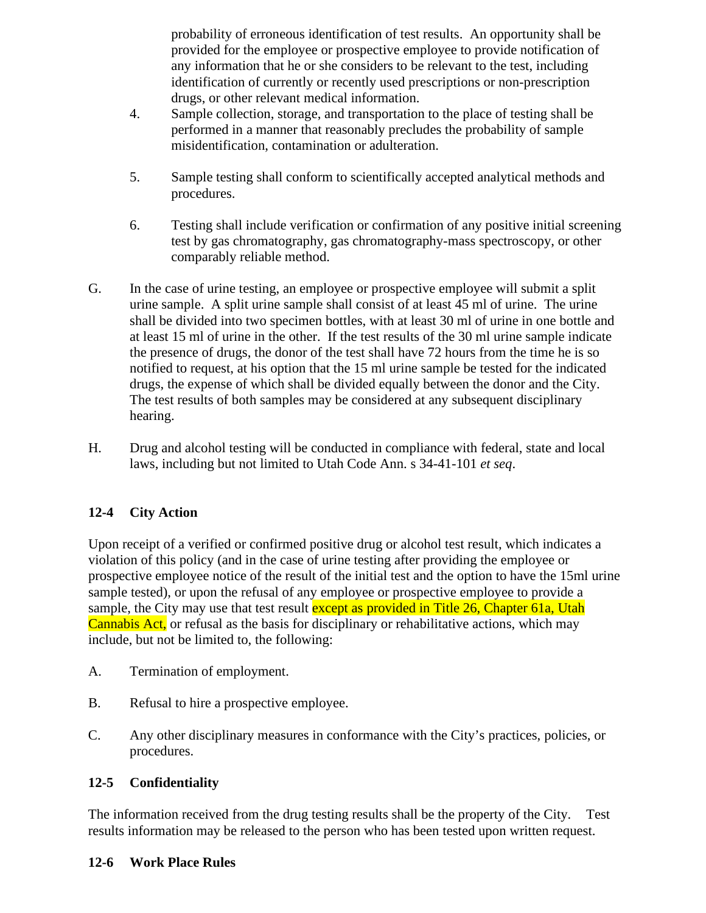probability of erroneous identification of test results. An opportunity shall be provided for the employee or prospective employee to provide notification of any information that he or she considers to be relevant to the test, including identification of currently or recently used prescriptions or non-prescription drugs, or other relevant medical information.

4. Sample collection, storage, and transportation to the place of testing shall be performed in a manner that reasonably precludes the probability of sample misidentification, contamination or adulteration.

5. Sample testing shall conform to scientifically accepted analytical methods and procedures.

6. Testing shall include verification or confirmation of any positive initial screening test by gas chromatography, gas chromatography-mass spectroscopy, or other comparably reliable method.

G. In the case of urine testing, an employee or prospective employee will submit a split urine sample. A split urine sample shall consist of at least 45 ml of urine. The urine shall be divided into two specimen bottles, with at least 30 ml of urine in one bottle and at least 15 ml of urine in the other. If the test results of the 30 ml urine sample indicate the presence of drugs, the donor of the test shall have 72 hours from the time he is so notified to request, at his option that the 15 ml urine sample be tested for the indicated drugs, the expense of which shall be divided equally between the donor and the City. The test results of both samples may be considered at any subsequent disciplinary hearing.

H. Drug and alcohol testing will be conducted in compliance with federal, state and local laws, including but not limited to Utah Code Ann. s 34-41-101 *et seq*.

## 12-4 City Action

Upon receipt of a verified or confirmed positive drug or alcohol test result, which indicates a violation of this policy (and in the case of urine testing after providing the employee or prospective employee notice of the result of the initial test and the option to have the 15ml urine sample tested), or upon the refusal of any employee or prospective employee to provide a sample, the City may use that test result except as provided in Title 26, Chapter 61a, Utah Cannabis Act, or refusal as the basis for disciplinary or rehabilitative actions, which may include, but not be limited to, the following:

A. Termination of employment.

B. Refusal to hire a prospective employee.

C. Any other disciplinary measures in conformance with the City's practices, policies, or procedures.

## 12-5 Confidentiality

The information received from the drug testing results shall be the property of the City. Test results information may be released to the person who has been tested upon written request.

## 12-6 Work Place Rules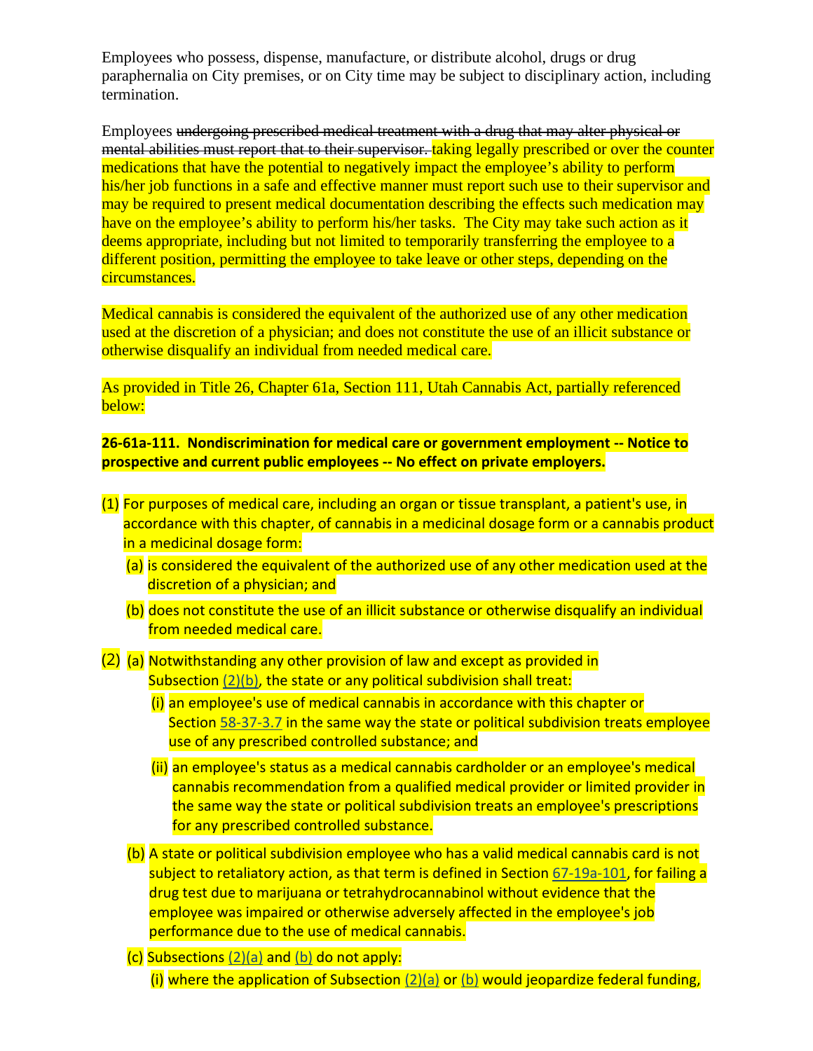Employees who possess, dispense, manufacture, or distribute alcohol, drugs or drug paraphernalia on City premises, or on City time may be subject to disciplinary action, including termination.

Employees ~~undergoing prescribed medical treatment with a drug that may alter physical or mental abilities must report that to their supervisor.~~ taking legally prescribed or over the counter medications that have the potential to negatively impact the employee's ability to perform his/her job functions in a safe and effective manner must report such use to their supervisor and may be required to present medical documentation describing the effects such medication may have on the employee's ability to perform his/her tasks. The City may take such action as it deems appropriate, including but not limited to temporarily transferring the employee to a different position, permitting the employee to take leave or other steps, depending on the circumstances.

Medical cannabis is considered the equivalent of the authorized use of any other medication used at the discretion of a physician; and does not constitute the use of an illicit substance or otherwise disqualify an individual from needed medical care.

As provided in Title 26, Chapter 61a, Section 111, Utah Cannabis Act, partially referenced below:

**26-61a-111. Nondiscrimination for medical care or government employment -- Notice to prospective and current public employees -- No effect on private employers.**

(1) For purposes of medical care, including an organ or tissue transplant, a patient's use, in accordance with this chapter, of cannabis in a medicinal dosage form or a cannabis product in a medicinal dosage form:
   - (a) is considered the equivalent of the authorized use of any other medication used at the discretion of a physician; and
   - (b) does not constitute the use of an illicit substance or otherwise disqualify an individual from needed medical care.

(2) (a) Notwithstanding any other provision of law and except as provided in Subsection (2)(b), the state or any political subdivision shall treat:
   - (i) an employee's use of medical cannabis in accordance with this chapter or Section 58-37-3.7 in the same way the state or political subdivision treats employee use of any prescribed controlled substance; and
   - (ii) an employee's status as a medical cannabis cardholder or an employee's medical cannabis recommendation from a qualified medical provider or limited provider in the same way the state or political subdivision treats an employee's prescriptions for any prescribed controlled substance.

   (b) A state or political subdivision employee who has a valid medical cannabis card is not subject to retaliatory action, as that term is defined in Section 67-19a-101, for failing a drug test due to marijuana or tetrahydrocannabinol without evidence that the employee was impaired or otherwise adversely affected in the employee's job performance due to the use of medical cannabis.

   (c) Subsections (2)(a) and (b) do not apply:
   - (i) where the application of Subsection (2)(a) or (b) would jeopardize federal funding,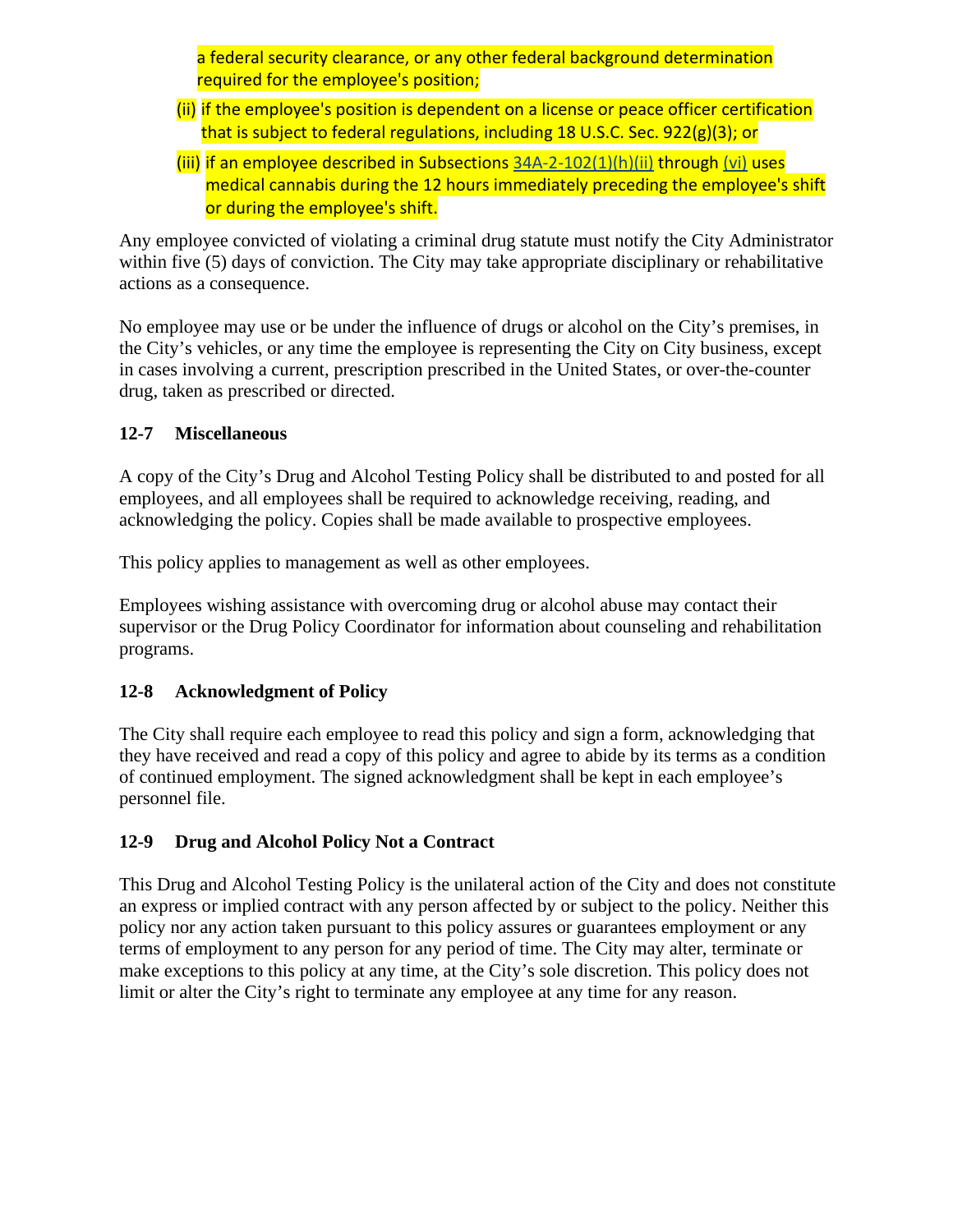a federal security clearance, or any other federal background determination required for the employee's position;

(ii) if the employee's position is dependent on a license or peace officer certification that is subject to federal regulations, including 18 U.S.C. Sec. 922(g)(3); or

(iii) if an employee described in Subsections 34A-2-102(1)(h)(ii) through (vi) uses medical cannabis during the 12 hours immediately preceding the employee's shift or during the employee's shift.

Any employee convicted of violating a criminal drug statute must notify the City Administrator within five (5) days of conviction. The City may take appropriate disciplinary or rehabilitative actions as a consequence.

No employee may use or be under the influence of drugs or alcohol on the City's premises, in the City's vehicles, or any time the employee is representing the City on City business, except in cases involving a current, prescription prescribed in the United States, or over-the-counter drug, taken as prescribed or directed.

### 12-7 Miscellaneous

A copy of the City's Drug and Alcohol Testing Policy shall be distributed to and posted for all employees, and all employees shall be required to acknowledge receiving, reading, and acknowledging the policy. Copies shall be made available to prospective employees.

This policy applies to management as well as other employees.

Employees wishing assistance with overcoming drug or alcohol abuse may contact their supervisor or the Drug Policy Coordinator for information about counseling and rehabilitation programs.

### 12-8 Acknowledgment of Policy

The City shall require each employee to read this policy and sign a form, acknowledging that they have received and read a copy of this policy and agree to abide by its terms as a condition of continued employment. The signed acknowledgment shall be kept in each employee's personnel file.

### 12-9 Drug and Alcohol Policy Not a Contract

This Drug and Alcohol Testing Policy is the unilateral action of the City and does not constitute an express or implied contract with any person affected by or subject to the policy. Neither this policy nor any action taken pursuant to this policy assures or guarantees employment or any terms of employment to any person for any period of time. The City may alter, terminate or make exceptions to this policy at any time, at the City's sole discretion. This policy does not limit or alter the City's right to terminate any employee at any time for any reason.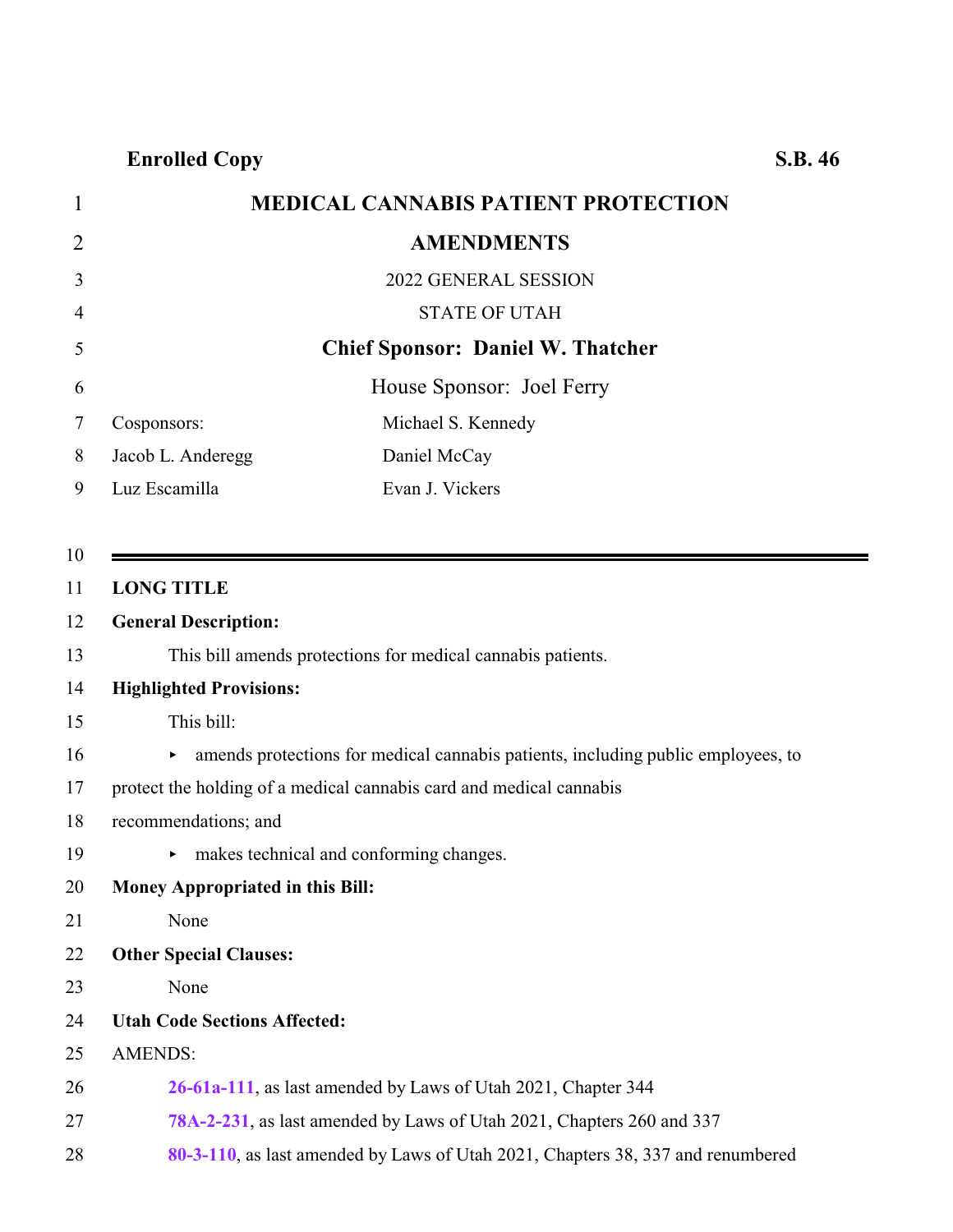**Enrolled Copy** **S.B. 46**

# MEDICAL CANNABIS PATIENT PROTECTION AMENDMENTS

2022 GENERAL SESSION

STATE OF UTAH

**Chief Sponsor: Daniel W. Thatcher**

House Sponsor: Joel Ferry

Cosponsors:
Jacob L. Anderegg
Luz Escamilla
Michael S. Kennedy
Daniel McCay
Evan J. Vickers

---

**LONG TITLE**

**General Description:**

This bill amends protections for medical cannabis patients.

**Highlighted Provisions:**

This bill:

- amends protections for medical cannabis patients, including public employees, to protect the holding of a medical cannabis card and medical cannabis recommendations; and
- makes technical and conforming changes.

**Money Appropriated in this Bill:**

None

**Other Special Clauses:**

None

**Utah Code Sections Affected:**

AMENDS:

**26-61a-111**, as last amended by Laws of Utah 2021, Chapter 344

**78A-2-231**, as last amended by Laws of Utah 2021, Chapters 260 and 337

**80-3-110**, as last amended by Laws of Utah 2021, Chapters 38, 337 and renumbered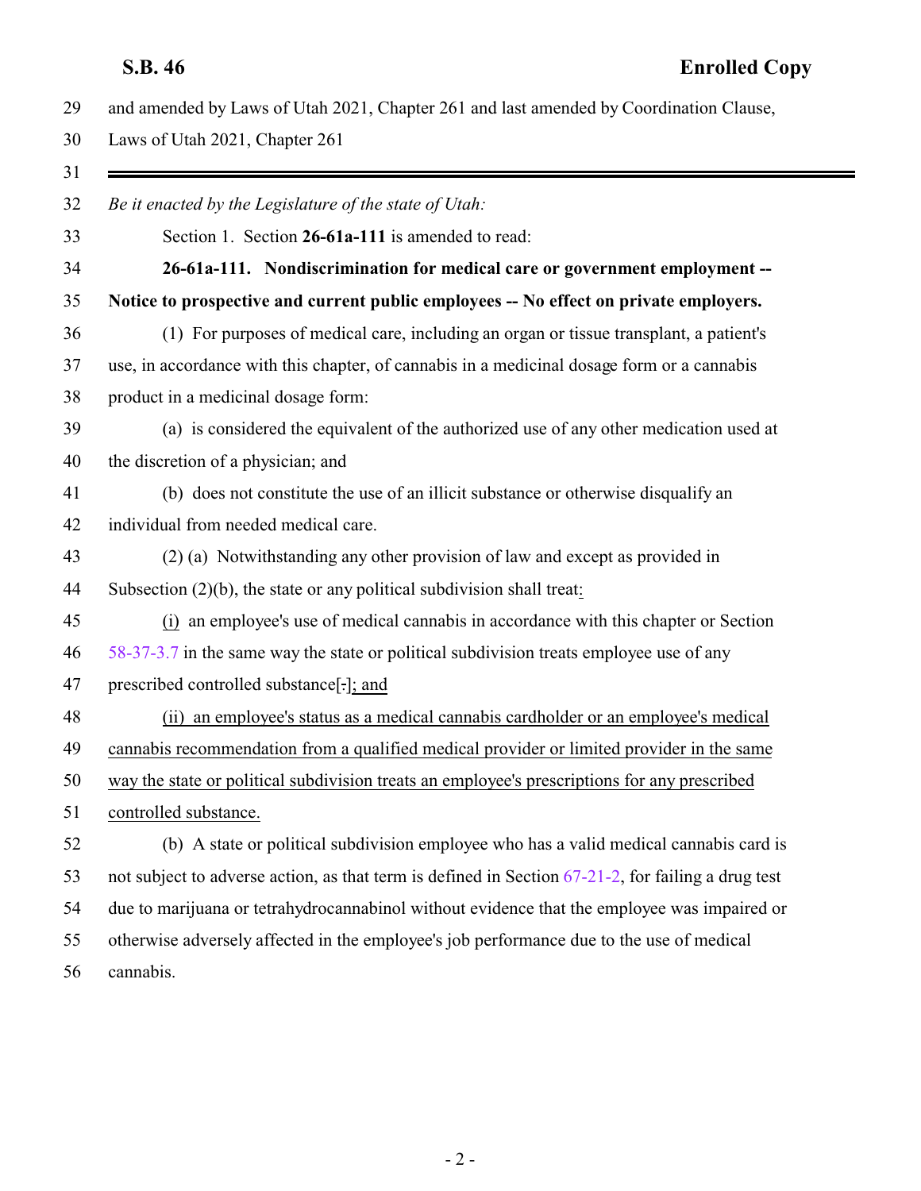and amended by Laws of Utah 2021, Chapter 261 and last amended by Coordination Clause, Laws of Utah 2021, Chapter 261

---

*Be it enacted by the Legislature of the state of Utah:*

Section 1. Section **26-61a-111** is amended to read:

**26-61a-111. Nondiscrimination for medical care or government employment -- Notice to prospective and current public employees -- No effect on private employers.**

(1) For purposes of medical care, including an organ or tissue transplant, a patient's use, in accordance with this chapter, of cannabis in a medicinal dosage form or a cannabis product in a medicinal dosage form:

(a) is considered the equivalent of the authorized use of any other medication used at the discretion of a physician; and

(b) does not constitute the use of an illicit substance or otherwise disqualify an individual from needed medical care.

(2) (a) Notwithstanding any other provision of law and except as provided in Subsection (2)(b), the state or any political subdivision shall treat:

(i) an employee's use of medical cannabis in accordance with this chapter or Section 58-37-3.7 in the same way the state or political subdivision treats employee use of any prescribed controlled substance[.]; and

(ii) an employee's status as a medical cannabis cardholder or an employee's medical cannabis recommendation from a qualified medical provider or limited provider in the same way the state or political subdivision treats an employee's prescriptions for any prescribed controlled substance.

(b) A state or political subdivision employee who has a valid medical cannabis card is not subject to adverse action, as that term is defined in Section 67-21-2, for failing a drug test due to marijuana or tetrahydrocannabinol without evidence that the employee was impaired or otherwise adversely affected in the employee's job performance due to the use of medical cannabis.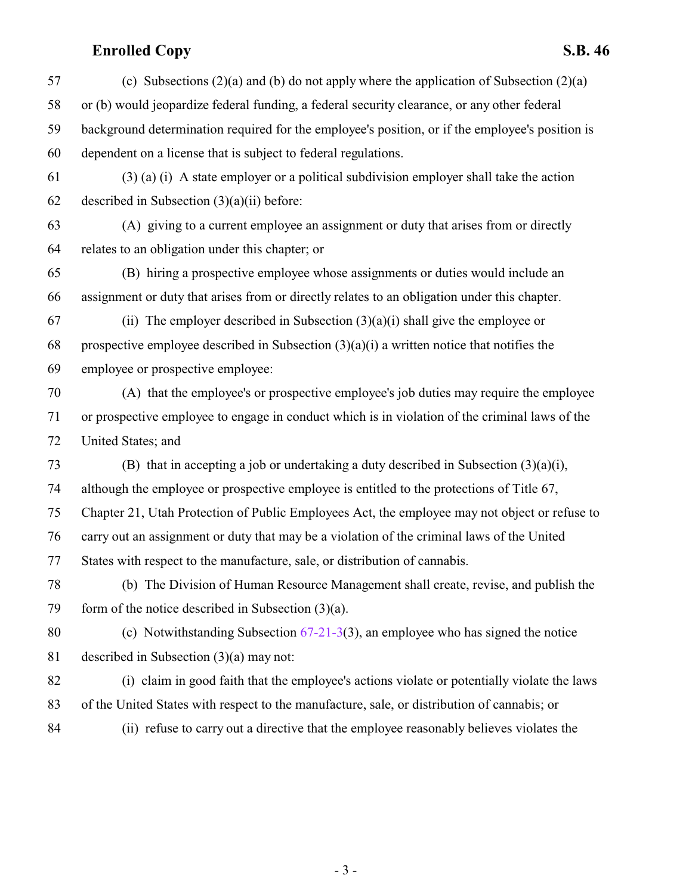57 (c) Subsections (2)(a) and (b) do not apply where the application of Subsection (2)(a)
58 or (b) would jeopardize federal funding, a federal security clearance, or any other federal
59 background determination required for the employee's position, or if the employee's position is
60 dependent on a license that is subject to federal regulations.

61 (3) (a) (i) A state employer or a political subdivision employer shall take the action
62 described in Subsection (3)(a)(ii) before:

63 (A) giving to a current employee an assignment or duty that arises from or directly
64 relates to an obligation under this chapter; or

65 (B) hiring a prospective employee whose assignments or duties would include an
66 assignment or duty that arises from or directly relates to an obligation under this chapter.

67 (ii) The employer described in Subsection (3)(a)(i) shall give the employee or
68 prospective employee described in Subsection (3)(a)(i) a written notice that notifies the
69 employee or prospective employee:

70 (A) that the employee's or prospective employee's job duties may require the employee
71 or prospective employee to engage in conduct which is in violation of the criminal laws of the
72 United States; and

73 (B) that in accepting a job or undertaking a duty described in Subsection (3)(a)(i),
74 although the employee or prospective employee is entitled to the protections of Title 67,
75 Chapter 21, Utah Protection of Public Employees Act, the employee may not object or refuse to
76 carry out an assignment or duty that may be a violation of the criminal laws of the United
77 States with respect to the manufacture, sale, or distribution of cannabis.

78 (b) The Division of Human Resource Management shall create, revise, and publish the
79 form of the notice described in Subsection (3)(a).

80 (c) Notwithstanding Subsection 67-21-3(3), an employee who has signed the notice
81 described in Subsection (3)(a) may not:

82 (i) claim in good faith that the employee's actions violate or potentially violate the laws
83 of the United States with respect to the manufacture, sale, or distribution of cannabis; or

84 (ii) refuse to carry out a directive that the employee reasonably believes violates the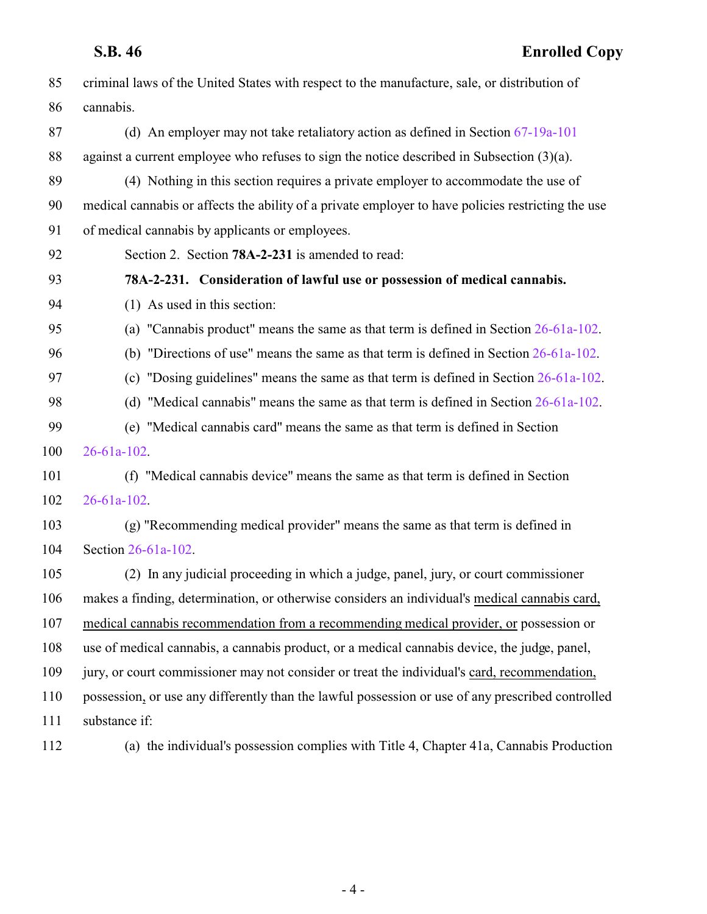criminal laws of the United States with respect to the manufacture, sale, or distribution of cannabis.

(d) An employer may not take retaliatory action as defined in Section 67-19a-101 against a current employee who refuses to sign the notice described in Subsection (3)(a).

(4) Nothing in this section requires a private employer to accommodate the use of medical cannabis or affects the ability of a private employer to have policies restricting the use of medical cannabis by applicants or employees.

Section 2. Section **78A-2-231** is amended to read:

**78A-2-231. Consideration of lawful use or possession of medical cannabis.**

(1) As used in this section:

(a) "Cannabis product" means the same as that term is defined in Section 26-61a-102.

(b) "Directions of use" means the same as that term is defined in Section 26-61a-102.

(c) "Dosing guidelines" means the same as that term is defined in Section 26-61a-102.

(d) "Medical cannabis" means the same as that term is defined in Section 26-61a-102.

(e) "Medical cannabis card" means the same as that term is defined in Section 26-61a-102.

(f) "Medical cannabis device" means the same as that term is defined in Section 26-61a-102.

(g) "Recommending medical provider" means the same as that term is defined in Section 26-61a-102.

(2) In any judicial proceeding in which a judge, panel, jury, or court commissioner makes a finding, determination, or otherwise considers an individual's medical cannabis card, medical cannabis recommendation from a recommending medical provider, or possession or use of medical cannabis, a cannabis product, or a medical cannabis device, the judge, panel, jury, or court commissioner may not consider or treat the individual's card, recommendation, possession, or use any differently than the lawful possession or use of any prescribed controlled substance if:

(a) the individual's possession complies with Title 4, Chapter 41a, Cannabis Production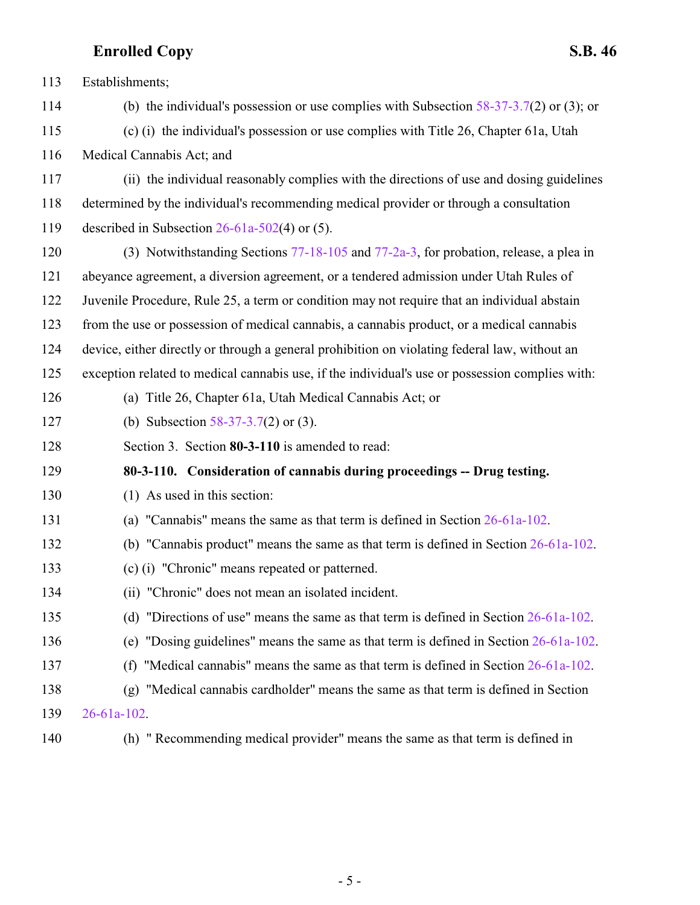Establishments;

(b) the individual's possession or use complies with Subsection 58-37-3.7(2) or (3); or

(c) (i) the individual's possession or use complies with Title 26, Chapter 61a, Utah Medical Cannabis Act; and

(ii) the individual reasonably complies with the directions of use and dosing guidelines determined by the individual's recommending medical provider or through a consultation described in Subsection 26-61a-502(4) or (5).

(3) Notwithstanding Sections 77-18-105 and 77-2a-3, for probation, release, a plea in abeyance agreement, a diversion agreement, or a tendered admission under Utah Rules of Juvenile Procedure, Rule 25, a term or condition may not require that an individual abstain from the use or possession of medical cannabis, a cannabis product, or a medical cannabis device, either directly or through a general prohibition on violating federal law, without an exception related to medical cannabis use, if the individual's use or possession complies with:

(a) Title 26, Chapter 61a, Utah Medical Cannabis Act; or

(b) Subsection 58-37-3.7(2) or (3).

Section 3. Section **80-3-110** is amended to read:

**80-3-110. Consideration of cannabis during proceedings -- Drug testing.**

(1) As used in this section:

(a) "Cannabis" means the same as that term is defined in Section 26-61a-102.

(b) "Cannabis product" means the same as that term is defined in Section 26-61a-102.

(c) (i) "Chronic" means repeated or patterned.

(ii) "Chronic" does not mean an isolated incident.

(d) "Directions of use" means the same as that term is defined in Section 26-61a-102.

(e) "Dosing guidelines" means the same as that term is defined in Section 26-61a-102.

(f) "Medical cannabis" means the same as that term is defined in Section 26-61a-102.

(g) "Medical cannabis cardholder" means the same as that term is defined in Section 26-61a-102.

(h) " Recommending medical provider" means the same as that term is defined in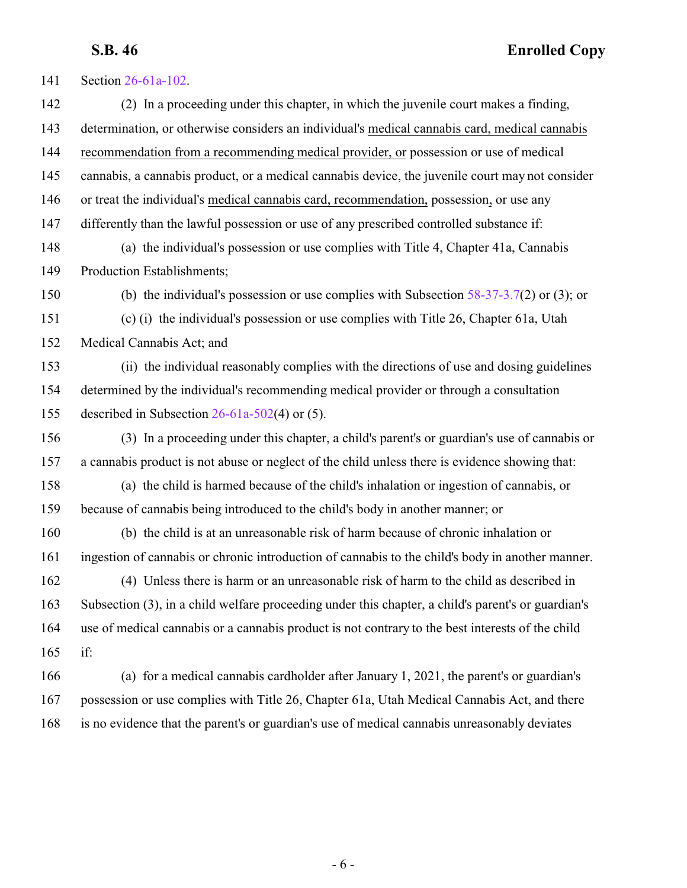Section 26-61a-102.

(2) In a proceeding under this chapter, in which the juvenile court makes a finding, determination, or otherwise considers an individual's medical cannabis card, medical cannabis recommendation from a recommending medical provider, or possession or use of medical cannabis, a cannabis product, or a medical cannabis device, the juvenile court may not consider or treat the individual's medical cannabis card, recommendation, possession, or use any differently than the lawful possession or use of any prescribed controlled substance if:

(a) the individual's possession or use complies with Title 4, Chapter 41a, Cannabis Production Establishments;

(b) the individual's possession or use complies with Subsection 58-37-3.7(2) or (3); or

(c) (i) the individual's possession or use complies with Title 26, Chapter 61a, Utah Medical Cannabis Act; and

(ii) the individual reasonably complies with the directions of use and dosing guidelines determined by the individual's recommending medical provider or through a consultation described in Subsection 26-61a-502(4) or (5).

(3) In a proceeding under this chapter, a child's parent's or guardian's use of cannabis or a cannabis product is not abuse or neglect of the child unless there is evidence showing that:

(a) the child is harmed because of the child's inhalation or ingestion of cannabis, or because of cannabis being introduced to the child's body in another manner; or

(b) the child is at an unreasonable risk of harm because of chronic inhalation or ingestion of cannabis or chronic introduction of cannabis to the child's body in another manner.

(4) Unless there is harm or an unreasonable risk of harm to the child as described in Subsection (3), in a child welfare proceeding under this chapter, a child's parent's or guardian's use of medical cannabis or a cannabis product is not contrary to the best interests of the child if:

(a) for a medical cannabis cardholder after January 1, 2021, the parent's or guardian's possession or use complies with Title 26, Chapter 61a, Utah Medical Cannabis Act, and there is no evidence that the parent's or guardian's use of medical cannabis unreasonably deviates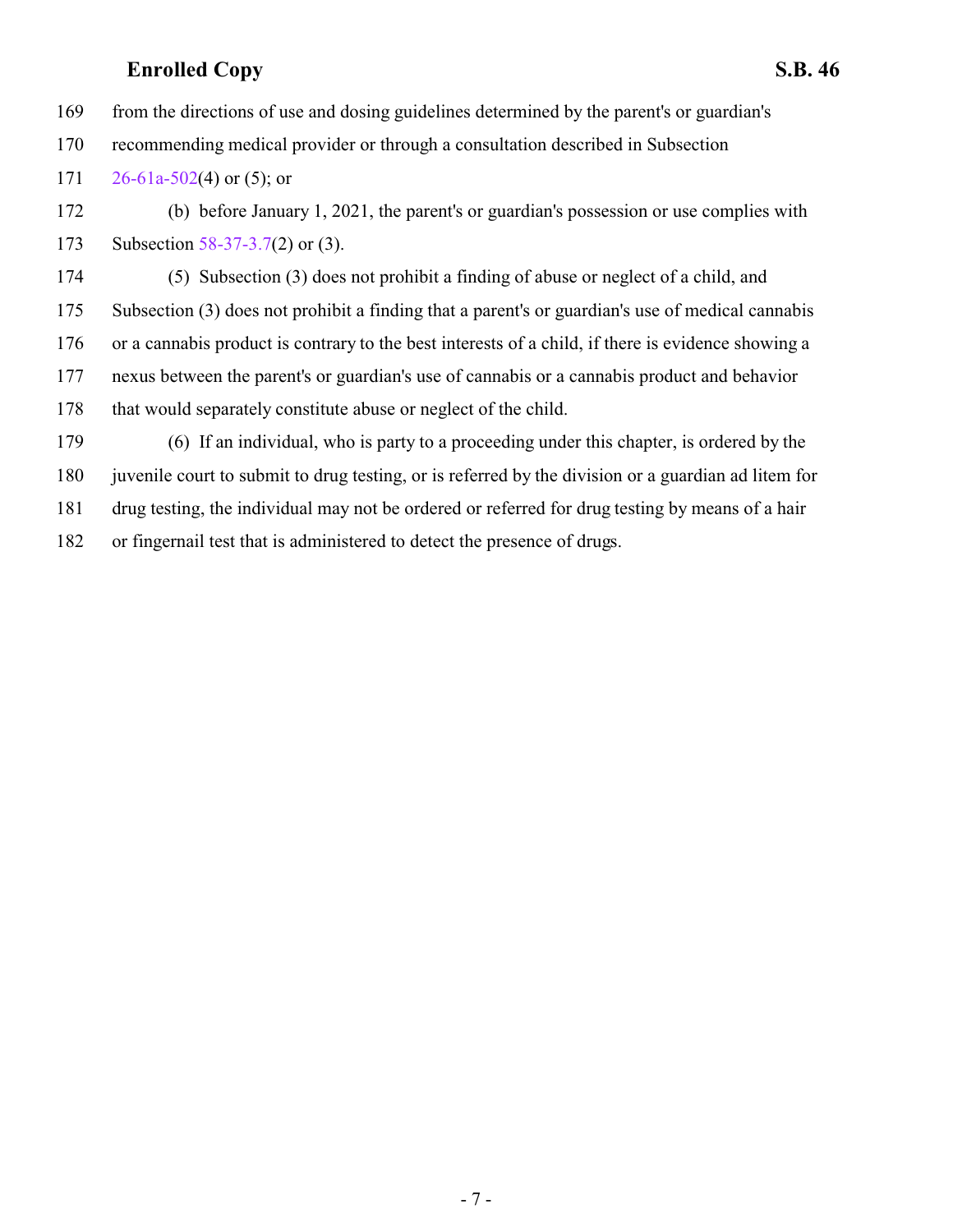from the directions of use and dosing guidelines determined by the parent's or guardian's recommending medical provider or through a consultation described in Subsection 26-61a-502(4) or (5); or

(b) before January 1, 2021, the parent's or guardian's possession or use complies with Subsection 58-37-3.7(2) or (3).

(5) Subsection (3) does not prohibit a finding of abuse or neglect of a child, and Subsection (3) does not prohibit a finding that a parent's or guardian's use of medical cannabis or a cannabis product is contrary to the best interests of a child, if there is evidence showing a nexus between the parent's or guardian's use of cannabis or a cannabis product and behavior that would separately constitute abuse or neglect of the child.

(6) If an individual, who is party to a proceeding under this chapter, is ordered by the juvenile court to submit to drug testing, or is referred by the division or a guardian ad litem for drug testing, the individual may not be ordered or referred for drug testing by means of a hair or fingernail test that is administered to detect the presence of drugs.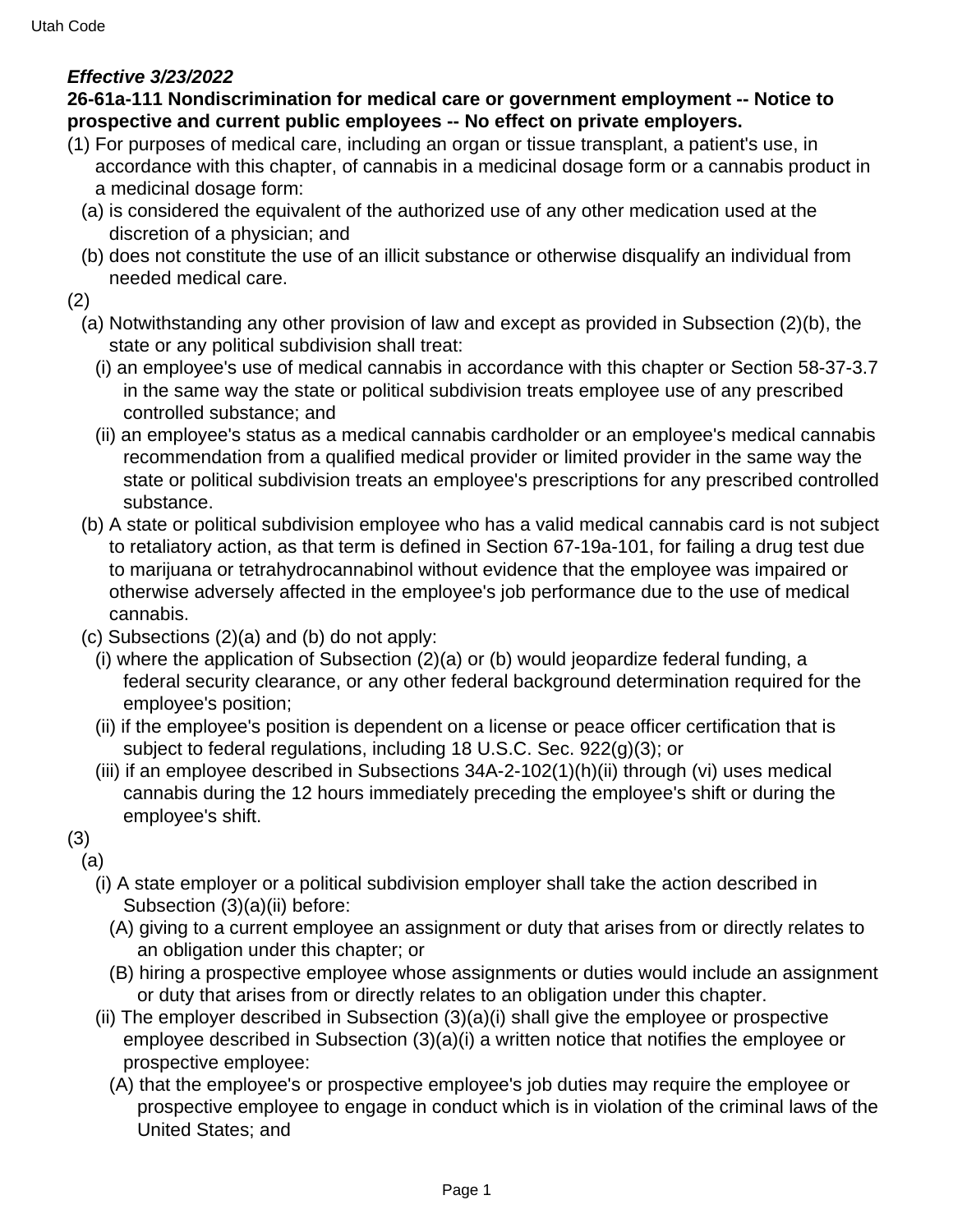***Effective 3/23/2022***

**26-61a-111 Nondiscrimination for medical care or government employment -- Notice to prospective and current public employees -- No effect on private employers.**

(1) For purposes of medical care, including an organ or tissue transplant, a patient's use, in accordance with this chapter, of cannabis in a medicinal dosage form or a cannabis product in a medicinal dosage form:

(a) is considered the equivalent of the authorized use of any other medication used at the discretion of a physician; and

(b) does not constitute the use of an illicit substance or otherwise disqualify an individual from needed medical care.

(2)

(a) Notwithstanding any other provision of law and except as provided in Subsection (2)(b), the state or any political subdivision shall treat:

(i) an employee's use of medical cannabis in accordance with this chapter or Section 58-37-3.7 in the same way the state or political subdivision treats employee use of any prescribed controlled substance; and

(ii) an employee's status as a medical cannabis cardholder or an employee's medical cannabis recommendation from a qualified medical provider or limited provider in the same way the state or political subdivision treats an employee's prescriptions for any prescribed controlled substance.

(b) A state or political subdivision employee who has a valid medical cannabis card is not subject to retaliatory action, as that term is defined in Section 67-19a-101, for failing a drug test due to marijuana or tetrahydrocannabinol without evidence that the employee was impaired or otherwise adversely affected in the employee's job performance due to the use of medical cannabis.

(c) Subsections (2)(a) and (b) do not apply:

(i) where the application of Subsection (2)(a) or (b) would jeopardize federal funding, a federal security clearance, or any other federal background determination required for the employee's position;

(ii) if the employee's position is dependent on a license or peace officer certification that is subject to federal regulations, including 18 U.S.C. Sec. 922(g)(3); or

(iii) if an employee described in Subsections 34A-2-102(1)(h)(ii) through (vi) uses medical cannabis during the 12 hours immediately preceding the employee's shift or during the employee's shift.

(3)

(a)

(i) A state employer or a political subdivision employer shall take the action described in Subsection (3)(a)(ii) before:

(A) giving to a current employee an assignment or duty that arises from or directly relates to an obligation under this chapter; or

(B) hiring a prospective employee whose assignments or duties would include an assignment or duty that arises from or directly relates to an obligation under this chapter.

(ii) The employer described in Subsection (3)(a)(i) shall give the employee or prospective employee described in Subsection (3)(a)(i) a written notice that notifies the employee or prospective employee:

(A) that the employee's or prospective employee's job duties may require the employee or prospective employee to engage in conduct which is in violation of the criminal laws of the United States; and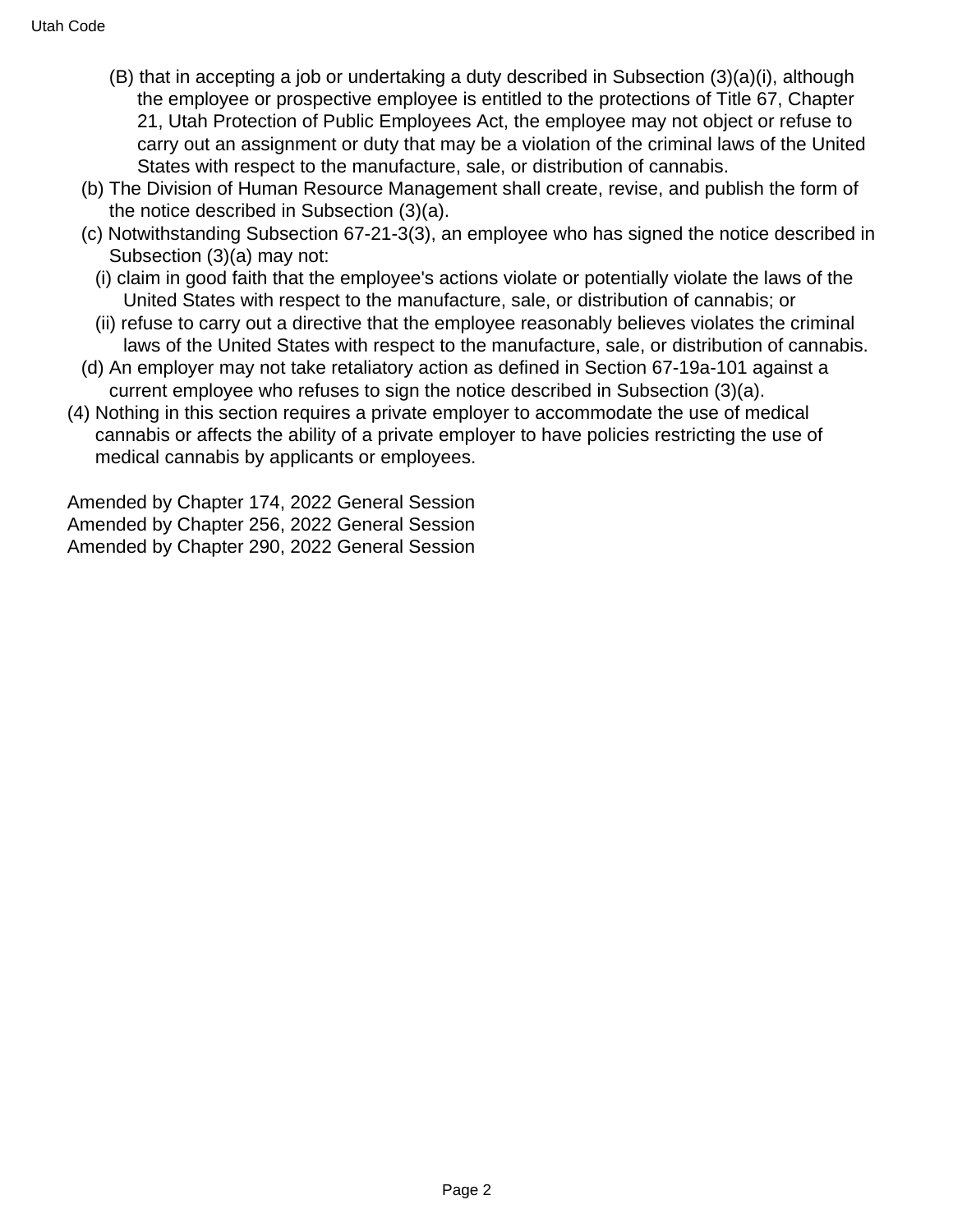(B) that in accepting a job or undertaking a duty described in Subsection (3)(a)(i), although the employee or prospective employee is entitled to the protections of Title 67, Chapter 21, Utah Protection of Public Employees Act, the employee may not object or refuse to carry out an assignment or duty that may be a violation of the criminal laws of the United States with respect to the manufacture, sale, or distribution of cannabis.

(b) The Division of Human Resource Management shall create, revise, and publish the form of the notice described in Subsection (3)(a).

(c) Notwithstanding Subsection 67-21-3(3), an employee who has signed the notice described in Subsection (3)(a) may not:

(i) claim in good faith that the employee's actions violate or potentially violate the laws of the United States with respect to the manufacture, sale, or distribution of cannabis; or

(ii) refuse to carry out a directive that the employee reasonably believes violates the criminal laws of the United States with respect to the manufacture, sale, or distribution of cannabis.

(d) An employer may not take retaliatory action as defined in Section 67-19a-101 against a current employee who refuses to sign the notice described in Subsection (3)(a).

(4) Nothing in this section requires a private employer to accommodate the use of medical cannabis or affects the ability of a private employer to have policies restricting the use of medical cannabis by applicants or employees.

Amended by Chapter 174, 2022 General Session
Amended by Chapter 256, 2022 General Session
Amended by Chapter 290, 2022 General Session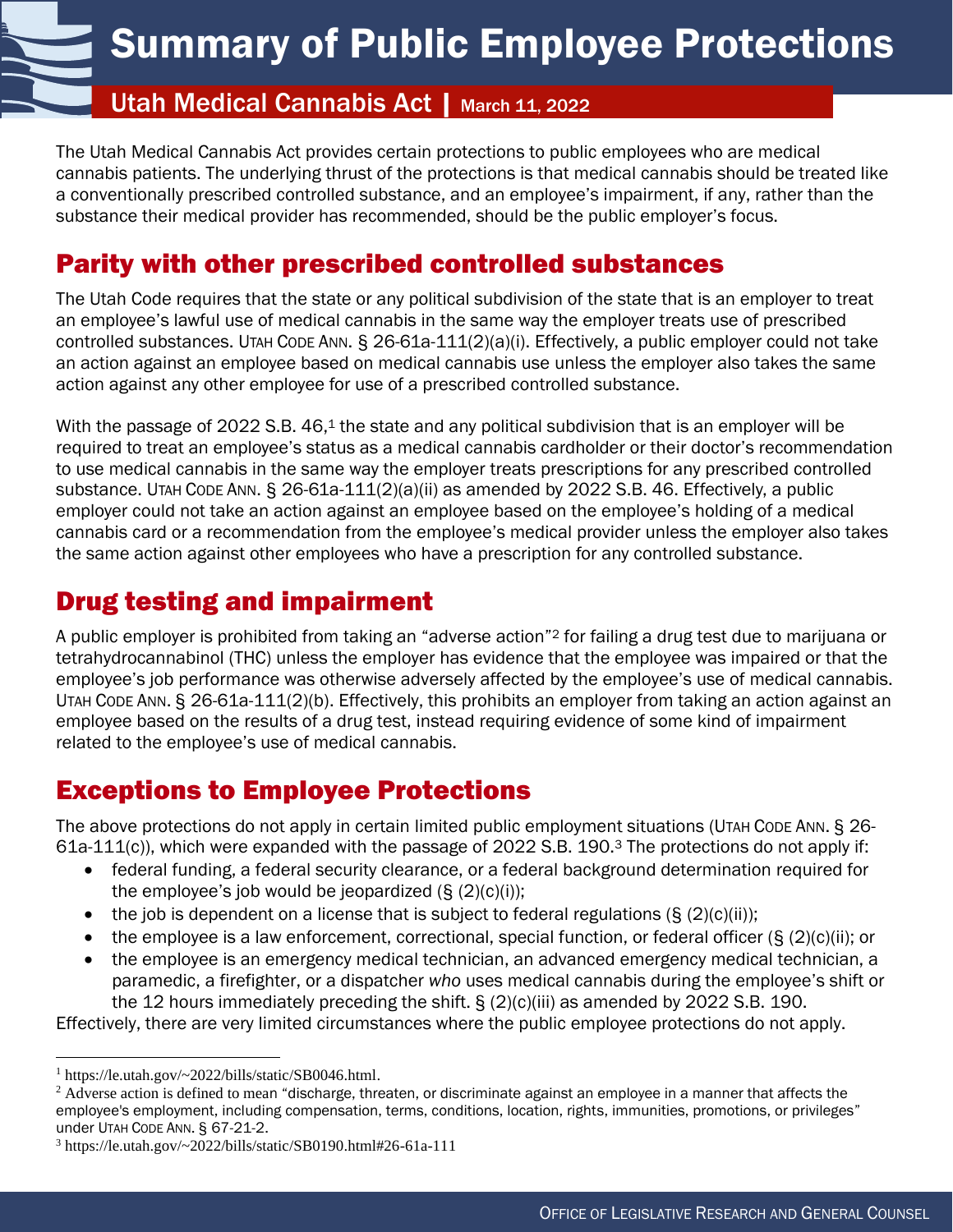# Summary of Public Employee Protections

## Utah Medical Cannabis Act | March 11, 2022

The Utah Medical Cannabis Act provides certain protections to public employees who are medical cannabis patients. The underlying thrust of the protections is that medical cannabis should be treated like a conventionally prescribed controlled substance, and an employee's impairment, if any, rather than the substance their medical provider has recommended, should be the public employer's focus.

## Parity with other prescribed controlled substances

The Utah Code requires that the state or any political subdivision of the state that is an employer to treat an employee's lawful use of medical cannabis in the same way the employer treats use of prescribed controlled substances. UTAH CODE ANN. § 26-61a-111(2)(a)(i). Effectively, a public employer could not take an action against an employee based on medical cannabis use unless the employer also takes the same action against any other employee for use of a prescribed controlled substance.

With the passage of 2022 S.B. 46,[1] the state and any political subdivision that is an employer will be required to treat an employee's status as a medical cannabis cardholder or their doctor's recommendation to use medical cannabis in the same way the employer treats prescriptions for any prescribed controlled substance. UTAH CODE ANN. § 26-61a-111(2)(a)(ii) as amended by 2022 S.B. 46. Effectively, a public employer could not take an action against an employee based on the employee's holding of a medical cannabis card or a recommendation from the employee's medical provider unless the employer also takes the same action against other employees who have a prescription for any controlled substance.

## Drug testing and impairment

A public employer is prohibited from taking an "adverse action"[2] for failing a drug test due to marijuana or tetrahydrocannabinol (THC) unless the employer has evidence that the employee was impaired or that the employee's job performance was otherwise adversely affected by the employee's use of medical cannabis. UTAH CODE ANN. § 26-61a-111(2)(b). Effectively, this prohibits an employer from taking an action against an employee based on the results of a drug test, instead requiring evidence of some kind of impairment related to the employee's use of medical cannabis.

## Exceptions to Employee Protections

The above protections do not apply in certain limited public employment situations (UTAH CODE ANN. § 26-61a-111(c)), which were expanded with the passage of 2022 S.B. 190.[3] The protections do not apply if:

- federal funding, a federal security clearance, or a federal background determination required for the employee's job would be jeopardized (§ (2)(c)(i));
- the job is dependent on a license that is subject to federal regulations (§ (2)(c)(ii));
- the employee is a law enforcement, correctional, special function, or federal officer (§ (2)(c)(ii); or
- the employee is an emergency medical technician, an advanced emergency medical technician, a paramedic, a firefighter, or a dispatcher *who* uses medical cannabis during the employee's shift or the 12 hours immediately preceding the shift. § (2)(c)(iii) as amended by 2022 S.B. 190.

Effectively, there are very limited circumstances where the public employee protections do not apply.

---

[1] https://le.utah.gov/~2022/bills/static/SB0046.html.

[2] Adverse action is defined to mean "discharge, threaten, or discriminate against an employee in a manner that affects the employee's employment, including compensation, terms, conditions, location, rights, immunities, promotions, or privileges" under UTAH CODE ANN. § 67-21-2.

[3] https://le.utah.gov/~2022/bills/static/SB0190.html#26-61a-111

OFFICE OF LEGISLATIVE RESEARCH AND GENERAL COUNSEL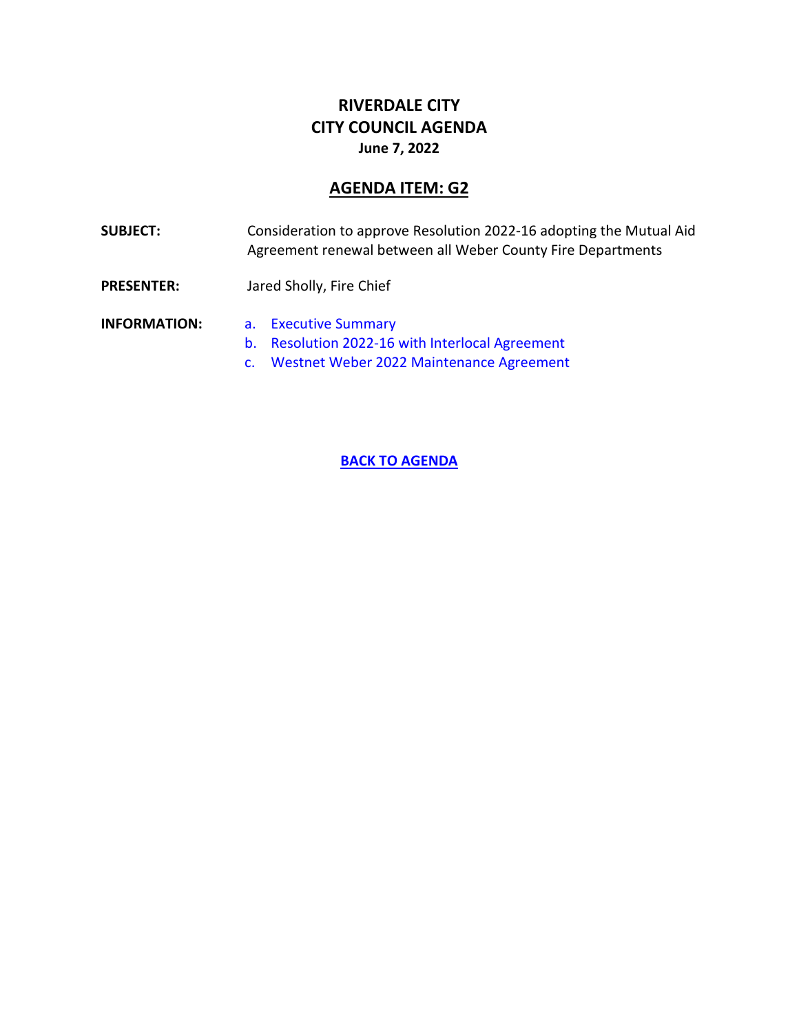# RIVERDALE CITY
# CITY COUNCIL AGENDA
**June 7, 2022**

## AGENDA ITEM: G2

**SUBJECT:** Consideration to approve Resolution 2022-16 adopting the Mutual Aid Agreement renewal between all Weber County Fire Departments

**PRESENTER:** Jared Sholly, Fire Chief

**INFORMATION:**

a. Executive Summary
b. Resolution 2022-16 with Interlocal Agreement
c. Westnet Weber 2022 Maintenance Agreement

**BACK TO AGENDA**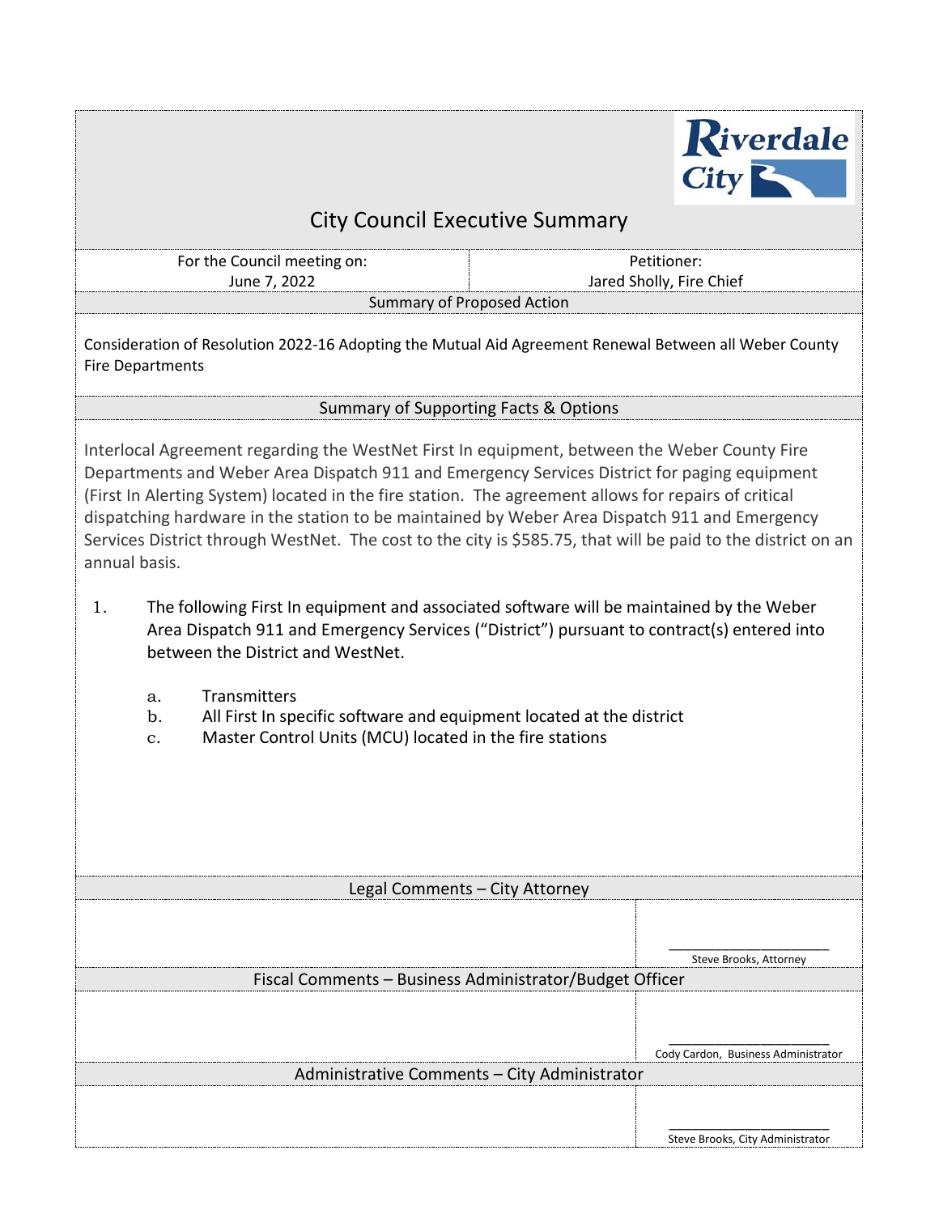Riverdale City

# City Council Executive Summary

| For the Council meeting on: | Petitioner: |
|---|---|
| June 7, 2022 | Jared Sholly, Fire Chief |

## Summary of Proposed Action

Consideration of Resolution 2022-16 Adopting the Mutual Aid Agreement Renewal Between all Weber County Fire Departments

## Summary of Supporting Facts & Options

Interlocal Agreement regarding the WestNet First In equipment, between the Weber County Fire Departments and Weber Area Dispatch 911 and Emergency Services District for paging equipment (First In Alerting System) located in the fire station. The agreement allows for repairs of critical dispatching hardware in the station to be maintained by Weber Area Dispatch 911 and Emergency Services District through WestNet. The cost to the city is $585.75, that will be paid to the district on an annual basis.

1. The following First In equipment and associated software will be maintained by the Weber Area Dispatch 911 and Emergency Services ("District") pursuant to contract(s) entered into between the District and WestNet.
   a. Transmitters
   b. All First In specific software and equipment located at the district
   c. Master Control Units (MCU) located in the fire stations

## Legal Comments – City Attorney

_____________________
Steve Brooks, Attorney

## Fiscal Comments – Business Administrator/Budget Officer

_____________________
Cody Cardon, Business Administrator

## Administrative Comments – City Administrator

_____________________
Steve Brooks, City Administrator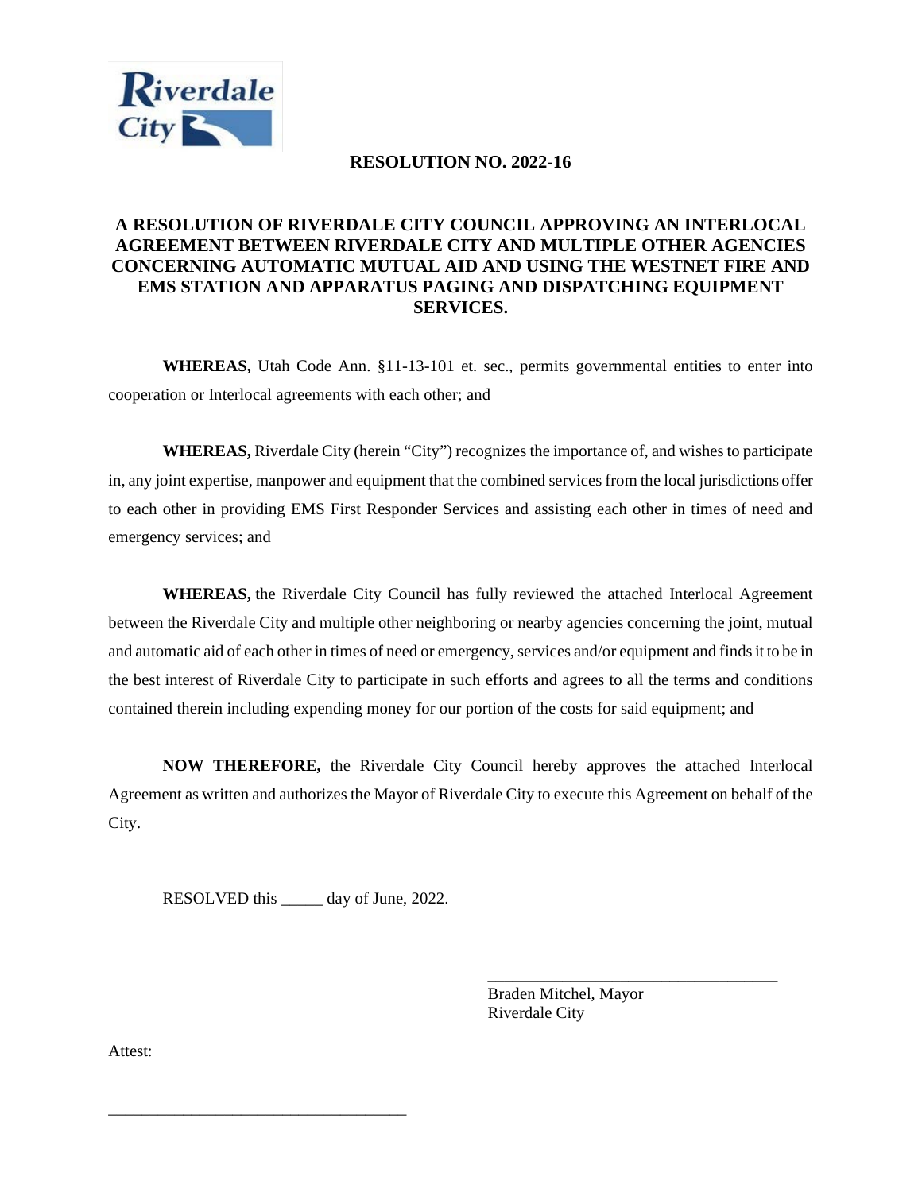# RESOLUTION NO. 2022-16

## A RESOLUTION OF RIVERDALE CITY COUNCIL APPROVING AN INTERLOCAL AGREEMENT BETWEEN RIVERDALE CITY AND MULTIPLE OTHER AGENCIES CONCERNING AUTOMATIC MUTUAL AID AND USING THE WESTNET FIRE AND EMS STATION AND APPARATUS PAGING AND DISPATCHING EQUIPMENT SERVICES.

**WHEREAS,** Utah Code Ann. §11-13-101 et. sec., permits governmental entities to enter into cooperation or Interlocal agreements with each other; and

**WHEREAS,** Riverdale City (herein "City") recognizes the importance of, and wishes to participate in, any joint expertise, manpower and equipment that the combined services from the local jurisdictions offer to each other in providing EMS First Responder Services and assisting each other in times of need and emergency services; and

**WHEREAS,** the Riverdale City Council has fully reviewed the attached Interlocal Agreement between the Riverdale City and multiple other neighboring or nearby agencies concerning the joint, mutual and automatic aid of each other in times of need or emergency, services and/or equipment and finds it to be in the best interest of Riverdale City to participate in such efforts and agrees to all the terms and conditions contained therein including expending money for our portion of the costs for said equipment; and

**NOW THEREFORE,** the Riverdale City Council hereby approves the attached Interlocal Agreement as written and authorizes the Mayor of Riverdale City to execute this Agreement on behalf of the City.

RESOLVED this _____ day of June, 2022.

____________________________________
Braden Mitchel, Mayor
Riverdale City

Attest:

____________________________________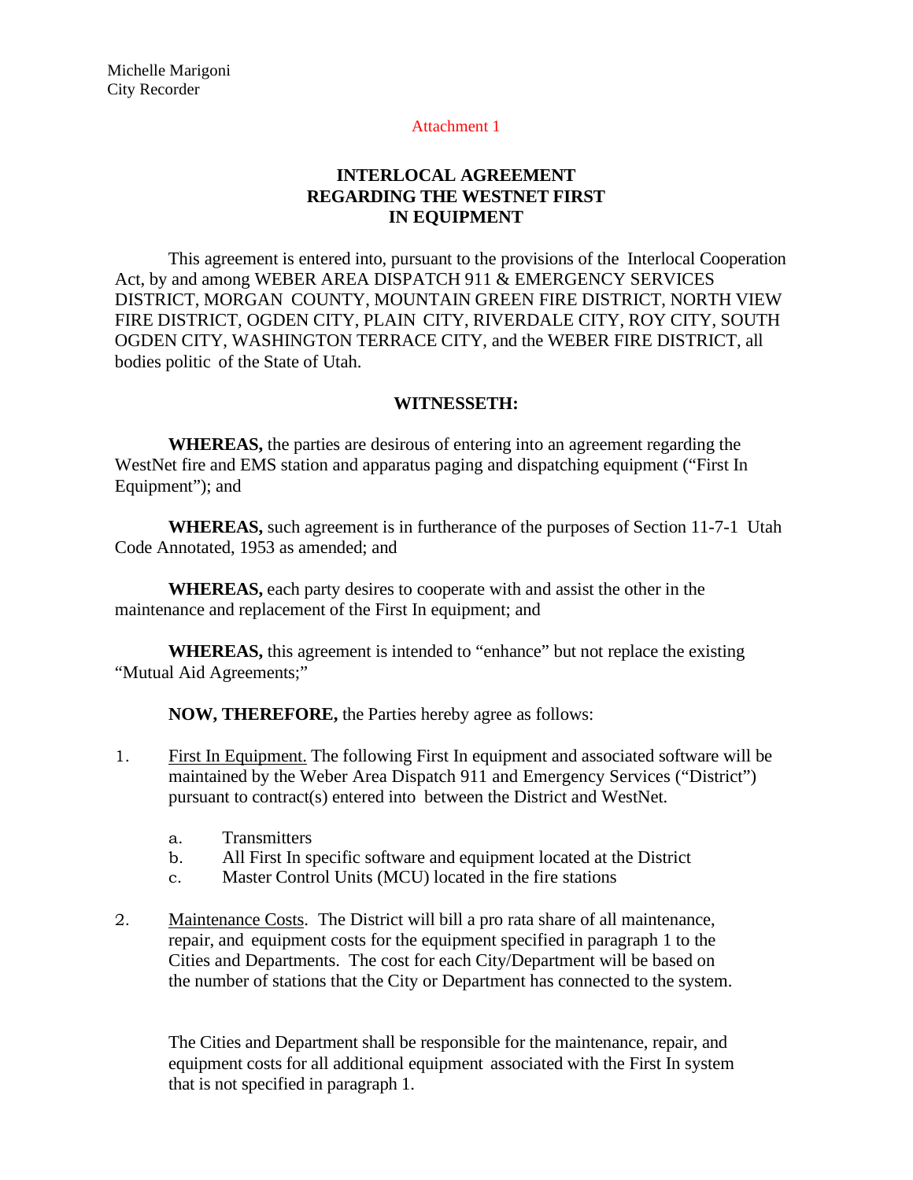Michelle Marigoni
City Recorder

Attachment 1

# INTERLOCAL AGREEMENT REGARDING THE WESTNET FIRST IN EQUIPMENT

This agreement is entered into, pursuant to the provisions of the Interlocal Cooperation Act, by and among WEBER AREA DISPATCH 911 & EMERGENCY SERVICES DISTRICT, MORGAN COUNTY, MOUNTAIN GREEN FIRE DISTRICT, NORTH VIEW FIRE DISTRICT, OGDEN CITY, PLAIN CITY, RIVERDALE CITY, ROY CITY, SOUTH OGDEN CITY, WASHINGTON TERRACE CITY, and the WEBER FIRE DISTRICT, all bodies politic of the State of Utah.

## WITNESSETH:

**WHEREAS,** the parties are desirous of entering into an agreement regarding the WestNet fire and EMS station and apparatus paging and dispatching equipment ("First In Equipment"); and

**WHEREAS,** such agreement is in furtherance of the purposes of Section 11-7-1 Utah Code Annotated, 1953 as amended; and

**WHEREAS,** each party desires to cooperate with and assist the other in the maintenance and replacement of the First In equipment; and

**WHEREAS,** this agreement is intended to "enhance" but not replace the existing "Mutual Aid Agreements;"

**NOW, THEREFORE,** the Parties hereby agree as follows:

1. First In Equipment. The following First In equipment and associated software will be maintained by the Weber Area Dispatch 911 and Emergency Services ("District") pursuant to contract(s) entered into between the District and WestNet.

   a. Transmitters
   b. All First In specific software and equipment located at the District
   c. Master Control Units (MCU) located in the fire stations

2. Maintenance Costs. The District will bill a pro rata share of all maintenance, repair, and equipment costs for the equipment specified in paragraph 1 to the Cities and Departments. The cost for each City/Department will be based on the number of stations that the City or Department has connected to the system.

   The Cities and Department shall be responsible for the maintenance, repair, and equipment costs for all additional equipment associated with the First In system that is not specified in paragraph 1.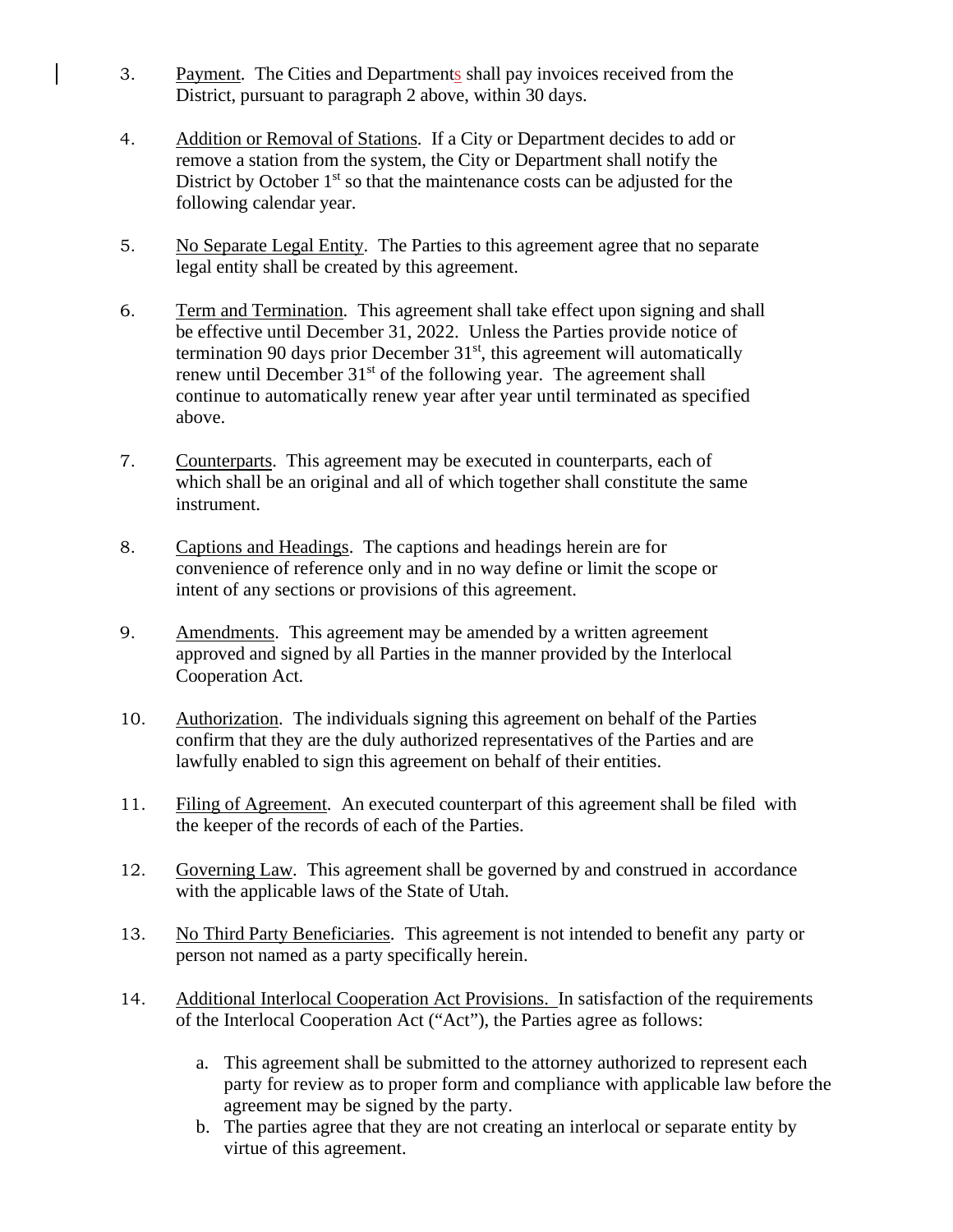3. Payment. The Cities and Departments shall pay invoices received from the District, pursuant to paragraph 2 above, within 30 days.

4. Addition or Removal of Stations. If a City or Department decides to add or remove a station from the system, the City or Department shall notify the District by October 1st so that the maintenance costs can be adjusted for the following calendar year.

5. No Separate Legal Entity. The Parties to this agreement agree that no separate legal entity shall be created by this agreement.

6. Term and Termination. This agreement shall take effect upon signing and shall be effective until December 31, 2022. Unless the Parties provide notice of termination 90 days prior December 31st, this agreement will automatically renew until December 31st of the following year. The agreement shall continue to automatically renew year after year until terminated as specified above.

7. Counterparts. This agreement may be executed in counterparts, each of which shall be an original and all of which together shall constitute the same instrument.

8. Captions and Headings. The captions and headings herein are for convenience of reference only and in no way define or limit the scope or intent of any sections or provisions of this agreement.

9. Amendments. This agreement may be amended by a written agreement approved and signed by all Parties in the manner provided by the Interlocal Cooperation Act.

10. Authorization. The individuals signing this agreement on behalf of the Parties confirm that they are the duly authorized representatives of the Parties and are lawfully enabled to sign this agreement on behalf of their entities.

11. Filing of Agreement. An executed counterpart of this agreement shall be filed with the keeper of the records of each of the Parties.

12. Governing Law. This agreement shall be governed by and construed in accordance with the applicable laws of the State of Utah.

13. No Third Party Beneficiaries. This agreement is not intended to benefit any party or person not named as a party specifically herein.

14. Additional Interlocal Cooperation Act Provisions. In satisfaction of the requirements of the Interlocal Cooperation Act ("Act"), the Parties agree as follows:

    a. This agreement shall be submitted to the attorney authorized to represent each party for review as to proper form and compliance with applicable law before the agreement may be signed by the party.
    b. The parties agree that they are not creating an interlocal or separate entity by virtue of this agreement.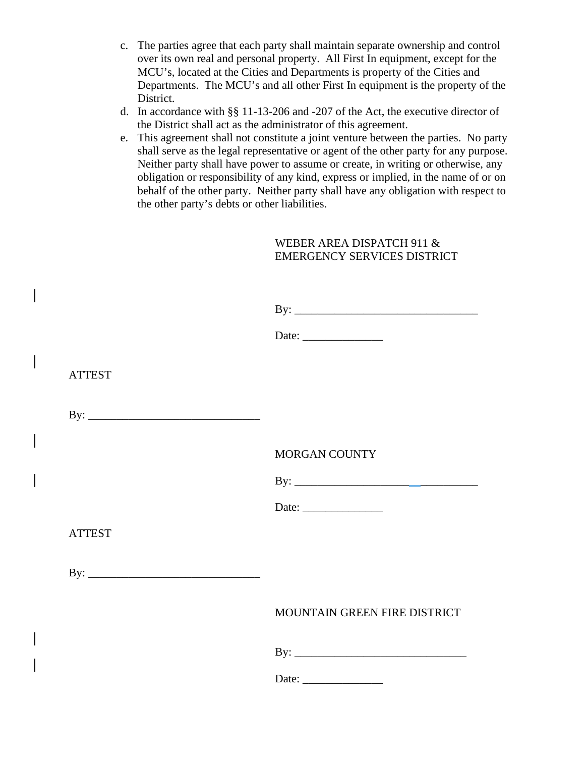c. The parties agree that each party shall maintain separate ownership and control over its own real and personal property. All First In equipment, except for the MCU's, located at the Cities and Departments is property of the Cities and Departments. The MCU's and all other First In equipment is the property of the District.
d. In accordance with §§ 11-13-206 and -207 of the Act, the executive director of the District shall act as the administrator of this agreement.
e. This agreement shall not constitute a joint venture between the parties. No party shall serve as the legal representative or agent of the other party for any purpose. Neither party shall have power to assume or create, in writing or otherwise, any obligation or responsibility of any kind, express or implied, in the name of or on behalf of the other party. Neither party shall have any obligation with respect to the other party's debts or other liabilities.

WEBER AREA DISPATCH 911 &
EMERGENCY SERVICES DISTRICT

By: ________________________________

Date: ______________

ATTEST

By: ______________________________

MORGAN COUNTY

By: ________________________________

Date: ______________

ATTEST

By: ______________________________

MOUNTAIN GREEN FIRE DISTRICT

By: ______________________________

Date: ______________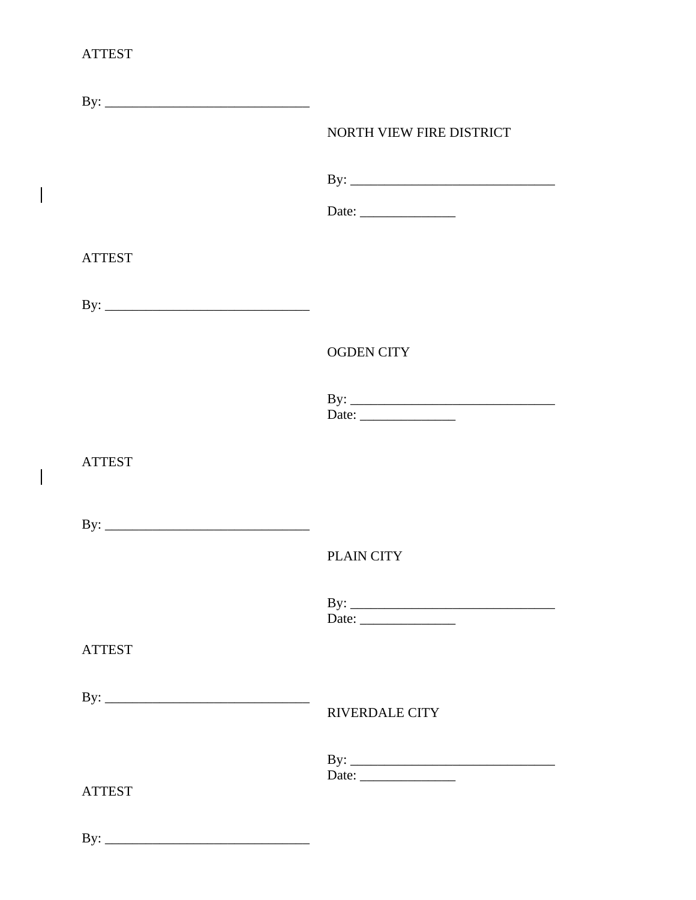ATTEST

By: ______________________________

NORTH VIEW FIRE DISTRICT

By: ______________________________

Date: ______________

ATTEST

By: ______________________________

OGDEN CITY

By: ______________________________
Date: ______________

ATTEST

By: ______________________________

PLAIN CITY

By: ______________________________
Date: ______________

ATTEST

By: ______________________________

RIVERDALE CITY

By: ______________________________
Date: ______________

ATTEST

By: ______________________________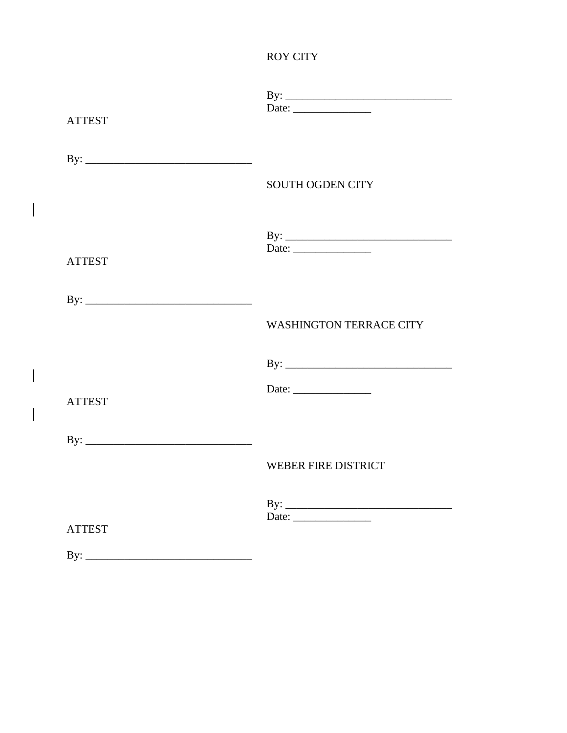ROY CITY

By: ______________________________
Date: ______________

ATTEST

By: ______________________________

SOUTH OGDEN CITY

By: ______________________________
Date: ______________

ATTEST

By: ______________________________

WASHINGTON TERRACE CITY

By: ______________________________

Date: ______________

ATTEST

By: ______________________________

WEBER FIRE DISTRICT

By: ______________________________
Date: ______________

ATTEST

By: ______________________________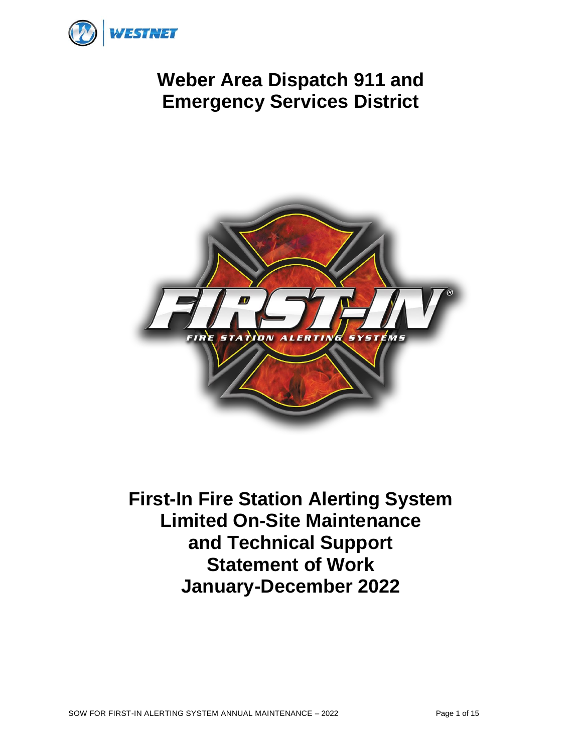# Weber Area Dispatch 911 and Emergency Services District

# First-In Fire Station Alerting System Limited On-Site Maintenance and Technical Support Statement of Work January-December 2022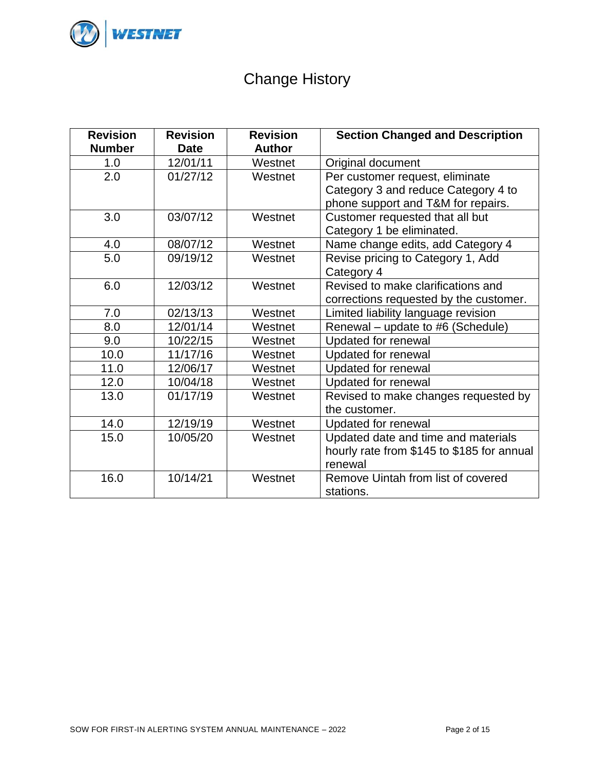# Change History

| Revision Number | Revision Date | Revision Author | Section Changed and Description |
|---|---|---|---|
| 1.0 | 12/01/11 | Westnet | Original document |
| 2.0 | 01/27/12 | Westnet | Per customer request, eliminate Category 3 and reduce Category 4 to phone support and T&M for repairs. |
| 3.0 | 03/07/12 | Westnet | Customer requested that all but Category 1 be eliminated. |
| 4.0 | 08/07/12 | Westnet | Name change edits, add Category 4 |
| 5.0 | 09/19/12 | Westnet | Revise pricing to Category 1, Add Category 4 |
| 6.0 | 12/03/12 | Westnet | Revised to make clarifications and corrections requested by the customer. |
| 7.0 | 02/13/13 | Westnet | Limited liability language revision |
| 8.0 | 12/01/14 | Westnet | Renewal – update to #6 (Schedule) |
| 9.0 | 10/22/15 | Westnet | Updated for renewal |
| 10.0 | 11/17/16 | Westnet | Updated for renewal |
| 11.0 | 12/06/17 | Westnet | Updated for renewal |
| 12.0 | 10/04/18 | Westnet | Updated for renewal |
| 13.0 | 01/17/19 | Westnet | Revised to make changes requested by the customer. |
| 14.0 | 12/19/19 | Westnet | Updated for renewal |
| 15.0 | 10/05/20 | Westnet | Updated date and time and materials hourly rate from $145 to $185 for annual renewal |
| 16.0 | 10/14/21 | Westnet | Remove Uintah from list of covered stations. |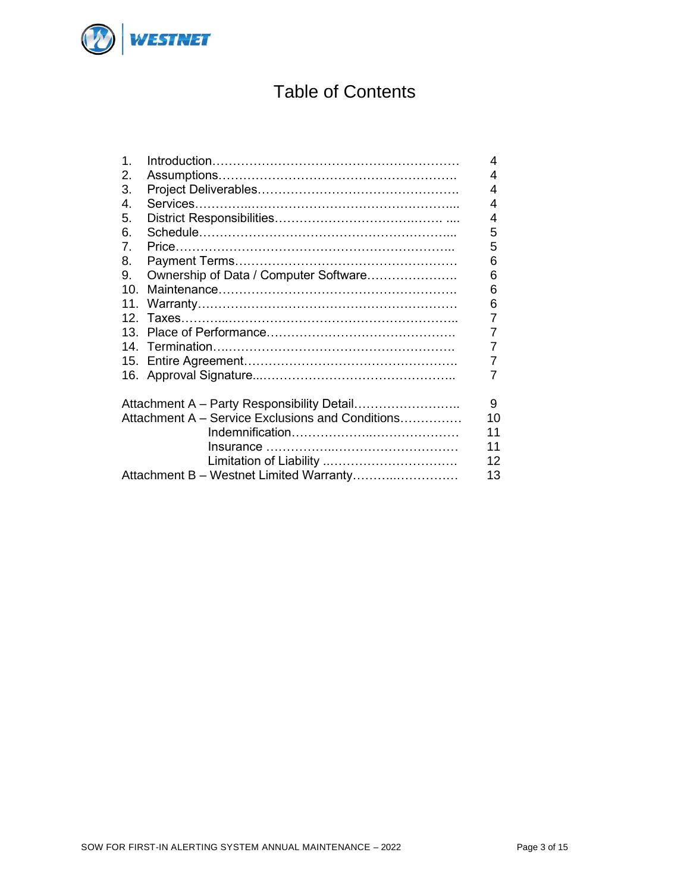# Table of Contents

| | | |
|---|---|---|
| 1. | Introduction | 4 |
| 2. | Assumptions | 4 |
| 3. | Project Deliverables | 4 |
| 4. | Services | 4 |
| 5. | District Responsibilities | 4 |
| 6. | Schedule | 5 |
| 7. | Price | 5 |
| 8. | Payment Terms | 6 |
| 9. | Ownership of Data / Computer Software | 6 |
| 10. | Maintenance | 6 |
| 11. | Warranty | 6 |
| 12. | Taxes | 7 |
| 13. | Place of Performance | 7 |
| 14. | Termination | 7 |
| 15. | Entire Agreement | 7 |
| 16. | Approval Signature | 7 |

| | |
|---|---|
| Attachment A – Party Responsibility Detail | 9 |
| Attachment A – Service Exclusions and Conditions | 10 |
| Indemnification | 11 |
| Insurance | 11 |
| Limitation of Liability | 12 |
| Attachment B – Westnet Limited Warranty | 13 |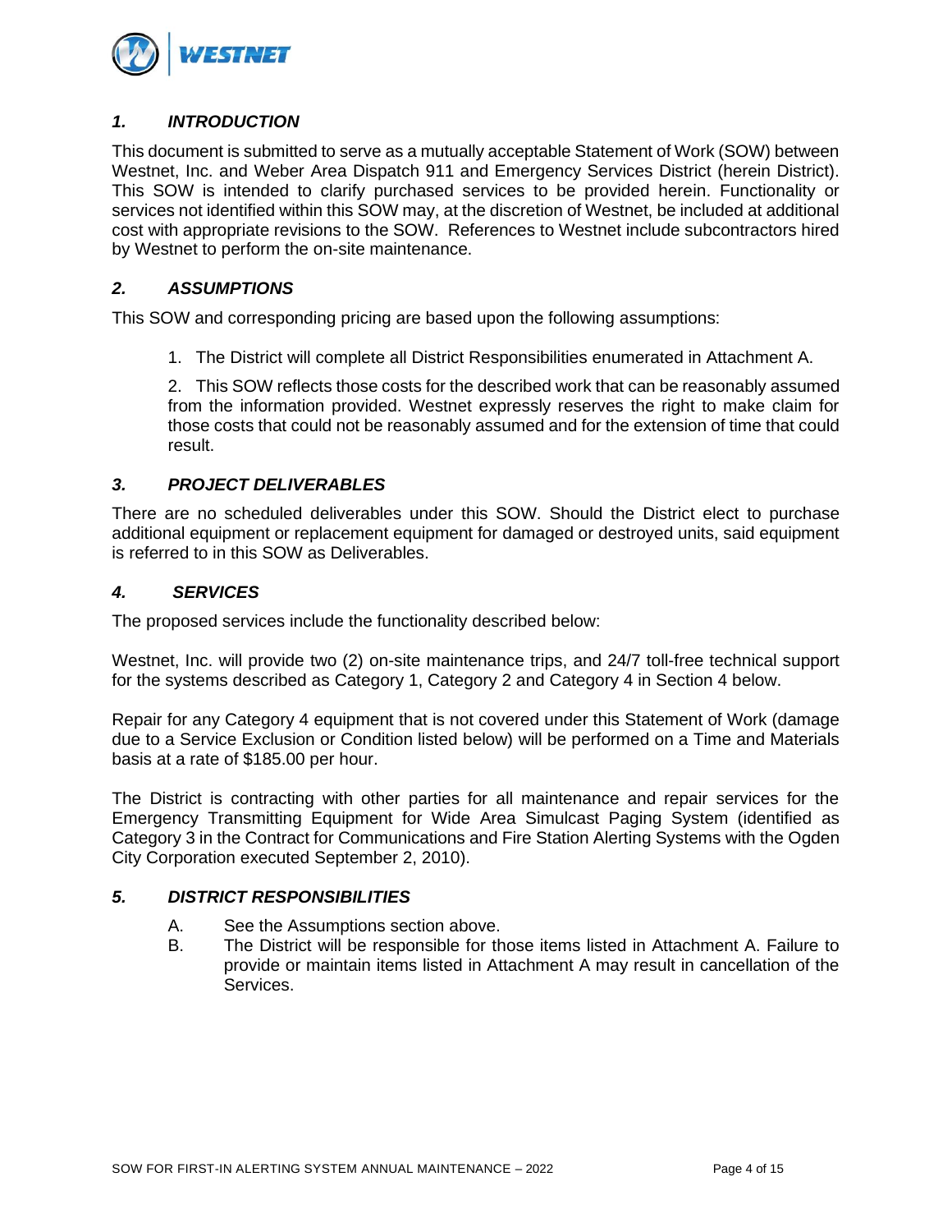## *1. INTRODUCTION*

This document is submitted to serve as a mutually acceptable Statement of Work (SOW) between Westnet, Inc. and Weber Area Dispatch 911 and Emergency Services District (herein District). This SOW is intended to clarify purchased services to be provided herein. Functionality or services not identified within this SOW may, at the discretion of Westnet, be included at additional cost with appropriate revisions to the SOW. References to Westnet include subcontractors hired by Westnet to perform the on-site maintenance.

## *2. ASSUMPTIONS*

This SOW and corresponding pricing are based upon the following assumptions:

1. The District will complete all District Responsibilities enumerated in Attachment A.

2. This SOW reflects those costs for the described work that can be reasonably assumed from the information provided. Westnet expressly reserves the right to make claim for those costs that could not be reasonably assumed and for the extension of time that could result.

## *3. PROJECT DELIVERABLES*

There are no scheduled deliverables under this SOW. Should the District elect to purchase additional equipment or replacement equipment for damaged or destroyed units, said equipment is referred to in this SOW as Deliverables.

## *4. SERVICES*

The proposed services include the functionality described below:

Westnet, Inc. will provide two (2) on-site maintenance trips, and 24/7 toll-free technical support for the systems described as Category 1, Category 2 and Category 4 in Section 4 below.

Repair for any Category 4 equipment that is not covered under this Statement of Work (damage due to a Service Exclusion or Condition listed below) will be performed on a Time and Materials basis at a rate of $185.00 per hour.

The District is contracting with other parties for all maintenance and repair services for the Emergency Transmitting Equipment for Wide Area Simulcast Paging System (identified as Category 3 in the Contract for Communications and Fire Station Alerting Systems with the Ogden City Corporation executed September 2, 2010).

## *5. DISTRICT RESPONSIBILITIES*

A. See the Assumptions section above.

B. The District will be responsible for those items listed in Attachment A. Failure to provide or maintain items listed in Attachment A may result in cancellation of the Services.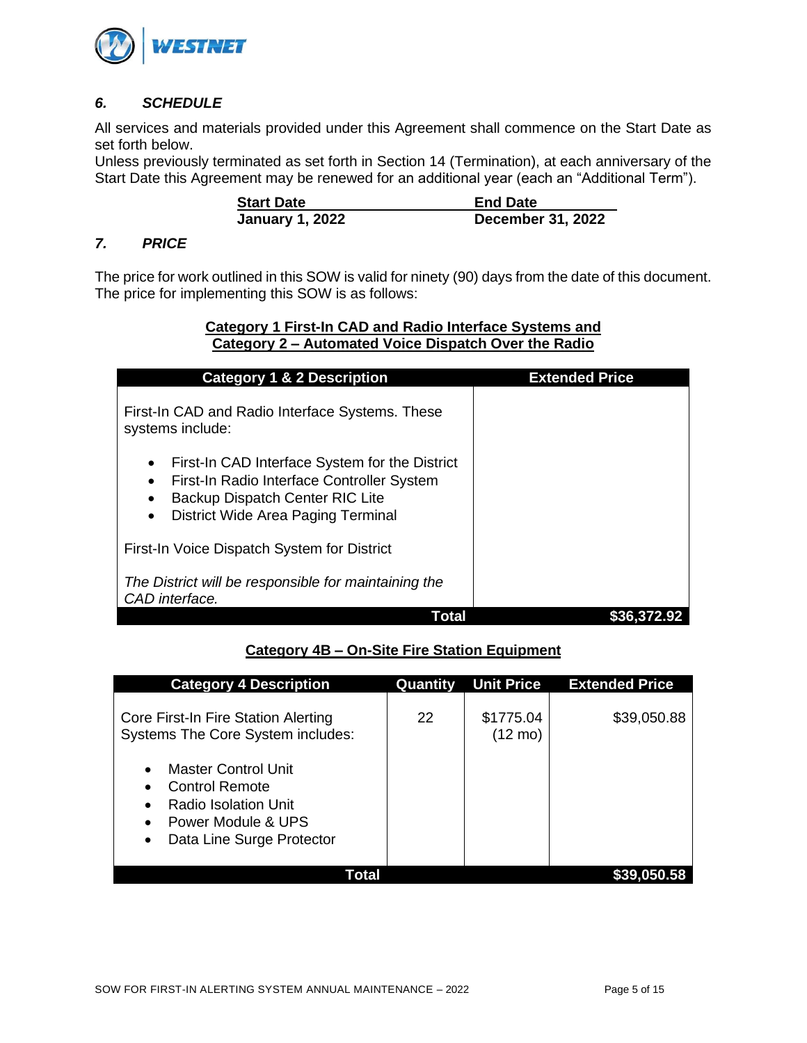## *6. SCHEDULE*

All services and materials provided under this Agreement shall commence on the Start Date as set forth below.

Unless previously terminated as set forth in Section 14 (Termination), at each anniversary of the Start Date this Agreement may be renewed for an additional year (each an "Additional Term").

| **Start Date** | **End Date** |
|---|---|
| **January 1, 2022** | **December 31, 2022** |

## *7. PRICE*

The price for work outlined in this SOW is valid for ninety (90) days from the date of this document. The price for implementing this SOW is as follows:

**Category 1 First-In CAD and Radio Interface Systems and Category 2 – Automated Voice Dispatch Over the Radio**

| Category 1 & 2 Description | Extended Price |
|---|---|
| First-In CAD and Radio Interface Systems. These systems include:<br><br>• First-In CAD Interface System for the District<br>• First-In Radio Interface Controller System<br>• Backup Dispatch Center RIC Lite<br>• District Wide Area Paging Terminal<br><br>First-In Voice Dispatch System for District<br><br>*The District will be responsible for maintaining the CAD interface.* | |
| **Total** | **$36,372.92** |

**Category 4B – On-Site Fire Station Equipment**

| Category 4 Description | Quantity | Unit Price | Extended Price |
|---|---|---|---|
| Core First-In Fire Station Alerting Systems The Core System includes:<br><br>• Master Control Unit<br>• Control Remote<br>• Radio Isolation Unit<br>• Power Module & UPS<br>• Data Line Surge Protector | 22 | $1775.04 (12 mo) | $39,050.88 |
| **Total** | | | **$39,050.58** |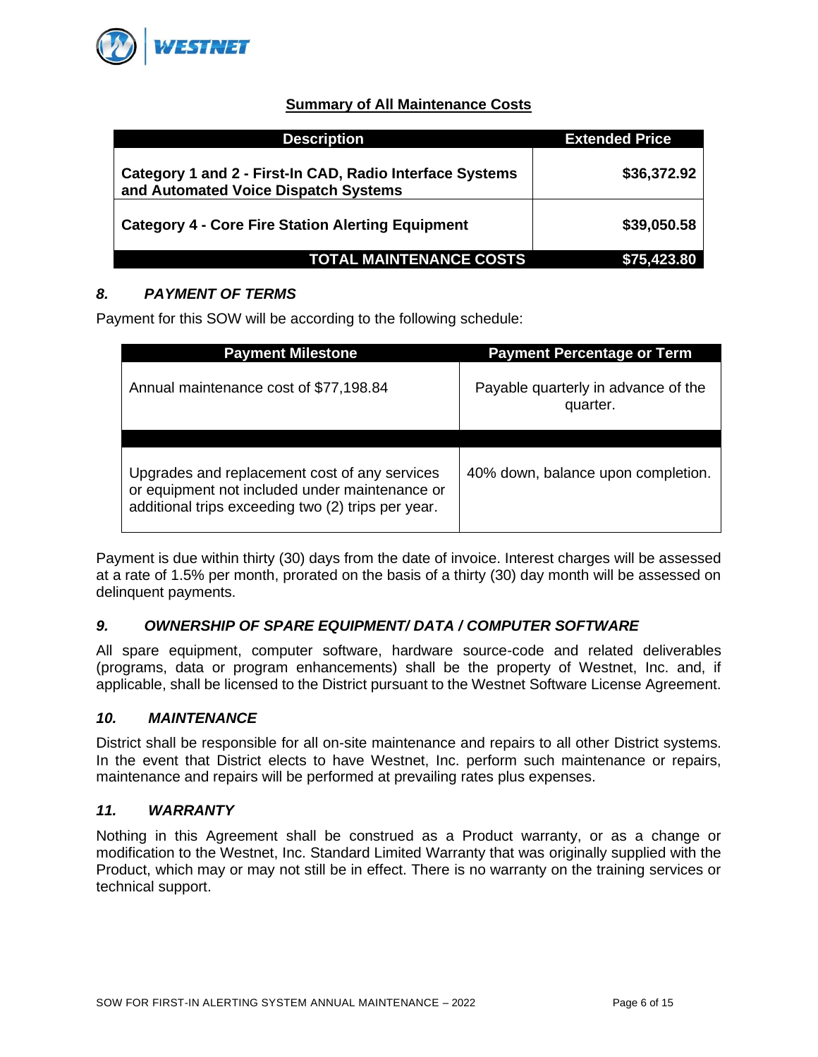**Summary of All Maintenance Costs**

| Description | Extended Price |
|---|---|
| **Category 1 and 2 - First-In CAD, Radio Interface Systems and Automated Voice Dispatch Systems** | **$36,372.92** |
| **Category 4 - Core Fire Station Alerting Equipment** | **$39,050.58** |
| **TOTAL MAINTENANCE COSTS** | **$75,423.80** |

### *8. PAYMENT OF TERMS*

Payment for this SOW will be according to the following schedule:

| Payment Milestone | Payment Percentage or Term |
|---|---|
| Annual maintenance cost of $77,198.84 | Payable quarterly in advance of the quarter. |
| | |
| Upgrades and replacement cost of any services or equipment not included under maintenance or additional trips exceeding two (2) trips per year. | 40% down, balance upon completion. |

Payment is due within thirty (30) days from the date of invoice. Interest charges will be assessed at a rate of 1.5% per month, prorated on the basis of a thirty (30) day month will be assessed on delinquent payments.

### *9. OWNERSHIP OF SPARE EQUIPMENT/ DATA / COMPUTER SOFTWARE*

All spare equipment, computer software, hardware source-code and related deliverables (programs, data or program enhancements) shall be the property of Westnet, Inc. and, if applicable, shall be licensed to the District pursuant to the Westnet Software License Agreement.

### *10. MAINTENANCE*

District shall be responsible for all on-site maintenance and repairs to all other District systems. In the event that District elects to have Westnet, Inc. perform such maintenance or repairs, maintenance and repairs will be performed at prevailing rates plus expenses.

### *11. WARRANTY*

Nothing in this Agreement shall be construed as a Product warranty, or as a change or modification to the Westnet, Inc. Standard Limited Warranty that was originally supplied with the Product, which may or may not still be in effect. There is no warranty on the training services or technical support.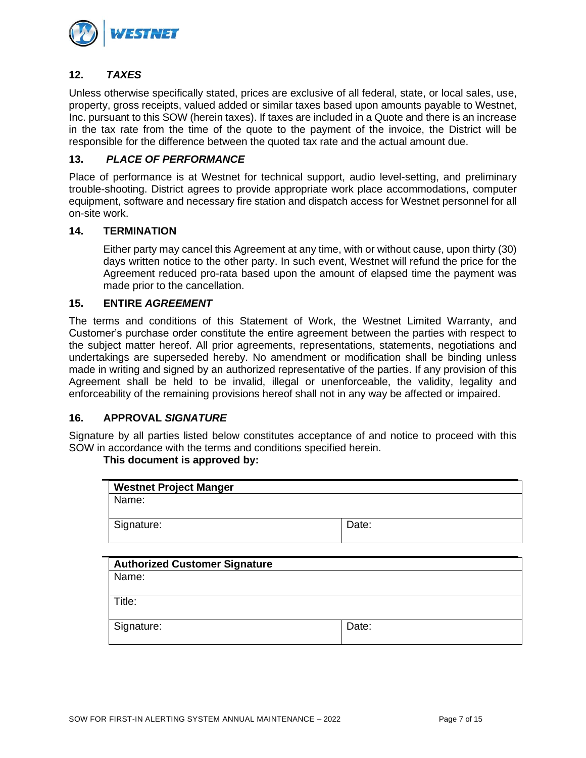## 12. *TAXES*

Unless otherwise specifically stated, prices are exclusive of all federal, state, or local sales, use, property, gross receipts, valued added or similar taxes based upon amounts payable to Westnet, Inc. pursuant to this SOW (herein taxes). If taxes are included in a Quote and there is an increase in the tax rate from the time of the quote to the payment of the invoice, the District will be responsible for the difference between the quoted tax rate and the actual amount due.

## 13. *PLACE OF PERFORMANCE*

Place of performance is at Westnet for technical support, audio level-setting, and preliminary trouble-shooting. District agrees to provide appropriate work place accommodations, computer equipment, software and necessary fire station and dispatch access for Westnet personnel for all on-site work.

## 14. TERMINATION

Either party may cancel this Agreement at any time, with or without cause, upon thirty (30) days written notice to the other party. In such event, Westnet will refund the price for the Agreement reduced pro-rata based upon the amount of elapsed time the payment was made prior to the cancellation.

## 15. ENTIRE *AGREEMENT*

The terms and conditions of this Statement of Work, the Westnet Limited Warranty, and Customer's purchase order constitute the entire agreement between the parties with respect to the subject matter hereof. All prior agreements, representations, statements, negotiations and undertakings are superseded hereby. No amendment or modification shall be binding unless made in writing and signed by an authorized representative of the parties. If any provision of this Agreement shall be held to be invalid, illegal or unenforceable, the validity, legality and enforceability of the remaining provisions hereof shall not in any way be affected or impaired.

## 16. APPROVAL *SIGNATURE*

Signature by all parties listed below constitutes acceptance of and notice to proceed with this SOW in accordance with the terms and conditions specified herein.

**This document is approved by:**

| **Westnet Project Manger** | |
|---|---|
| Name: | |
| Signature: | Date: |

| **Authorized Customer Signature** | |
|---|---|
| Name: | |
| Title: | |
| Signature: | Date: |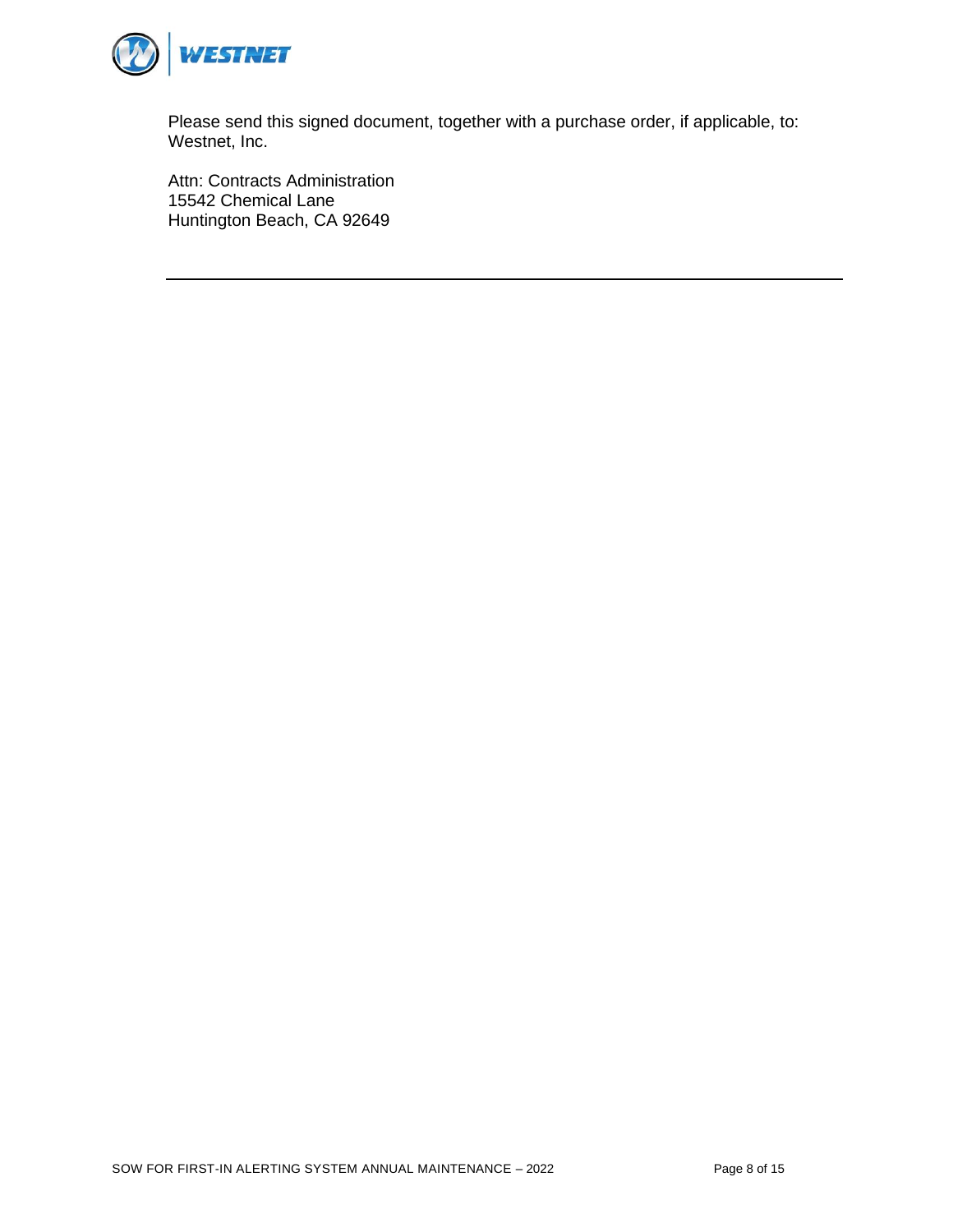Please send this signed document, together with a purchase order, if applicable, to:
Westnet, Inc.

Attn: Contracts Administration
15542 Chemical Lane
Huntington Beach, CA 92649

---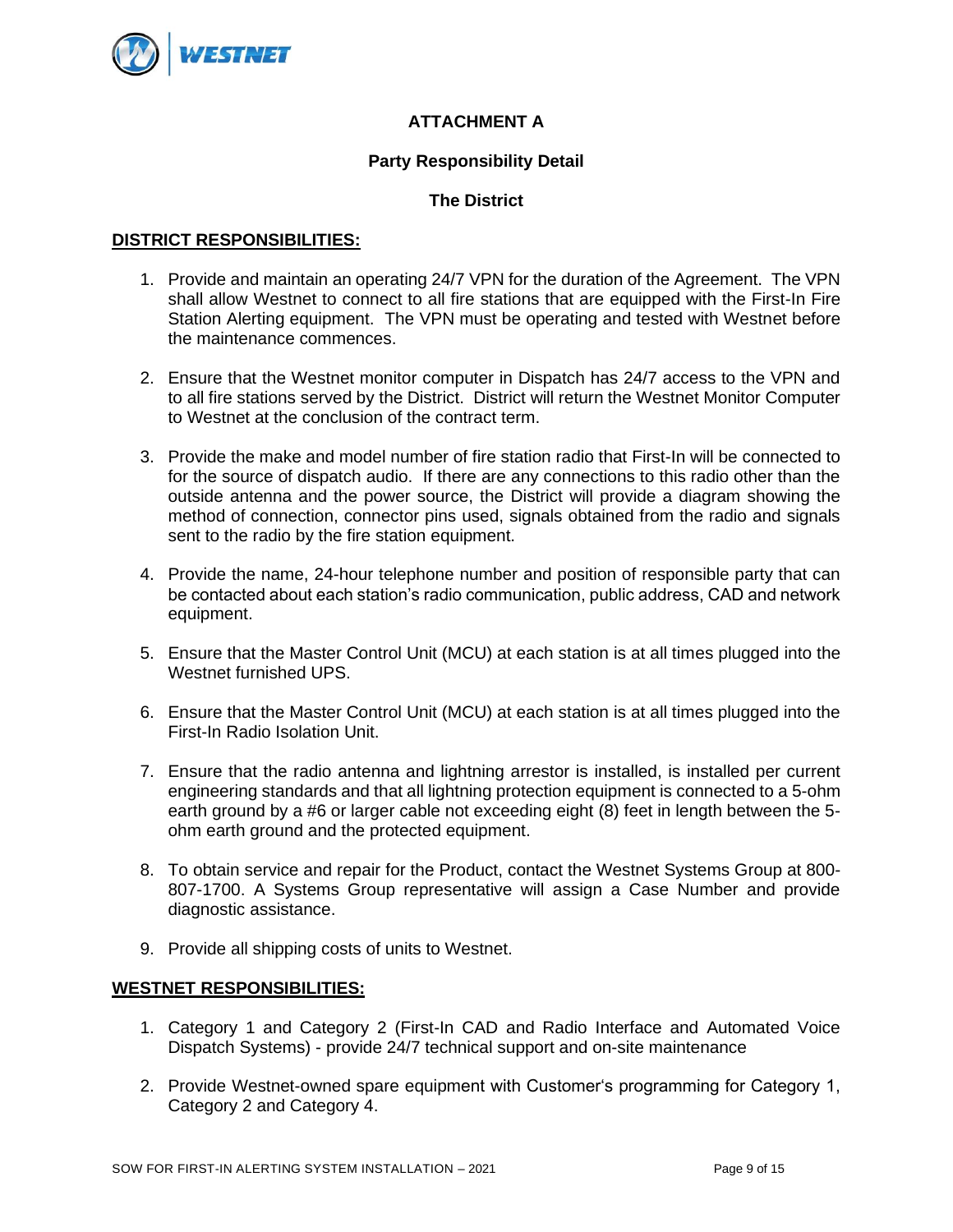# ATTACHMENT A

## Party Responsibility Detail

## The District

**DISTRICT RESPONSIBILITIES:**

1. Provide and maintain an operating 24/7 VPN for the duration of the Agreement. The VPN shall allow Westnet to connect to all fire stations that are equipped with the First-In Fire Station Alerting equipment. The VPN must be operating and tested with Westnet before the maintenance commences.

2. Ensure that the Westnet monitor computer in Dispatch has 24/7 access to the VPN and to all fire stations served by the District. District will return the Westnet Monitor Computer to Westnet at the conclusion of the contract term.

3. Provide the make and model number of fire station radio that First-In will be connected to for the source of dispatch audio. If there are any connections to this radio other than the outside antenna and the power source, the District will provide a diagram showing the method of connection, connector pins used, signals obtained from the radio and signals sent to the radio by the fire station equipment.

4. Provide the name, 24-hour telephone number and position of responsible party that can be contacted about each station's radio communication, public address, CAD and network equipment.

5. Ensure that the Master Control Unit (MCU) at each station is at all times plugged into the Westnet furnished UPS.

6. Ensure that the Master Control Unit (MCU) at each station is at all times plugged into the First-In Radio Isolation Unit.

7. Ensure that the radio antenna and lightning arrestor is installed, is installed per current engineering standards and that all lightning protection equipment is connected to a 5-ohm earth ground by a #6 or larger cable not exceeding eight (8) feet in length between the 5-ohm earth ground and the protected equipment.

8. To obtain service and repair for the Product, contact the Westnet Systems Group at 800-807-1700. A Systems Group representative will assign a Case Number and provide diagnostic assistance.

9. Provide all shipping costs of units to Westnet.

**WESTNET RESPONSIBILITIES:**

1. Category 1 and Category 2 (First-In CAD and Radio Interface and Automated Voice Dispatch Systems) - provide 24/7 technical support and on-site maintenance

2. Provide Westnet-owned spare equipment with Customer's programming for Category 1, Category 2 and Category 4.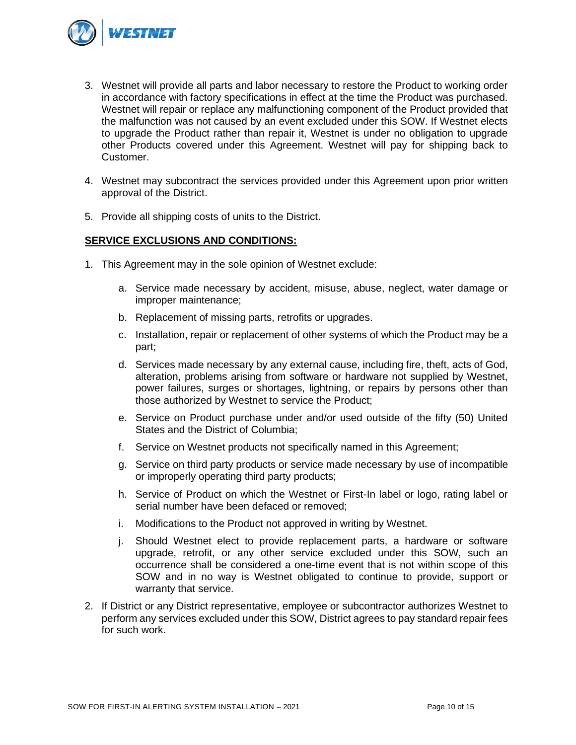3. Westnet will provide all parts and labor necessary to restore the Product to working order in accordance with factory specifications in effect at the time the Product was purchased. Westnet will repair or replace any malfunctioning component of the Product provided that the malfunction was not caused by an event excluded under this SOW. If Westnet elects to upgrade the Product rather than repair it, Westnet is under no obligation to upgrade other Products covered under this Agreement. Westnet will pay for shipping back to Customer.

4. Westnet may subcontract the services provided under this Agreement upon prior written approval of the District.

5. Provide all shipping costs of units to the District.

**SERVICE EXCLUSIONS AND CONDITIONS:**

1. This Agreement may in the sole opinion of Westnet exclude:

    a. Service made necessary by accident, misuse, abuse, neglect, water damage or improper maintenance;

    b. Replacement of missing parts, retrofits or upgrades.

    c. Installation, repair or replacement of other systems of which the Product may be a part;

    d. Services made necessary by any external cause, including fire, theft, acts of God, alteration, problems arising from software or hardware not supplied by Westnet, power failures, surges or shortages, lightning, or repairs by persons other than those authorized by Westnet to service the Product;

    e. Service on Product purchase under and/or used outside of the fifty (50) United States and the District of Columbia;

    f. Service on Westnet products not specifically named in this Agreement;

    g. Service on third party products or service made necessary by use of incompatible or improperly operating third party products;

    h. Service of Product on which the Westnet or First-In label or logo, rating label or serial number have been defaced or removed;

    i. Modifications to the Product not approved in writing by Westnet.

    j. Should Westnet elect to provide replacement parts, a hardware or software upgrade, retrofit, or any other service excluded under this SOW, such an occurrence shall be considered a one-time event that is not within scope of this SOW and in no way is Westnet obligated to continue to provide, support or warranty that service.

2. If District or any District representative, employee or subcontractor authorizes Westnet to perform any services excluded under this SOW, District agrees to pay standard repair fees for such work.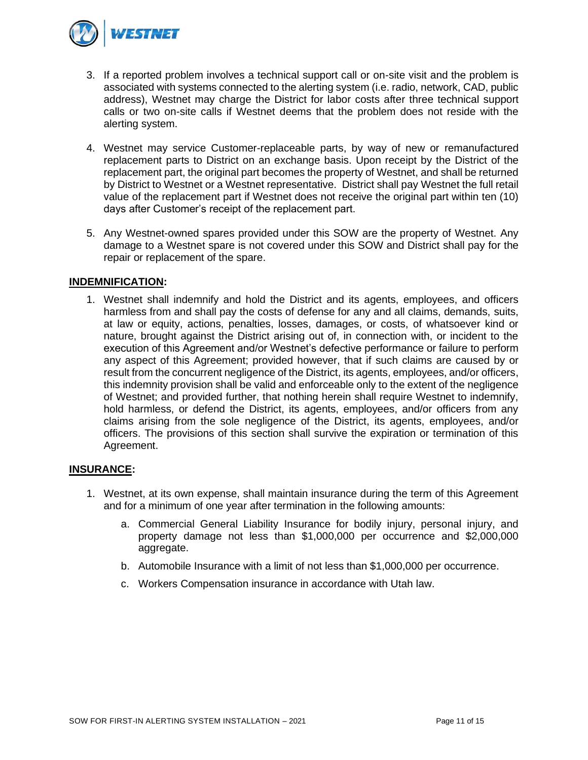3. If a reported problem involves a technical support call or on-site visit and the problem is associated with systems connected to the alerting system (i.e. radio, network, CAD, public address), Westnet may charge the District for labor costs after three technical support calls or two on-site calls if Westnet deems that the problem does not reside with the alerting system.

4. Westnet may service Customer-replaceable parts, by way of new or remanufactured replacement parts to District on an exchange basis. Upon receipt by the District of the replacement part, the original part becomes the property of Westnet, and shall be returned by District to Westnet or a Westnet representative. District shall pay Westnet the full retail value of the replacement part if Westnet does not receive the original part within ten (10) days after Customer's receipt of the replacement part.

5. Any Westnet-owned spares provided under this SOW are the property of Westnet. Any damage to a Westnet spare is not covered under this SOW and District shall pay for the repair or replacement of the spare.

**INDEMNIFICATION:**

1. Westnet shall indemnify and hold the District and its agents, employees, and officers harmless from and shall pay the costs of defense for any and all claims, demands, suits, at law or equity, actions, penalties, losses, damages, or costs, of whatsoever kind or nature, brought against the District arising out of, in connection with, or incident to the execution of this Agreement and/or Westnet's defective performance or failure to perform any aspect of this Agreement; provided however, that if such claims are caused by or result from the concurrent negligence of the District, its agents, employees, and/or officers, this indemnity provision shall be valid and enforceable only to the extent of the negligence of Westnet; and provided further, that nothing herein shall require Westnet to indemnify, hold harmless, or defend the District, its agents, employees, and/or officers from any claims arising from the sole negligence of the District, its agents, employees, and/or officers. The provisions of this section shall survive the expiration or termination of this Agreement.

**INSURANCE:**

1. Westnet, at its own expense, shall maintain insurance during the term of this Agreement and for a minimum of one year after termination in the following amounts:
   a. Commercial General Liability Insurance for bodily injury, personal injury, and property damage not less than $1,000,000 per occurrence and $2,000,000 aggregate.
   b. Automobile Insurance with a limit of not less than $1,000,000 per occurrence.
   c. Workers Compensation insurance in accordance with Utah law.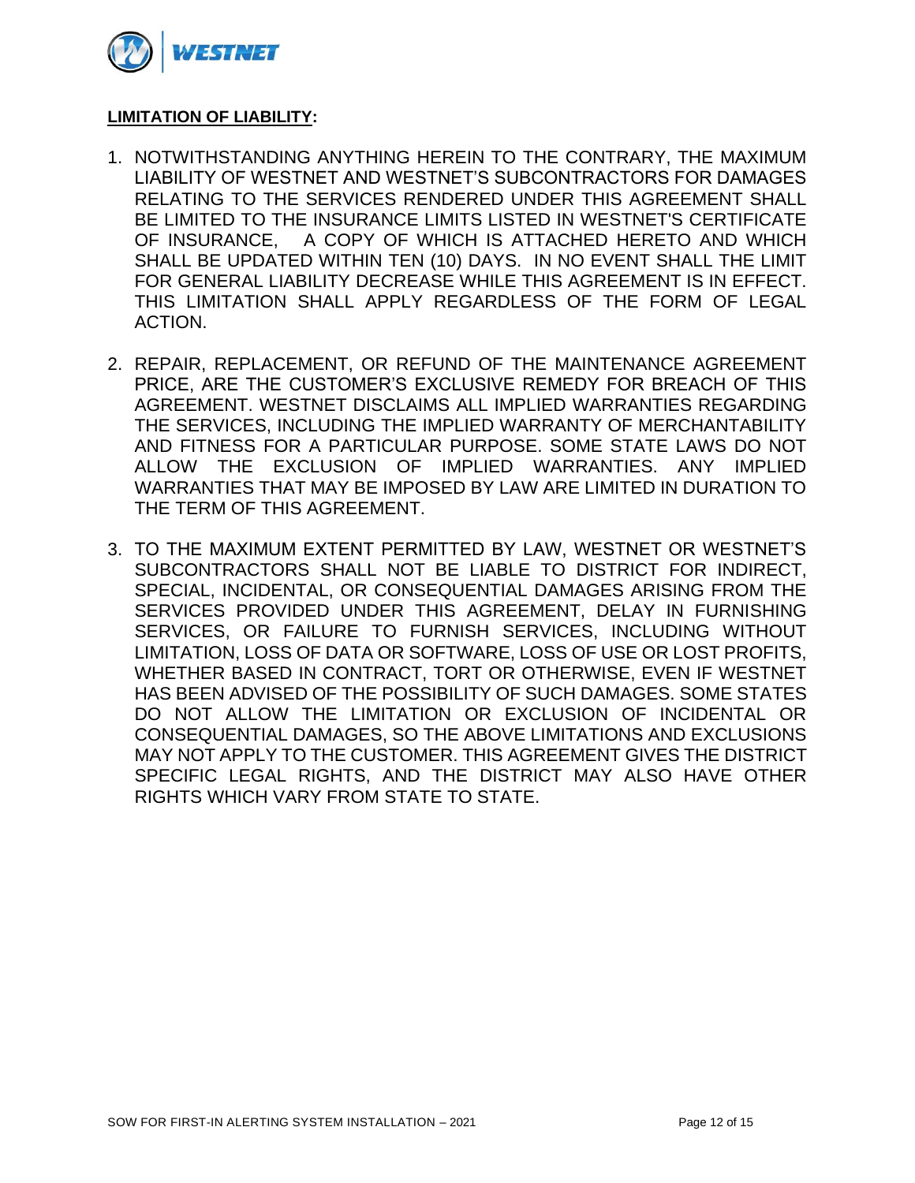**LIMITATION OF LIABILITY:**

1. NOTWITHSTANDING ANYTHING HEREIN TO THE CONTRARY, THE MAXIMUM LIABILITY OF WESTNET AND WESTNET'S SUBCONTRACTORS FOR DAMAGES RELATING TO THE SERVICES RENDERED UNDER THIS AGREEMENT SHALL BE LIMITED TO THE INSURANCE LIMITS LISTED IN WESTNET'S CERTIFICATE OF INSURANCE, A COPY OF WHICH IS ATTACHED HERETO AND WHICH SHALL BE UPDATED WITHIN TEN (10) DAYS. IN NO EVENT SHALL THE LIMIT FOR GENERAL LIABILITY DECREASE WHILE THIS AGREEMENT IS IN EFFECT. THIS LIMITATION SHALL APPLY REGARDLESS OF THE FORM OF LEGAL ACTION.

2. REPAIR, REPLACEMENT, OR REFUND OF THE MAINTENANCE AGREEMENT PRICE, ARE THE CUSTOMER'S EXCLUSIVE REMEDY FOR BREACH OF THIS AGREEMENT. WESTNET DISCLAIMS ALL IMPLIED WARRANTIES REGARDING THE SERVICES, INCLUDING THE IMPLIED WARRANTY OF MERCHANTABILITY AND FITNESS FOR A PARTICULAR PURPOSE. SOME STATE LAWS DO NOT ALLOW THE EXCLUSION OF IMPLIED WARRANTIES. ANY IMPLIED WARRANTIES THAT MAY BE IMPOSED BY LAW ARE LIMITED IN DURATION TO THE TERM OF THIS AGREEMENT.

3. TO THE MAXIMUM EXTENT PERMITTED BY LAW, WESTNET OR WESTNET'S SUBCONTRACTORS SHALL NOT BE LIABLE TO DISTRICT FOR INDIRECT, SPECIAL, INCIDENTAL, OR CONSEQUENTIAL DAMAGES ARISING FROM THE SERVICES PROVIDED UNDER THIS AGREEMENT, DELAY IN FURNISHING SERVICES, OR FAILURE TO FURNISH SERVICES, INCLUDING WITHOUT LIMITATION, LOSS OF DATA OR SOFTWARE, LOSS OF USE OR LOST PROFITS, WHETHER BASED IN CONTRACT, TORT OR OTHERWISE, EVEN IF WESTNET HAS BEEN ADVISED OF THE POSSIBILITY OF SUCH DAMAGES. SOME STATES DO NOT ALLOW THE LIMITATION OR EXCLUSION OF INCIDENTAL OR CONSEQUENTIAL DAMAGES, SO THE ABOVE LIMITATIONS AND EXCLUSIONS MAY NOT APPLY TO THE CUSTOMER. THIS AGREEMENT GIVES THE DISTRICT SPECIFIC LEGAL RIGHTS, AND THE DISTRICT MAY ALSO HAVE OTHER RIGHTS WHICH VARY FROM STATE TO STATE.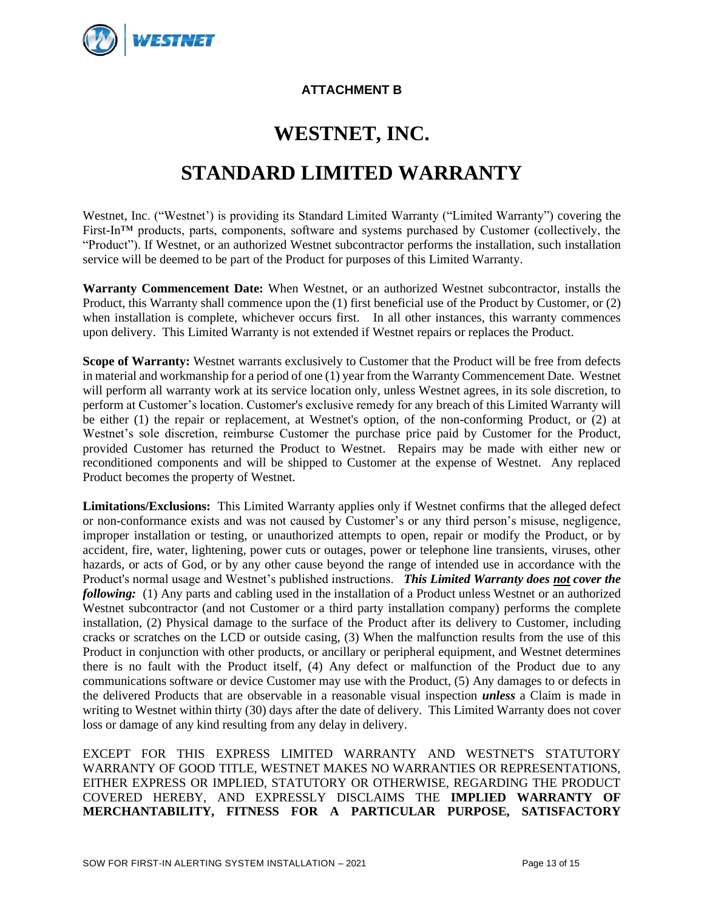**ATTACHMENT B**

# WESTNET, INC.

# STANDARD LIMITED WARRANTY

Westnet, Inc. ("Westnet') is providing its Standard Limited Warranty ("Limited Warranty") covering the First-In™ products, parts, components, software and systems purchased by Customer (collectively, the "Product"). If Westnet, or an authorized Westnet subcontractor performs the installation, such installation service will be deemed to be part of the Product for purposes of this Limited Warranty.

**Warranty Commencement Date:** When Westnet, or an authorized Westnet subcontractor, installs the Product, this Warranty shall commence upon the (1) first beneficial use of the Product by Customer, or (2) when installation is complete, whichever occurs first. In all other instances, this warranty commences upon delivery. This Limited Warranty is not extended if Westnet repairs or replaces the Product.

**Scope of Warranty:** Westnet warrants exclusively to Customer that the Product will be free from defects in material and workmanship for a period of one (1) year from the Warranty Commencement Date. Westnet will perform all warranty work at its service location only, unless Westnet agrees, in its sole discretion, to perform at Customer's location. Customer's exclusive remedy for any breach of this Limited Warranty will be either (1) the repair or replacement, at Westnet's option, of the non-conforming Product, or (2) at Westnet's sole discretion, reimburse Customer the purchase price paid by Customer for the Product, provided Customer has returned the Product to Westnet. Repairs may be made with either new or reconditioned components and will be shipped to Customer at the expense of Westnet. Any replaced Product becomes the property of Westnet.

**Limitations/Exclusions:** This Limited Warranty applies only if Westnet confirms that the alleged defect or non-conformance exists and was not caused by Customer's or any third person's misuse, negligence, improper installation or testing, or unauthorized attempts to open, repair or modify the Product, or by accident, fire, water, lightening, power cuts or outages, power or telephone line transients, viruses, other hazards, or acts of God, or by any other cause beyond the range of intended use in accordance with the Product's normal usage and Westnet's published instructions. ***This Limited Warranty does <u>not</u> cover the following:*** (1) Any parts and cabling used in the installation of a Product unless Westnet or an authorized Westnet subcontractor (and not Customer or a third party installation company) performs the complete installation, (2) Physical damage to the surface of the Product after its delivery to Customer, including cracks or scratches on the LCD or outside casing, (3) When the malfunction results from the use of this Product in conjunction with other products, or ancillary or peripheral equipment, and Westnet determines there is no fault with the Product itself, (4) Any defect or malfunction of the Product due to any communications software or device Customer may use with the Product, (5) Any damages to or defects in the delivered Products that are observable in a reasonable visual inspection ***unless*** a Claim is made in writing to Westnet within thirty (30) days after the date of delivery. This Limited Warranty does not cover loss or damage of any kind resulting from any delay in delivery.

EXCEPT FOR THIS EXPRESS LIMITED WARRANTY AND WESTNET'S STATUTORY WARRANTY OF GOOD TITLE, WESTNET MAKES NO WARRANTIES OR REPRESENTATIONS, EITHER EXPRESS OR IMPLIED, STATUTORY OR OTHERWISE, REGARDING THE PRODUCT COVERED HEREBY, AND EXPRESSLY DISCLAIMS THE **IMPLIED WARRANTY OF MERCHANTABILITY, FITNESS FOR A PARTICULAR PURPOSE, SATISFACTORY**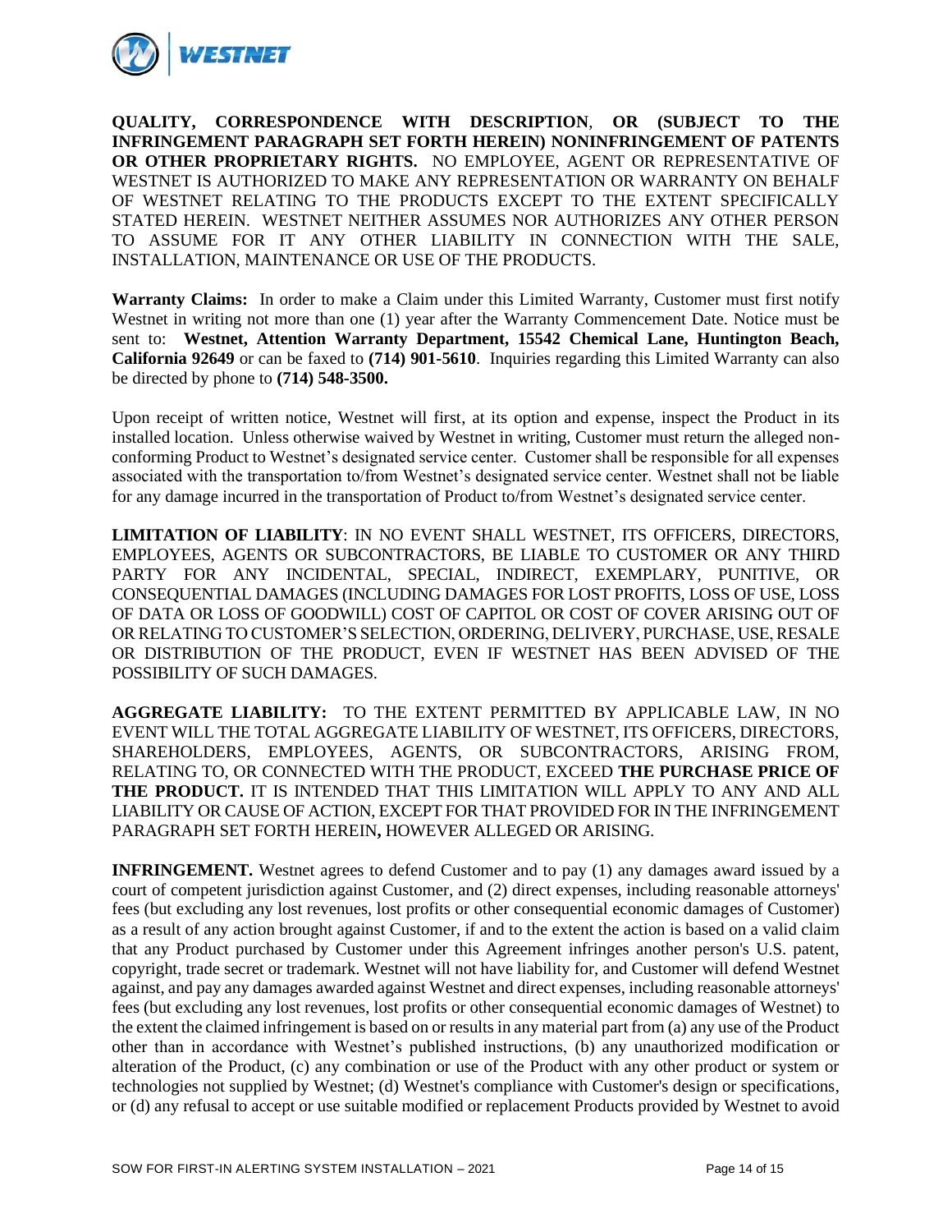**QUALITY, CORRESPONDENCE WITH DESCRIPTION, OR (SUBJECT TO THE INFRINGEMENT PARAGRAPH SET FORTH HEREIN) NONINFRINGEMENT OF PATENTS OR OTHER PROPRIETARY RIGHTS.** NO EMPLOYEE, AGENT OR REPRESENTATIVE OF WESTNET IS AUTHORIZED TO MAKE ANY REPRESENTATION OR WARRANTY ON BEHALF OF WESTNET RELATING TO THE PRODUCTS EXCEPT TO THE EXTENT SPECIFICALLY STATED HEREIN. WESTNET NEITHER ASSUMES NOR AUTHORIZES ANY OTHER PERSON TO ASSUME FOR IT ANY OTHER LIABILITY IN CONNECTION WITH THE SALE, INSTALLATION, MAINTENANCE OR USE OF THE PRODUCTS.

**Warranty Claims:** In order to make a Claim under this Limited Warranty, Customer must first notify Westnet in writing not more than one (1) year after the Warranty Commencement Date. Notice must be sent to: **Westnet, Attention Warranty Department, 15542 Chemical Lane, Huntington Beach, California 92649** or can be faxed to **(714) 901-5610**. Inquiries regarding this Limited Warranty can also be directed by phone to **(714) 548-3500.**

Upon receipt of written notice, Westnet will first, at its option and expense, inspect the Product in its installed location. Unless otherwise waived by Westnet in writing, Customer must return the alleged non-conforming Product to Westnet's designated service center. Customer shall be responsible for all expenses associated with the transportation to/from Westnet's designated service center. Westnet shall not be liable for any damage incurred in the transportation of Product to/from Westnet's designated service center.

**LIMITATION OF LIABILITY**: IN NO EVENT SHALL WESTNET, ITS OFFICERS, DIRECTORS, EMPLOYEES, AGENTS OR SUBCONTRACTORS, BE LIABLE TO CUSTOMER OR ANY THIRD PARTY FOR ANY INCIDENTAL, SPECIAL, INDIRECT, EXEMPLARY, PUNITIVE, OR CONSEQUENTIAL DAMAGES (INCLUDING DAMAGES FOR LOST PROFITS, LOSS OF USE, LOSS OF DATA OR LOSS OF GOODWILL) COST OF CAPITOL OR COST OF COVER ARISING OUT OF OR RELATING TO CUSTOMER'S SELECTION, ORDERING, DELIVERY, PURCHASE, USE, RESALE OR DISTRIBUTION OF THE PRODUCT, EVEN IF WESTNET HAS BEEN ADVISED OF THE POSSIBILITY OF SUCH DAMAGES.

**AGGREGATE LIABILITY:** TO THE EXTENT PERMITTED BY APPLICABLE LAW, IN NO EVENT WILL THE TOTAL AGGREGATE LIABILITY OF WESTNET, ITS OFFICERS, DIRECTORS, SHAREHOLDERS, EMPLOYEES, AGENTS, OR SUBCONTRACTORS, ARISING FROM, RELATING TO, OR CONNECTED WITH THE PRODUCT, EXCEED **THE PURCHASE PRICE OF THE PRODUCT.** IT IS INTENDED THAT THIS LIMITATION WILL APPLY TO ANY AND ALL LIABILITY OR CAUSE OF ACTION, EXCEPT FOR THAT PROVIDED FOR IN THE INFRINGEMENT PARAGRAPH SET FORTH HEREIN**,** HOWEVER ALLEGED OR ARISING.

**INFRINGEMENT.** Westnet agrees to defend Customer and to pay (1) any damages award issued by a court of competent jurisdiction against Customer, and (2) direct expenses, including reasonable attorneys' fees (but excluding any lost revenues, lost profits or other consequential economic damages of Customer) as a result of any action brought against Customer, if and to the extent the action is based on a valid claim that any Product purchased by Customer under this Agreement infringes another person's U.S. patent, copyright, trade secret or trademark. Westnet will not have liability for, and Customer will defend Westnet against, and pay any damages awarded against Westnet and direct expenses, including reasonable attorneys' fees (but excluding any lost revenues, lost profits or other consequential economic damages of Westnet) to the extent the claimed infringement is based on or results in any material part from (a) any use of the Product other than in accordance with Westnet's published instructions, (b) any unauthorized modification or alteration of the Product, (c) any combination or use of the Product with any other product or system or technologies not supplied by Westnet; (d) Westnet's compliance with Customer's design or specifications, or (d) any refusal to accept or use suitable modified or replacement Products provided by Westnet to avoid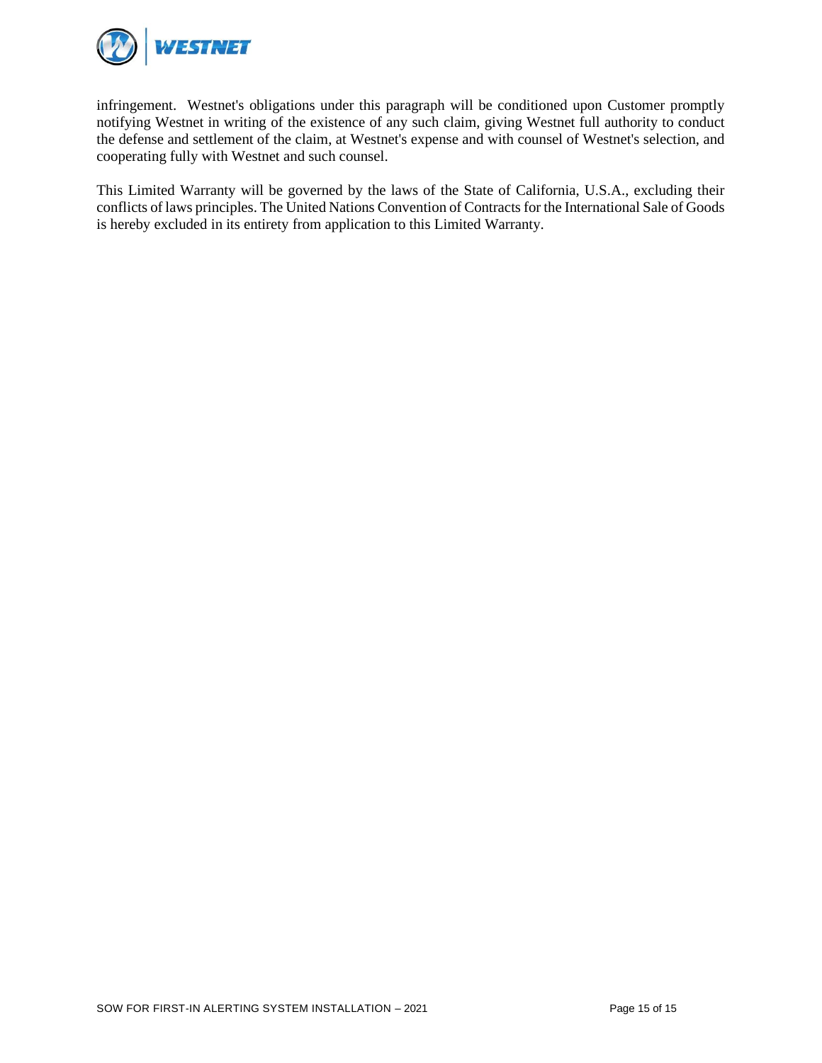infringement. Westnet's obligations under this paragraph will be conditioned upon Customer promptly notifying Westnet in writing of the existence of any such claim, giving Westnet full authority to conduct the defense and settlement of the claim, at Westnet's expense and with counsel of Westnet's selection, and cooperating fully with Westnet and such counsel.

This Limited Warranty will be governed by the laws of the State of California, U.S.A., excluding their conflicts of laws principles. The United Nations Convention of Contracts for the International Sale of Goods is hereby excluded in its entirety from application to this Limited Warranty.